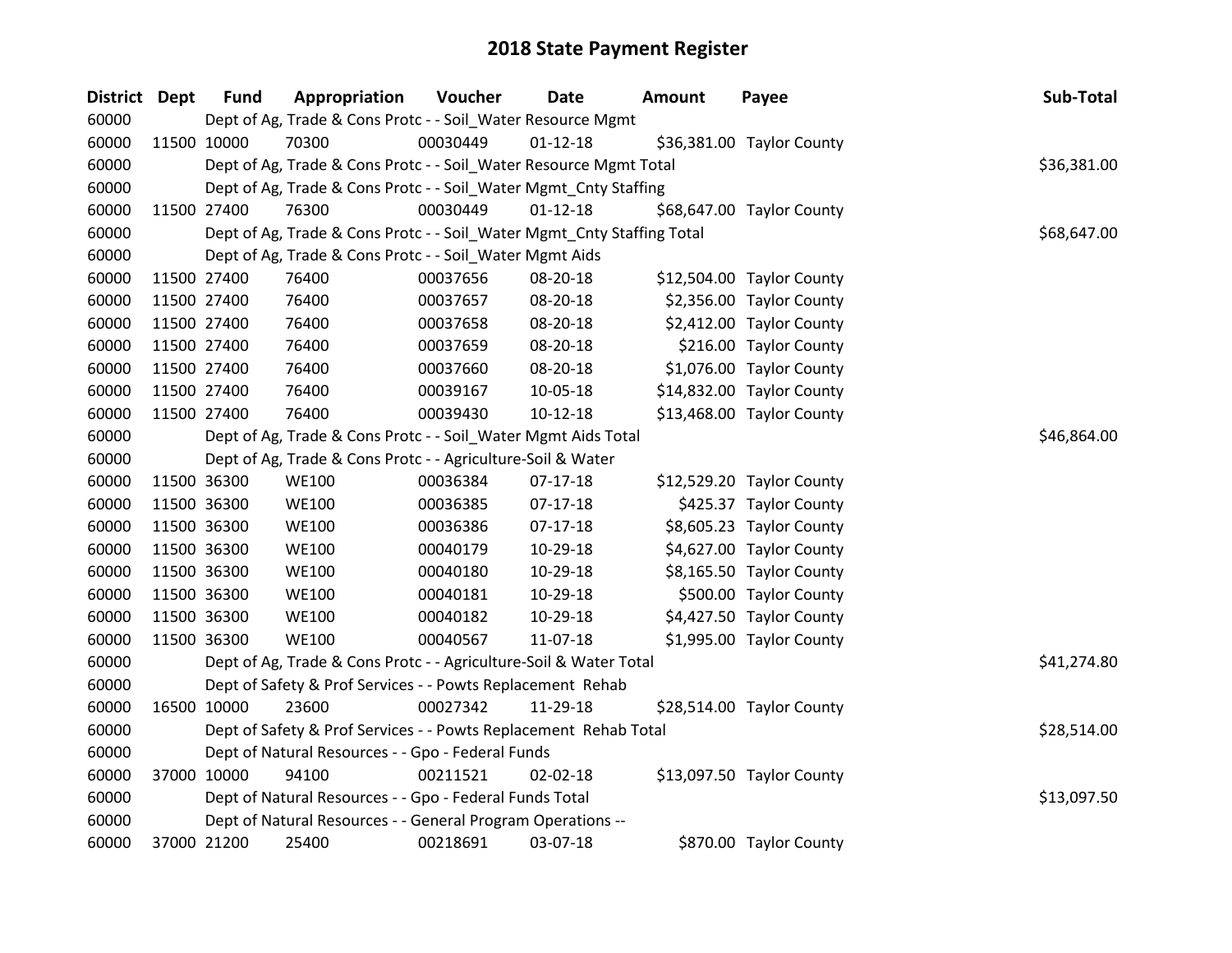# 2018 State Payment Register

| District | Dept | Fund | Appropriation | Voucher | Date | Amount | Payee | Sub-Total |
|---|---|---|---|---|---|---|---|---|
| 60000 | | Dept of Ag, Trade & Cons Protc - - Soil_Water Resource Mgmt | | | | | | |
| 60000 | 11500 | 10000 | 70300 | 00030449 | 01-12-18 | $36,381.00 | Taylor County | |
| 60000 | | Dept of Ag, Trade & Cons Protc - - Soil_Water Resource Mgmt Total | | | | | | $36,381.00 |
| 60000 | | Dept of Ag, Trade & Cons Protc - - Soil_Water Mgmt_Cnty Staffing | | | | | | |
| 60000 | 11500 | 27400 | 76300 | 00030449 | 01-12-18 | $68,647.00 | Taylor County | |
| 60000 | | Dept of Ag, Trade & Cons Protc - - Soil_Water Mgmt_Cnty Staffing Total | | | | | | $68,647.00 |
| 60000 | | Dept of Ag, Trade & Cons Protc - - Soil_Water Mgmt Aids | | | | | | |
| 60000 | 11500 | 27400 | 76400 | 00037656 | 08-20-18 | $12,504.00 | Taylor County | |
| 60000 | 11500 | 27400 | 76400 | 00037657 | 08-20-18 | $2,356.00 | Taylor County | |
| 60000 | 11500 | 27400 | 76400 | 00037658 | 08-20-18 | $2,412.00 | Taylor County | |
| 60000 | 11500 | 27400 | 76400 | 00037659 | 08-20-18 | $216.00 | Taylor County | |
| 60000 | 11500 | 27400 | 76400 | 00037660 | 08-20-18 | $1,076.00 | Taylor County | |
| 60000 | 11500 | 27400 | 76400 | 00039167 | 10-05-18 | $14,832.00 | Taylor County | |
| 60000 | 11500 | 27400 | 76400 | 00039430 | 10-12-18 | $13,468.00 | Taylor County | |
| 60000 | | Dept of Ag, Trade & Cons Protc - - Soil_Water Mgmt Aids Total | | | | | | $46,864.00 |
| 60000 | | Dept of Ag, Trade & Cons Protc - - Agriculture-Soil & Water | | | | | | |
| 60000 | 11500 | 36300 | WE100 | 00036384 | 07-17-18 | $12,529.20 | Taylor County | |
| 60000 | 11500 | 36300 | WE100 | 00036385 | 07-17-18 | $425.37 | Taylor County | |
| 60000 | 11500 | 36300 | WE100 | 00036386 | 07-17-18 | $8,605.23 | Taylor County | |
| 60000 | 11500 | 36300 | WE100 | 00040179 | 10-29-18 | $4,627.00 | Taylor County | |
| 60000 | 11500 | 36300 | WE100 | 00040180 | 10-29-18 | $8,165.50 | Taylor County | |
| 60000 | 11500 | 36300 | WE100 | 00040181 | 10-29-18 | $500.00 | Taylor County | |
| 60000 | 11500 | 36300 | WE100 | 00040182 | 10-29-18 | $4,427.50 | Taylor County | |
| 60000 | 11500 | 36300 | WE100 | 00040567 | 11-07-18 | $1,995.00 | Taylor County | |
| 60000 | | Dept of Ag, Trade & Cons Protc - - Agriculture-Soil & Water Total | | | | | | $41,274.80 |
| 60000 | | Dept of Safety & Prof Services - - Powts Replacement Rehab | | | | | | |
| 60000 | 16500 | 10000 | 23600 | 00027342 | 11-29-18 | $28,514.00 | Taylor County | |
| 60000 | | Dept of Safety & Prof Services - - Powts Replacement Rehab Total | | | | | | $28,514.00 |
| 60000 | | Dept of Natural Resources - - Gpo - Federal Funds | | | | | | |
| 60000 | 37000 | 10000 | 94100 | 00211521 | 02-02-18 | $13,097.50 | Taylor County | |
| 60000 | | Dept of Natural Resources - - Gpo - Federal Funds Total | | | | | | $13,097.50 |
| 60000 | | Dept of Natural Resources - - General Program Operations -- | | | | | | |
| 60000 | 37000 | 21200 | 25400 | 00218691 | 03-07-18 | $870.00 | Taylor County | |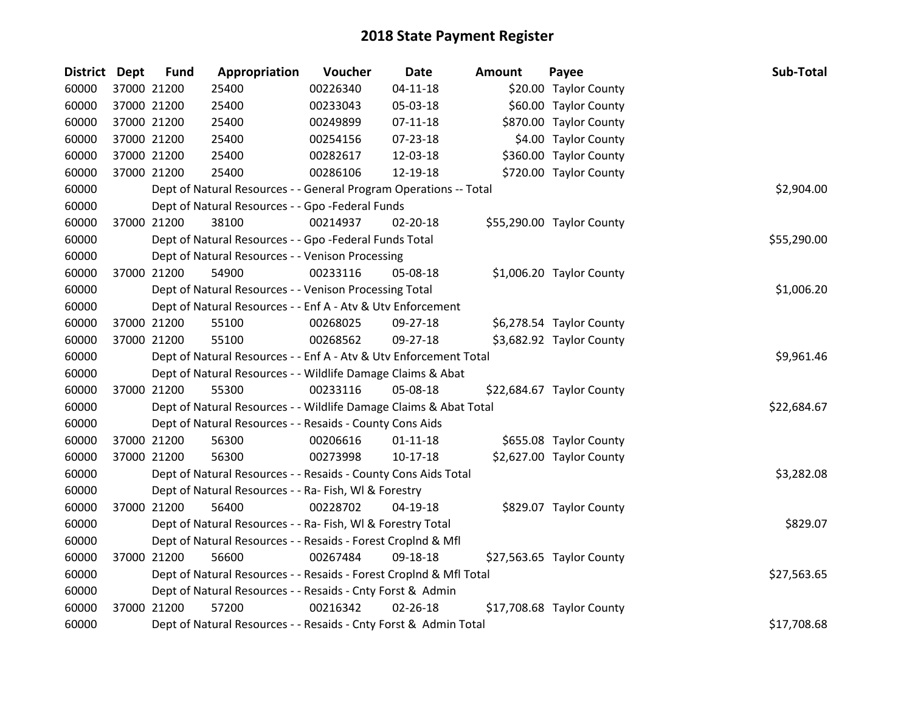# 2018 State Payment Register

| District | Dept | Fund | Appropriation | Voucher | Date | Amount | Payee | Sub-Total |
|---|---|---|---|---|---|---|---|---|
| 60000 | 37000 | 21200 | 25400 | 00226340 | 04-11-18 | $20.00 | Taylor County | |
| 60000 | 37000 | 21200 | 25400 | 00233043 | 05-03-18 | $60.00 | Taylor County | |
| 60000 | 37000 | 21200 | 25400 | 00249899 | 07-11-18 | $870.00 | Taylor County | |
| 60000 | 37000 | 21200 | 25400 | 00254156 | 07-23-18 | $4.00 | Taylor County | |
| 60000 | 37000 | 21200 | 25400 | 00282617 | 12-03-18 | $360.00 | Taylor County | |
| 60000 | 37000 | 21200 | 25400 | 00286106 | 12-19-18 | $720.00 | Taylor County | |
| 60000 | | Dept of Natural Resources - - General Program Operations -- Total | | | | | | $2,904.00 |
| 60000 | | Dept of Natural Resources - - Gpo -Federal Funds | | | | | | |
| 60000 | 37000 | 21200 | 38100 | 00214937 | 02-20-18 | $55,290.00 | Taylor County | |
| 60000 | | Dept of Natural Resources - - Gpo -Federal Funds Total | | | | | | $55,290.00 |
| 60000 | | Dept of Natural Resources - - Venison Processing | | | | | | |
| 60000 | 37000 | 21200 | 54900 | 00233116 | 05-08-18 | $1,006.20 | Taylor County | |
| 60000 | | Dept of Natural Resources - - Venison Processing Total | | | | | | $1,006.20 |
| 60000 | | Dept of Natural Resources - - Enf A - Atv & Utv Enforcement | | | | | | |
| 60000 | 37000 | 21200 | 55100 | 00268025 | 09-27-18 | $6,278.54 | Taylor County | |
| 60000 | 37000 | 21200 | 55100 | 00268562 | 09-27-18 | $3,682.92 | Taylor County | |
| 60000 | | Dept of Natural Resources - - Enf A - Atv & Utv Enforcement Total | | | | | | $9,961.46 |
| 60000 | | Dept of Natural Resources - - Wildlife Damage Claims & Abat | | | | | | |
| 60000 | 37000 | 21200 | 55300 | 00233116 | 05-08-18 | $22,684.67 | Taylor County | |
| 60000 | | Dept of Natural Resources - - Wildlife Damage Claims & Abat Total | | | | | | $22,684.67 |
| 60000 | | Dept of Natural Resources - - Resaids - County Cons Aids | | | | | | |
| 60000 | 37000 | 21200 | 56300 | 00206616 | 01-11-18 | $655.08 | Taylor County | |
| 60000 | 37000 | 21200 | 56300 | 00273998 | 10-17-18 | $2,627.00 | Taylor County | |
| 60000 | | Dept of Natural Resources - - Resaids - County Cons Aids Total | | | | | | $3,282.08 |
| 60000 | | Dept of Natural Resources - - Ra- Fish, Wl & Forestry | | | | | | |
| 60000 | 37000 | 21200 | 56400 | 00228702 | 04-19-18 | $829.07 | Taylor County | |
| 60000 | | Dept of Natural Resources - - Ra- Fish, Wl & Forestry Total | | | | | | $829.07 |
| 60000 | | Dept of Natural Resources - - Resaids - Forest Croplnd & Mfl | | | | | | |
| 60000 | 37000 | 21200 | 56600 | 00267484 | 09-18-18 | $27,563.65 | Taylor County | |
| 60000 | | Dept of Natural Resources - - Resaids - Forest Croplnd & Mfl Total | | | | | | $27,563.65 |
| 60000 | | Dept of Natural Resources - - Resaids - Cnty Forst & Admin | | | | | | |
| 60000 | 37000 | 21200 | 57200 | 00216342 | 02-26-18 | $17,708.68 | Taylor County | |
| 60000 | | Dept of Natural Resources - - Resaids - Cnty Forst & Admin Total | | | | | | $17,708.68 |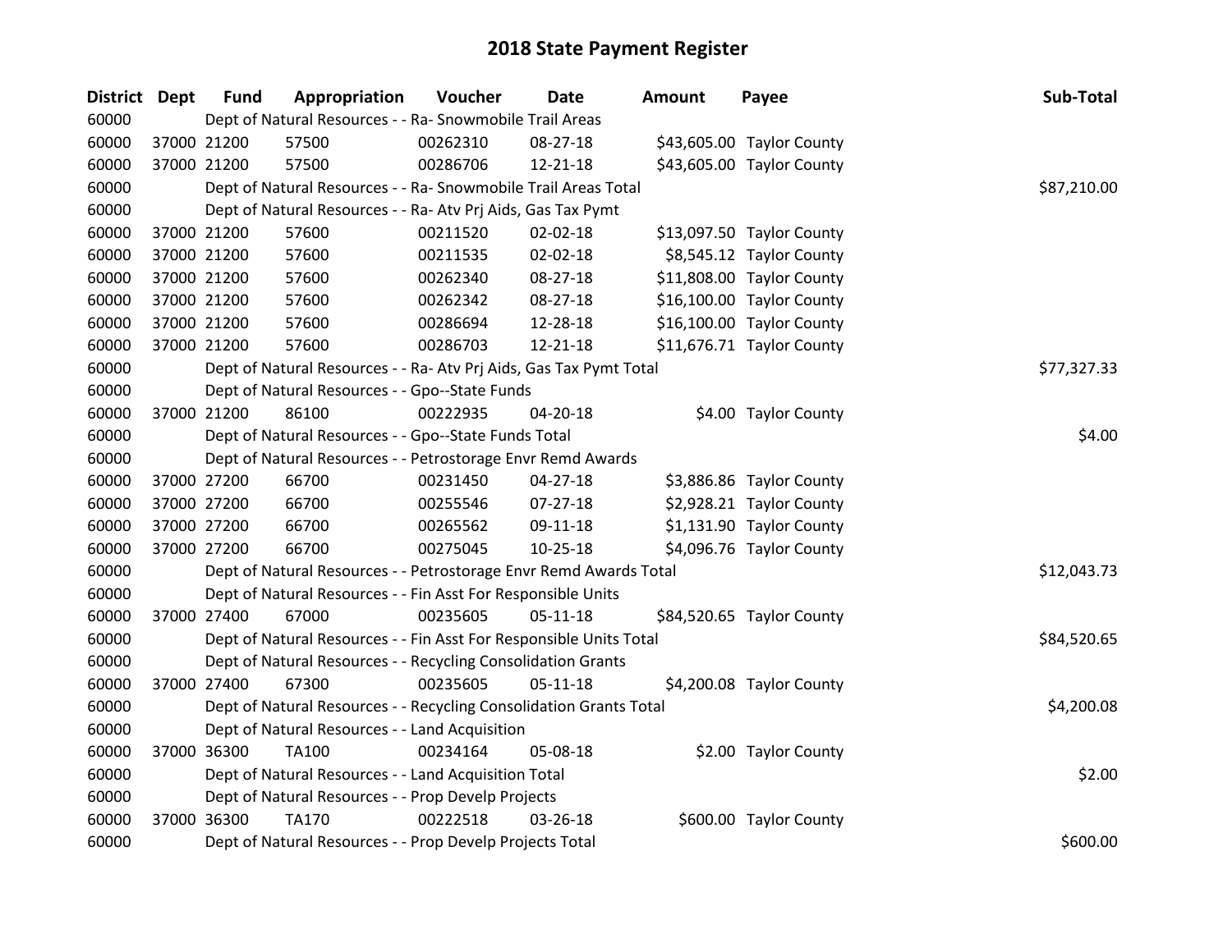# 2018 State Payment Register

| District | Dept | Fund | Appropriation | Voucher | Date | Amount | Payee | Sub-Total |
|---|---|---|---|---|---|---|---|---|
| 60000 | | Dept of Natural Resources - - Ra- Snowmobile Trail Areas | | | | | | |
| 60000 | 37000 | 21200 | 57500 | 00262310 | 08-27-18 | $43,605.00 | Taylor County | |
| 60000 | 37000 | 21200 | 57500 | 00286706 | 12-21-18 | $43,605.00 | Taylor County | |
| 60000 | | Dept of Natural Resources - - Ra- Snowmobile Trail Areas Total | | | | | | $87,210.00 |
| 60000 | | Dept of Natural Resources - - Ra- Atv Prj Aids, Gas Tax Pymt | | | | | | |
| 60000 | 37000 | 21200 | 57600 | 00211520 | 02-02-18 | $13,097.50 | Taylor County | |
| 60000 | 37000 | 21200 | 57600 | 00211535 | 02-02-18 | $8,545.12 | Taylor County | |
| 60000 | 37000 | 21200 | 57600 | 00262340 | 08-27-18 | $11,808.00 | Taylor County | |
| 60000 | 37000 | 21200 | 57600 | 00262342 | 08-27-18 | $16,100.00 | Taylor County | |
| 60000 | 37000 | 21200 | 57600 | 00286694 | 12-28-18 | $16,100.00 | Taylor County | |
| 60000 | 37000 | 21200 | 57600 | 00286703 | 12-21-18 | $11,676.71 | Taylor County | |
| 60000 | | Dept of Natural Resources - - Ra- Atv Prj Aids, Gas Tax Pymt Total | | | | | | $77,327.33 |
| 60000 | | Dept of Natural Resources - - Gpo--State Funds | | | | | | |
| 60000 | 37000 | 21200 | 86100 | 00222935 | 04-20-18 | $4.00 | Taylor County | |
| 60000 | | Dept of Natural Resources - - Gpo--State Funds Total | | | | | | $4.00 |
| 60000 | | Dept of Natural Resources - - Petrostorage Envr Remd Awards | | | | | | |
| 60000 | 37000 | 27200 | 66700 | 00231450 | 04-27-18 | $3,886.86 | Taylor County | |
| 60000 | 37000 | 27200 | 66700 | 00255546 | 07-27-18 | $2,928.21 | Taylor County | |
| 60000 | 37000 | 27200 | 66700 | 00265562 | 09-11-18 | $1,131.90 | Taylor County | |
| 60000 | 37000 | 27200 | 66700 | 00275045 | 10-25-18 | $4,096.76 | Taylor County | |
| 60000 | | Dept of Natural Resources - - Petrostorage Envr Remd Awards Total | | | | | | $12,043.73 |
| 60000 | | Dept of Natural Resources - - Fin Asst For Responsible Units | | | | | | |
| 60000 | 37000 | 27400 | 67000 | 00235605 | 05-11-18 | $84,520.65 | Taylor County | |
| 60000 | | Dept of Natural Resources - - Fin Asst For Responsible Units Total | | | | | | $84,520.65 |
| 60000 | | Dept of Natural Resources - - Recycling Consolidation Grants | | | | | | |
| 60000 | 37000 | 27400 | 67300 | 00235605 | 05-11-18 | $4,200.08 | Taylor County | |
| 60000 | | Dept of Natural Resources - - Recycling Consolidation Grants Total | | | | | | $4,200.08 |
| 60000 | | Dept of Natural Resources - - Land Acquisition | | | | | | |
| 60000 | 37000 | 36300 | TA100 | 00234164 | 05-08-18 | $2.00 | Taylor County | |
| 60000 | | Dept of Natural Resources - - Land Acquisition Total | | | | | | $2.00 |
| 60000 | | Dept of Natural Resources - - Prop Develp Projects | | | | | | |
| 60000 | 37000 | 36300 | TA170 | 00222518 | 03-26-18 | $600.00 | Taylor County | |
| 60000 | | Dept of Natural Resources - - Prop Develp Projects Total | | | | | | $600.00 |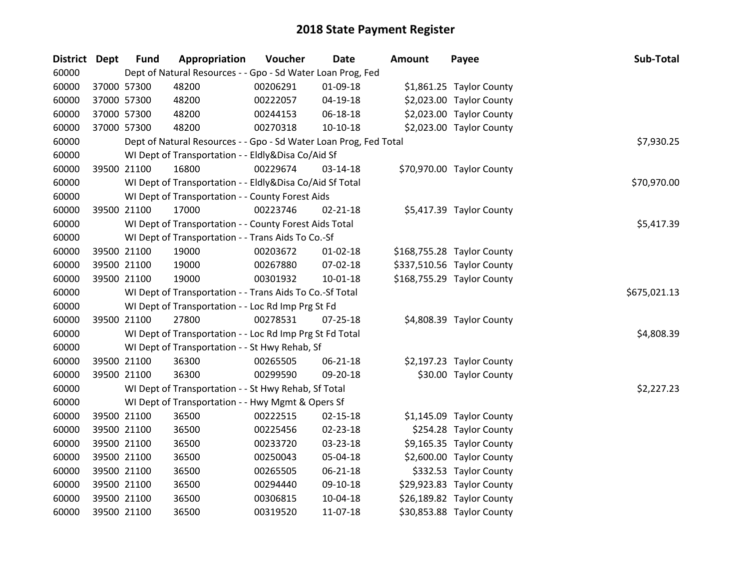# 2018 State Payment Register

| District | Dept | Fund | Appropriation | Voucher | Date | Amount | Payee | Sub-Total |
|---|---|---|---|---|---|---|---|---|
| 60000 | | Dept of Natural Resources - - Gpo - Sd Water Loan Prog, Fed | | | | | | |
| 60000 | 37000 | 57300 | 48200 | 00206291 | 01-09-18 | $1,861.25 | Taylor County | |
| 60000 | 37000 | 57300 | 48200 | 00222057 | 04-19-18 | $2,023.00 | Taylor County | |
| 60000 | 37000 | 57300 | 48200 | 00244153 | 06-18-18 | $2,023.00 | Taylor County | |
| 60000 | 37000 | 57300 | 48200 | 00270318 | 10-10-18 | $2,023.00 | Taylor County | |
| 60000 | | Dept of Natural Resources - - Gpo - Sd Water Loan Prog, Fed Total | | | | | | $7,930.25 |
| 60000 | | WI Dept of Transportation - - Eldly&Disa Co/Aid Sf | | | | | | |
| 60000 | 39500 | 21100 | 16800 | 00229674 | 03-14-18 | $70,970.00 | Taylor County | |
| 60000 | | WI Dept of Transportation - - Eldly&Disa Co/Aid Sf Total | | | | | | $70,970.00 |
| 60000 | | WI Dept of Transportation - - County Forest Aids | | | | | | |
| 60000 | 39500 | 21100 | 17000 | 00223746 | 02-21-18 | $5,417.39 | Taylor County | |
| 60000 | | WI Dept of Transportation - - County Forest Aids Total | | | | | | $5,417.39 |
| 60000 | | WI Dept of Transportation - - Trans Aids To Co.-Sf | | | | | | |
| 60000 | 39500 | 21100 | 19000 | 00203672 | 01-02-18 | $168,755.28 | Taylor County | |
| 60000 | 39500 | 21100 | 19000 | 00267880 | 07-02-18 | $337,510.56 | Taylor County | |
| 60000 | 39500 | 21100 | 19000 | 00301932 | 10-01-18 | $168,755.29 | Taylor County | |
| 60000 | | WI Dept of Transportation - - Trans Aids To Co.-Sf Total | | | | | | $675,021.13 |
| 60000 | | WI Dept of Transportation - - Loc Rd Imp Prg St Fd | | | | | | |
| 60000 | 39500 | 21100 | 27800 | 00278531 | 07-25-18 | $4,808.39 | Taylor County | |
| 60000 | | WI Dept of Transportation - - Loc Rd Imp Prg St Fd Total | | | | | | $4,808.39 |
| 60000 | | WI Dept of Transportation - - St Hwy Rehab, Sf | | | | | | |
| 60000 | 39500 | 21100 | 36300 | 00265505 | 06-21-18 | $2,197.23 | Taylor County | |
| 60000 | 39500 | 21100 | 36300 | 00299590 | 09-20-18 | $30.00 | Taylor County | |
| 60000 | | WI Dept of Transportation - - St Hwy Rehab, Sf Total | | | | | | $2,227.23 |
| 60000 | | WI Dept of Transportation - - Hwy Mgmt & Opers Sf | | | | | | |
| 60000 | 39500 | 21100 | 36500 | 00222515 | 02-15-18 | $1,145.09 | Taylor County | |
| 60000 | 39500 | 21100 | 36500 | 00225456 | 02-23-18 | $254.28 | Taylor County | |
| 60000 | 39500 | 21100 | 36500 | 00233720 | 03-23-18 | $9,165.35 | Taylor County | |
| 60000 | 39500 | 21100 | 36500 | 00250043 | 05-04-18 | $2,600.00 | Taylor County | |
| 60000 | 39500 | 21100 | 36500 | 00265505 | 06-21-18 | $332.53 | Taylor County | |
| 60000 | 39500 | 21100 | 36500 | 00294440 | 09-10-18 | $29,923.83 | Taylor County | |
| 60000 | 39500 | 21100 | 36500 | 00306815 | 10-04-18 | $26,189.82 | Taylor County | |
| 60000 | 39500 | 21100 | 36500 | 00319520 | 11-07-18 | $30,853.88 | Taylor County | |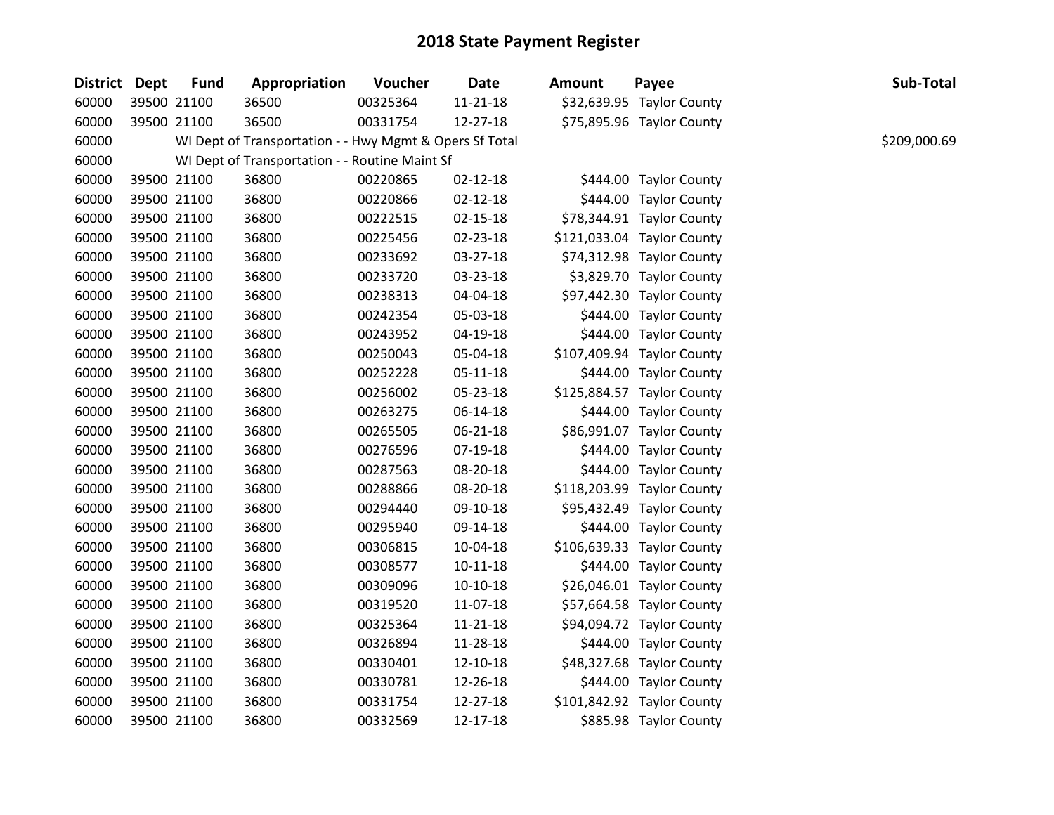# 2018 State Payment Register

| District | Dept | Fund | Appropriation | Voucher | Date | Amount | Payee | Sub-Total |
|---|---|---|---|---|---|---|---|---|
| 60000 | 39500 | 21100 | 36500 | 00325364 | 11-21-18 | $32,639.95 | Taylor County | |
| 60000 | 39500 | 21100 | 36500 | 00331754 | 12-27-18 | $75,895.96 | Taylor County | |
| 60000 | | WI Dept of Transportation - - Hwy Mgmt & Opers Sf Total | | | | | | $209,000.69 |
| 60000 | | WI Dept of Transportation - - Routine Maint Sf | | | | | | |
| 60000 | 39500 | 21100 | 36800 | 00220865 | 02-12-18 | $444.00 | Taylor County | |
| 60000 | 39500 | 21100 | 36800 | 00220866 | 02-12-18 | $444.00 | Taylor County | |
| 60000 | 39500 | 21100 | 36800 | 00222515 | 02-15-18 | $78,344.91 | Taylor County | |
| 60000 | 39500 | 21100 | 36800 | 00225456 | 02-23-18 | $121,033.04 | Taylor County | |
| 60000 | 39500 | 21100 | 36800 | 00233692 | 03-27-18 | $74,312.98 | Taylor County | |
| 60000 | 39500 | 21100 | 36800 | 00233720 | 03-23-18 | $3,829.70 | Taylor County | |
| 60000 | 39500 | 21100 | 36800 | 00238313 | 04-04-18 | $97,442.30 | Taylor County | |
| 60000 | 39500 | 21100 | 36800 | 00242354 | 05-03-18 | $444.00 | Taylor County | |
| 60000 | 39500 | 21100 | 36800 | 00243952 | 04-19-18 | $444.00 | Taylor County | |
| 60000 | 39500 | 21100 | 36800 | 00250043 | 05-04-18 | $107,409.94 | Taylor County | |
| 60000 | 39500 | 21100 | 36800 | 00252228 | 05-11-18 | $444.00 | Taylor County | |
| 60000 | 39500 | 21100 | 36800 | 00256002 | 05-23-18 | $125,884.57 | Taylor County | |
| 60000 | 39500 | 21100 | 36800 | 00263275 | 06-14-18 | $444.00 | Taylor County | |
| 60000 | 39500 | 21100 | 36800 | 00265505 | 06-21-18 | $86,991.07 | Taylor County | |
| 60000 | 39500 | 21100 | 36800 | 00276596 | 07-19-18 | $444.00 | Taylor County | |
| 60000 | 39500 | 21100 | 36800 | 00287563 | 08-20-18 | $444.00 | Taylor County | |
| 60000 | 39500 | 21100 | 36800 | 00288866 | 08-20-18 | $118,203.99 | Taylor County | |
| 60000 | 39500 | 21100 | 36800 | 00294440 | 09-10-18 | $95,432.49 | Taylor County | |
| 60000 | 39500 | 21100 | 36800 | 00295940 | 09-14-18 | $444.00 | Taylor County | |
| 60000 | 39500 | 21100 | 36800 | 00306815 | 10-04-18 | $106,639.33 | Taylor County | |
| 60000 | 39500 | 21100 | 36800 | 00308577 | 10-11-18 | $444.00 | Taylor County | |
| 60000 | 39500 | 21100 | 36800 | 00309096 | 10-10-18 | $26,046.01 | Taylor County | |
| 60000 | 39500 | 21100 | 36800 | 00319520 | 11-07-18 | $57,664.58 | Taylor County | |
| 60000 | 39500 | 21100 | 36800 | 00325364 | 11-21-18 | $94,094.72 | Taylor County | |
| 60000 | 39500 | 21100 | 36800 | 00326894 | 11-28-18 | $444.00 | Taylor County | |
| 60000 | 39500 | 21100 | 36800 | 00330401 | 12-10-18 | $48,327.68 | Taylor County | |
| 60000 | 39500 | 21100 | 36800 | 00330781 | 12-26-18 | $444.00 | Taylor County | |
| 60000 | 39500 | 21100 | 36800 | 00331754 | 12-27-18 | $101,842.92 | Taylor County | |
| 60000 | 39500 | 21100 | 36800 | 00332569 | 12-17-18 | $885.98 | Taylor County | |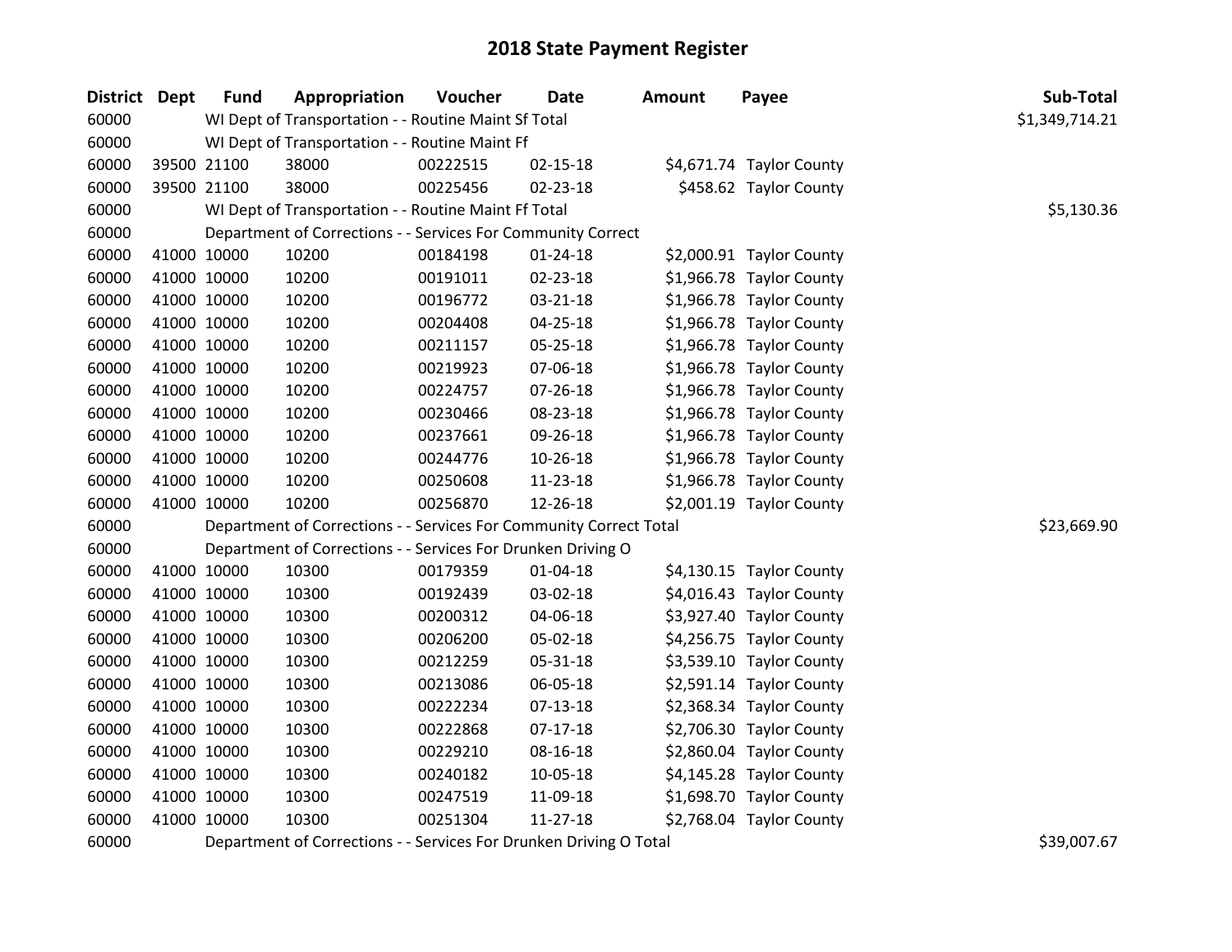# 2018 State Payment Register

| District | Dept | Fund | Appropriation | Voucher | Date | Amount | Payee | Sub-Total |
|---|---|---|---|---|---|---|---|---|
| 60000 | | WI Dept of Transportation - - Routine Maint Sf Total | | | | | | $1,349,714.21 |
| 60000 | | WI Dept of Transportation - - Routine Maint Ff | | | | | | |
| 60000 | 39500 | 21100 | 38000 | 00222515 | 02-15-18 | $4,671.74 | Taylor County | |
| 60000 | 39500 | 21100 | 38000 | 00225456 | 02-23-18 | $458.62 | Taylor County | |
| 60000 | | WI Dept of Transportation - - Routine Maint Ff Total | | | | | | $5,130.36 |
| 60000 | | Department of Corrections - - Services For Community Correct | | | | | | |
| 60000 | 41000 | 10000 | 10200 | 00184198 | 01-24-18 | $2,000.91 | Taylor County | |
| 60000 | 41000 | 10000 | 10200 | 00191011 | 02-23-18 | $1,966.78 | Taylor County | |
| 60000 | 41000 | 10000 | 10200 | 00196772 | 03-21-18 | $1,966.78 | Taylor County | |
| 60000 | 41000 | 10000 | 10200 | 00204408 | 04-25-18 | $1,966.78 | Taylor County | |
| 60000 | 41000 | 10000 | 10200 | 00211157 | 05-25-18 | $1,966.78 | Taylor County | |
| 60000 | 41000 | 10000 | 10200 | 00219923 | 07-06-18 | $1,966.78 | Taylor County | |
| 60000 | 41000 | 10000 | 10200 | 00224757 | 07-26-18 | $1,966.78 | Taylor County | |
| 60000 | 41000 | 10000 | 10200 | 00230466 | 08-23-18 | $1,966.78 | Taylor County | |
| 60000 | 41000 | 10000 | 10200 | 00237661 | 09-26-18 | $1,966.78 | Taylor County | |
| 60000 | 41000 | 10000 | 10200 | 00244776 | 10-26-18 | $1,966.78 | Taylor County | |
| 60000 | 41000 | 10000 | 10200 | 00250608 | 11-23-18 | $1,966.78 | Taylor County | |
| 60000 | 41000 | 10000 | 10200 | 00256870 | 12-26-18 | $2,001.19 | Taylor County | |
| 60000 | | Department of Corrections - - Services For Community Correct Total | | | | | | $23,669.90 |
| 60000 | | Department of Corrections - - Services For Drunken Driving O | | | | | | |
| 60000 | 41000 | 10000 | 10300 | 00179359 | 01-04-18 | $4,130.15 | Taylor County | |
| 60000 | 41000 | 10000 | 10300 | 00192439 | 03-02-18 | $4,016.43 | Taylor County | |
| 60000 | 41000 | 10000 | 10300 | 00200312 | 04-06-18 | $3,927.40 | Taylor County | |
| 60000 | 41000 | 10000 | 10300 | 00206200 | 05-02-18 | $4,256.75 | Taylor County | |
| 60000 | 41000 | 10000 | 10300 | 00212259 | 05-31-18 | $3,539.10 | Taylor County | |
| 60000 | 41000 | 10000 | 10300 | 00213086 | 06-05-18 | $2,591.14 | Taylor County | |
| 60000 | 41000 | 10000 | 10300 | 00222234 | 07-13-18 | $2,368.34 | Taylor County | |
| 60000 | 41000 | 10000 | 10300 | 00222868 | 07-17-18 | $2,706.30 | Taylor County | |
| 60000 | 41000 | 10000 | 10300 | 00229210 | 08-16-18 | $2,860.04 | Taylor County | |
| 60000 | 41000 | 10000 | 10300 | 00240182 | 10-05-18 | $4,145.28 | Taylor County | |
| 60000 | 41000 | 10000 | 10300 | 00247519 | 11-09-18 | $1,698.70 | Taylor County | |
| 60000 | 41000 | 10000 | 10300 | 00251304 | 11-27-18 | $2,768.04 | Taylor County | |
| 60000 | | Department of Corrections - - Services For Drunken Driving O Total | | | | | | $39,007.67 |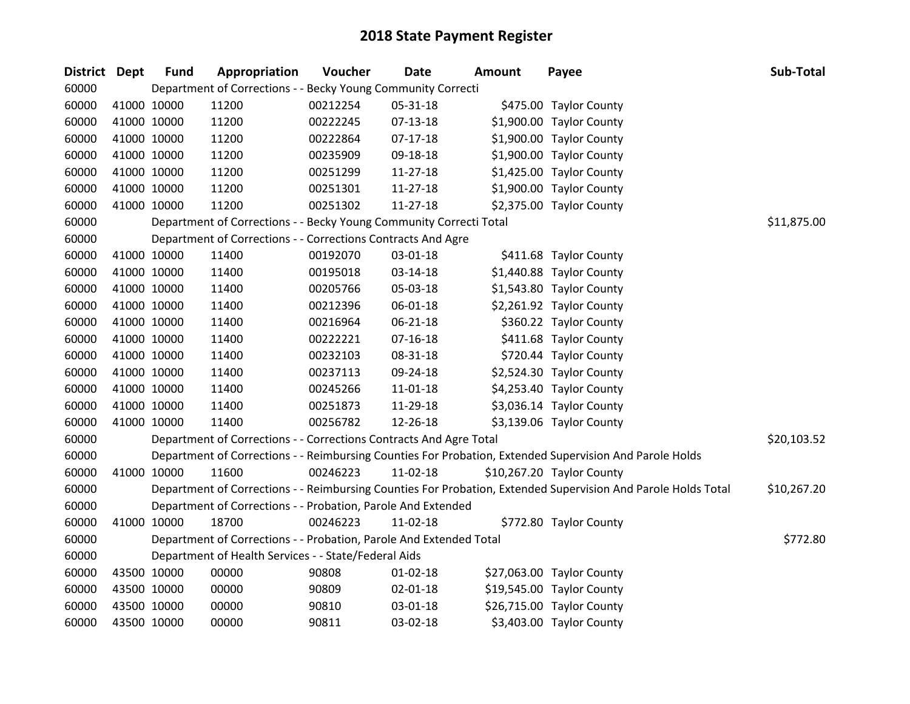# 2018 State Payment Register

| District | Dept | Fund | Appropriation | Voucher | Date | Amount | Payee | Sub-Total |
|---|---|---|---|---|---|---|---|---|
| 60000 | | Department of Corrections - - Becky Young Community Correcti | | | | | | |
| 60000 | 41000 | 10000 | 11200 | 00212254 | 05-31-18 | $475.00 | Taylor County | |
| 60000 | 41000 | 10000 | 11200 | 00222245 | 07-13-18 | $1,900.00 | Taylor County | |
| 60000 | 41000 | 10000 | 11200 | 00222864 | 07-17-18 | $1,900.00 | Taylor County | |
| 60000 | 41000 | 10000 | 11200 | 00235909 | 09-18-18 | $1,900.00 | Taylor County | |
| 60000 | 41000 | 10000 | 11200 | 00251299 | 11-27-18 | $1,425.00 | Taylor County | |
| 60000 | 41000 | 10000 | 11200 | 00251301 | 11-27-18 | $1,900.00 | Taylor County | |
| 60000 | 41000 | 10000 | 11200 | 00251302 | 11-27-18 | $2,375.00 | Taylor County | |
| 60000 | | Department of Corrections - - Becky Young Community Correcti Total | | | | | | $11,875.00 |
| 60000 | | Department of Corrections - - Corrections Contracts And Agre | | | | | | |
| 60000 | 41000 | 10000 | 11400 | 00192070 | 03-01-18 | $411.68 | Taylor County | |
| 60000 | 41000 | 10000 | 11400 | 00195018 | 03-14-18 | $1,440.88 | Taylor County | |
| 60000 | 41000 | 10000 | 11400 | 00205766 | 05-03-18 | $1,543.80 | Taylor County | |
| 60000 | 41000 | 10000 | 11400 | 00212396 | 06-01-18 | $2,261.92 | Taylor County | |
| 60000 | 41000 | 10000 | 11400 | 00216964 | 06-21-18 | $360.22 | Taylor County | |
| 60000 | 41000 | 10000 | 11400 | 00222221 | 07-16-18 | $411.68 | Taylor County | |
| 60000 | 41000 | 10000 | 11400 | 00232103 | 08-31-18 | $720.44 | Taylor County | |
| 60000 | 41000 | 10000 | 11400 | 00237113 | 09-24-18 | $2,524.30 | Taylor County | |
| 60000 | 41000 | 10000 | 11400 | 00245266 | 11-01-18 | $4,253.40 | Taylor County | |
| 60000 | 41000 | 10000 | 11400 | 00251873 | 11-29-18 | $3,036.14 | Taylor County | |
| 60000 | 41000 | 10000 | 11400 | 00256782 | 12-26-18 | $3,139.06 | Taylor County | |
| 60000 | | Department of Corrections - - Corrections Contracts And Agre Total | | | | | | $20,103.52 |
| 60000 | | Department of Corrections - - Reimbursing Counties For Probation, Extended Supervision And Parole Holds | | | | | | |
| 60000 | 41000 | 10000 | 11600 | 00246223 | 11-02-18 | $10,267.20 | Taylor County | |
| 60000 | | Department of Corrections - - Reimbursing Counties For Probation, Extended Supervision And Parole Holds Total | | | | | | $10,267.20 |
| 60000 | | Department of Corrections - - Probation, Parole And Extended | | | | | | |
| 60000 | 41000 | 10000 | 18700 | 00246223 | 11-02-18 | $772.80 | Taylor County | |
| 60000 | | Department of Corrections - - Probation, Parole And Extended Total | | | | | | $772.80 |
| 60000 | | Department of Health Services - - State/Federal Aids | | | | | | |
| 60000 | 43500 | 10000 | 00000 | 90808 | 01-02-18 | $27,063.00 | Taylor County | |
| 60000 | 43500 | 10000 | 00000 | 90809 | 02-01-18 | $19,545.00 | Taylor County | |
| 60000 | 43500 | 10000 | 00000 | 90810 | 03-01-18 | $26,715.00 | Taylor County | |
| 60000 | 43500 | 10000 | 00000 | 90811 | 03-02-18 | $3,403.00 | Taylor County | |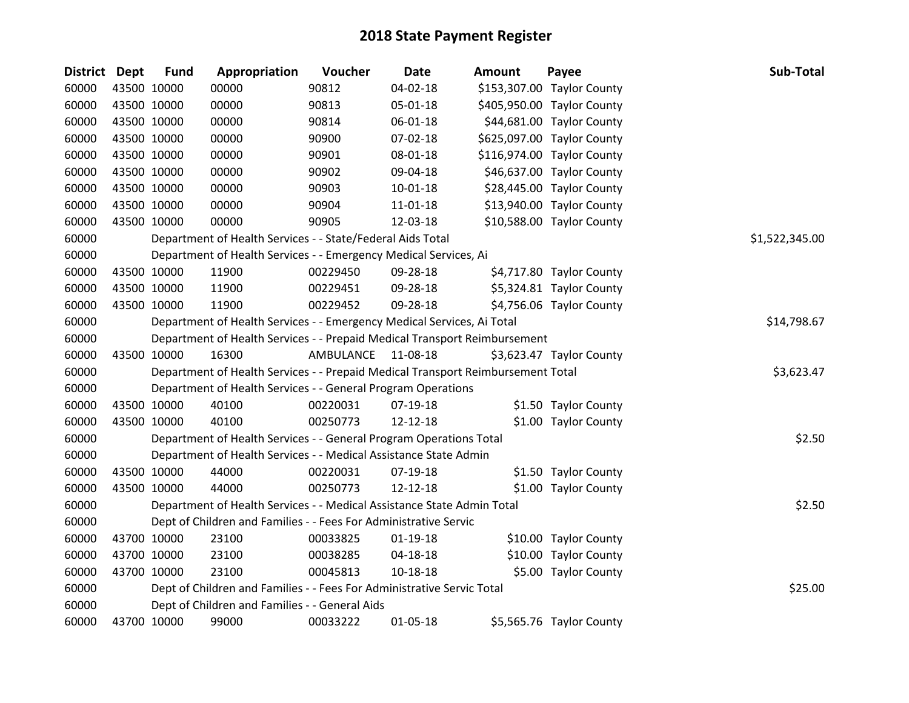# 2018 State Payment Register

| District | Dept | Fund | Appropriation | Voucher | Date | Amount | Payee | Sub-Total |
|---|---|---|---|---|---|---|---|---|
| 60000 | 43500 | 10000 | 00000 | 90812 | 04-02-18 | $153,307.00 | Taylor County | |
| 60000 | 43500 | 10000 | 00000 | 90813 | 05-01-18 | $405,950.00 | Taylor County | |
| 60000 | 43500 | 10000 | 00000 | 90814 | 06-01-18 | $44,681.00 | Taylor County | |
| 60000 | 43500 | 10000 | 00000 | 90900 | 07-02-18 | $625,097.00 | Taylor County | |
| 60000 | 43500 | 10000 | 00000 | 90901 | 08-01-18 | $116,974.00 | Taylor County | |
| 60000 | 43500 | 10000 | 00000 | 90902 | 09-04-18 | $46,637.00 | Taylor County | |
| 60000 | 43500 | 10000 | 00000 | 90903 | 10-01-18 | $28,445.00 | Taylor County | |
| 60000 | 43500 | 10000 | 00000 | 90904 | 11-01-18 | $13,940.00 | Taylor County | |
| 60000 | 43500 | 10000 | 00000 | 90905 | 12-03-18 | $10,588.00 | Taylor County | |
| 60000 | | | Department of Health Services - - State/Federal Aids Total | | | | | $1,522,345.00 |
| 60000 | | | Department of Health Services - - Emergency Medical Services, Ai | | | | | |
| 60000 | 43500 | 10000 | 11900 | 00229450 | 09-28-18 | $4,717.80 | Taylor County | |
| 60000 | 43500 | 10000 | 11900 | 00229451 | 09-28-18 | $5,324.81 | Taylor County | |
| 60000 | 43500 | 10000 | 11900 | 00229452 | 09-28-18 | $4,756.06 | Taylor County | |
| 60000 | | | Department of Health Services - - Emergency Medical Services, Ai Total | | | | | $14,798.67 |
| 60000 | | | Department of Health Services - - Prepaid Medical Transport Reimbursement | | | | | |
| 60000 | 43500 | 10000 | 16300 | AMBULANCE | 11-08-18 | $3,623.47 | Taylor County | |
| 60000 | | | Department of Health Services - - Prepaid Medical Transport Reimbursement Total | | | | | $3,623.47 |
| 60000 | | | Department of Health Services - - General Program Operations | | | | | |
| 60000 | 43500 | 10000 | 40100 | 00220031 | 07-19-18 | $1.50 | Taylor County | |
| 60000 | 43500 | 10000 | 40100 | 00250773 | 12-12-18 | $1.00 | Taylor County | |
| 60000 | | | Department of Health Services - - General Program Operations Total | | | | | $2.50 |
| 60000 | | | Department of Health Services - - Medical Assistance State Admin | | | | | |
| 60000 | 43500 | 10000 | 44000 | 00220031 | 07-19-18 | $1.50 | Taylor County | |
| 60000 | 43500 | 10000 | 44000 | 00250773 | 12-12-18 | $1.00 | Taylor County | |
| 60000 | | | Department of Health Services - - Medical Assistance State Admin Total | | | | | $2.50 |
| 60000 | | | Dept of Children and Families - - Fees For Administrative Servic | | | | | |
| 60000 | 43700 | 10000 | 23100 | 00033825 | 01-19-18 | $10.00 | Taylor County | |
| 60000 | 43700 | 10000 | 23100 | 00038285 | 04-18-18 | $10.00 | Taylor County | |
| 60000 | 43700 | 10000 | 23100 | 00045813 | 10-18-18 | $5.00 | Taylor County | |
| 60000 | | | Dept of Children and Families - - Fees For Administrative Servic Total | | | | | $25.00 |
| 60000 | | | Dept of Children and Families - - General Aids | | | | | |
| 60000 | 43700 | 10000 | 99000 | 00033222 | 01-05-18 | $5,565.76 | Taylor County | |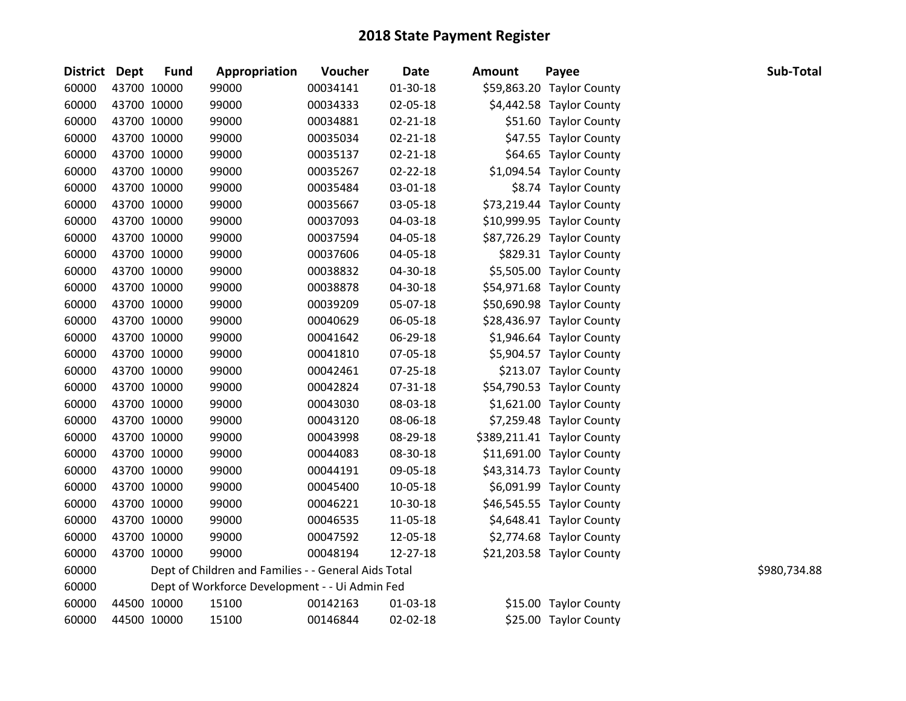# 2018 State Payment Register

| District | Dept | Fund | Appropriation | Voucher | Date | Amount | Payee | Sub-Total |
|---|---|---|---|---|---|---|---|---|
| 60000 | 43700 | 10000 | 99000 | 00034141 | 01-30-18 | $59,863.20 | Taylor County | |
| 60000 | 43700 | 10000 | 99000 | 00034333 | 02-05-18 | $4,442.58 | Taylor County | |
| 60000 | 43700 | 10000 | 99000 | 00034881 | 02-21-18 | $51.60 | Taylor County | |
| 60000 | 43700 | 10000 | 99000 | 00035034 | 02-21-18 | $47.55 | Taylor County | |
| 60000 | 43700 | 10000 | 99000 | 00035137 | 02-21-18 | $64.65 | Taylor County | |
| 60000 | 43700 | 10000 | 99000 | 00035267 | 02-22-18 | $1,094.54 | Taylor County | |
| 60000 | 43700 | 10000 | 99000 | 00035484 | 03-01-18 | $8.74 | Taylor County | |
| 60000 | 43700 | 10000 | 99000 | 00035667 | 03-05-18 | $73,219.44 | Taylor County | |
| 60000 | 43700 | 10000 | 99000 | 00037093 | 04-03-18 | $10,999.95 | Taylor County | |
| 60000 | 43700 | 10000 | 99000 | 00037594 | 04-05-18 | $87,726.29 | Taylor County | |
| 60000 | 43700 | 10000 | 99000 | 00037606 | 04-05-18 | $829.31 | Taylor County | |
| 60000 | 43700 | 10000 | 99000 | 00038832 | 04-30-18 | $5,505.00 | Taylor County | |
| 60000 | 43700 | 10000 | 99000 | 00038878 | 04-30-18 | $54,971.68 | Taylor County | |
| 60000 | 43700 | 10000 | 99000 | 00039209 | 05-07-18 | $50,690.98 | Taylor County | |
| 60000 | 43700 | 10000 | 99000 | 00040629 | 06-05-18 | $28,436.97 | Taylor County | |
| 60000 | 43700 | 10000 | 99000 | 00041642 | 06-29-18 | $1,946.64 | Taylor County | |
| 60000 | 43700 | 10000 | 99000 | 00041810 | 07-05-18 | $5,904.57 | Taylor County | |
| 60000 | 43700 | 10000 | 99000 | 00042461 | 07-25-18 | $213.07 | Taylor County | |
| 60000 | 43700 | 10000 | 99000 | 00042824 | 07-31-18 | $54,790.53 | Taylor County | |
| 60000 | 43700 | 10000 | 99000 | 00043030 | 08-03-18 | $1,621.00 | Taylor County | |
| 60000 | 43700 | 10000 | 99000 | 00043120 | 08-06-18 | $7,259.48 | Taylor County | |
| 60000 | 43700 | 10000 | 99000 | 00043998 | 08-29-18 | $389,211.41 | Taylor County | |
| 60000 | 43700 | 10000 | 99000 | 00044083 | 08-30-18 | $11,691.00 | Taylor County | |
| 60000 | 43700 | 10000 | 99000 | 00044191 | 09-05-18 | $43,314.73 | Taylor County | |
| 60000 | 43700 | 10000 | 99000 | 00045400 | 10-05-18 | $6,091.99 | Taylor County | |
| 60000 | 43700 | 10000 | 99000 | 00046221 | 10-30-18 | $46,545.55 | Taylor County | |
| 60000 | 43700 | 10000 | 99000 | 00046535 | 11-05-18 | $4,648.41 | Taylor County | |
| 60000 | 43700 | 10000 | 99000 | 00047592 | 12-05-18 | $2,774.68 | Taylor County | |
| 60000 | 43700 | 10000 | 99000 | 00048194 | 12-27-18 | $21,203.58 | Taylor County | |
| 60000 | | Dept of Children and Families - - General Aids Total | | | | | | $980,734.88 |
| 60000 | | Dept of Workforce Development - - Ui Admin Fed | | | | | | |
| 60000 | 44500 | 10000 | 15100 | 00142163 | 01-03-18 | $15.00 | Taylor County | |
| 60000 | 44500 | 10000 | 15100 | 00146844 | 02-02-18 | $25.00 | Taylor County | |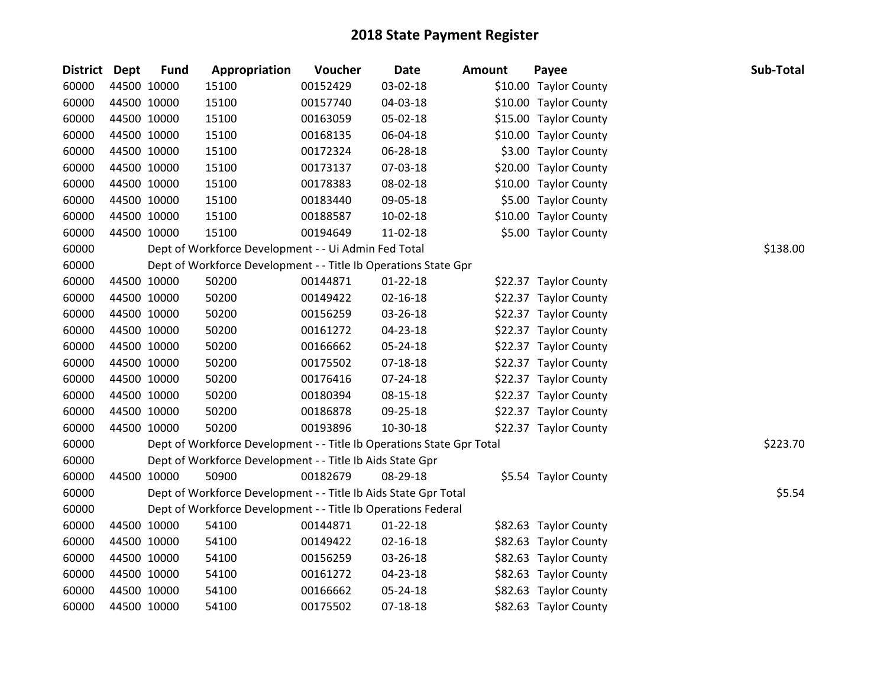# 2018 State Payment Register

| District | Dept | Fund | Appropriation | Voucher | Date | Amount | Payee | Sub-Total |
|---|---|---|---|---|---|---|---|---|
| 60000 | 44500 | 10000 | 15100 | 00152429 | 03-02-18 | $10.00 | Taylor County | |
| 60000 | 44500 | 10000 | 15100 | 00157740 | 04-03-18 | $10.00 | Taylor County | |
| 60000 | 44500 | 10000 | 15100 | 00163059 | 05-02-18 | $15.00 | Taylor County | |
| 60000 | 44500 | 10000 | 15100 | 00168135 | 06-04-18 | $10.00 | Taylor County | |
| 60000 | 44500 | 10000 | 15100 | 00172324 | 06-28-18 | $3.00 | Taylor County | |
| 60000 | 44500 | 10000 | 15100 | 00173137 | 07-03-18 | $20.00 | Taylor County | |
| 60000 | 44500 | 10000 | 15100 | 00178383 | 08-02-18 | $10.00 | Taylor County | |
| 60000 | 44500 | 10000 | 15100 | 00183440 | 09-05-18 | $5.00 | Taylor County | |
| 60000 | 44500 | 10000 | 15100 | 00188587 | 10-02-18 | $10.00 | Taylor County | |
| 60000 | 44500 | 10000 | 15100 | 00194649 | 11-02-18 | $5.00 | Taylor County | |
| 60000 | | Dept of Workforce Development - - Ui Admin Fed Total | | | | | | $138.00 |
| 60000 | | Dept of Workforce Development - - Title Ib Operations State Gpr | | | | | | |
| 60000 | 44500 | 10000 | 50200 | 00144871 | 01-22-18 | $22.37 | Taylor County | |
| 60000 | 44500 | 10000 | 50200 | 00149422 | 02-16-18 | $22.37 | Taylor County | |
| 60000 | 44500 | 10000 | 50200 | 00156259 | 03-26-18 | $22.37 | Taylor County | |
| 60000 | 44500 | 10000 | 50200 | 00161272 | 04-23-18 | $22.37 | Taylor County | |
| 60000 | 44500 | 10000 | 50200 | 00166662 | 05-24-18 | $22.37 | Taylor County | |
| 60000 | 44500 | 10000 | 50200 | 00175502 | 07-18-18 | $22.37 | Taylor County | |
| 60000 | 44500 | 10000 | 50200 | 00176416 | 07-24-18 | $22.37 | Taylor County | |
| 60000 | 44500 | 10000 | 50200 | 00180394 | 08-15-18 | $22.37 | Taylor County | |
| 60000 | 44500 | 10000 | 50200 | 00186878 | 09-25-18 | $22.37 | Taylor County | |
| 60000 | 44500 | 10000 | 50200 | 00193896 | 10-30-18 | $22.37 | Taylor County | |
| 60000 | | Dept of Workforce Development - - Title Ib Operations State Gpr Total | | | | | | $223.70 |
| 60000 | | Dept of Workforce Development - - Title Ib Aids State Gpr | | | | | | |
| 60000 | 44500 | 10000 | 50900 | 00182679 | 08-29-18 | $5.54 | Taylor County | |
| 60000 | | Dept of Workforce Development - - Title Ib Aids State Gpr Total | | | | | | $5.54 |
| 60000 | | Dept of Workforce Development - - Title Ib Operations Federal | | | | | | |
| 60000 | 44500 | 10000 | 54100 | 00144871 | 01-22-18 | $82.63 | Taylor County | |
| 60000 | 44500 | 10000 | 54100 | 00149422 | 02-16-18 | $82.63 | Taylor County | |
| 60000 | 44500 | 10000 | 54100 | 00156259 | 03-26-18 | $82.63 | Taylor County | |
| 60000 | 44500 | 10000 | 54100 | 00161272 | 04-23-18 | $82.63 | Taylor County | |
| 60000 | 44500 | 10000 | 54100 | 00166662 | 05-24-18 | $82.63 | Taylor County | |
| 60000 | 44500 | 10000 | 54100 | 00175502 | 07-18-18 | $82.63 | Taylor County | |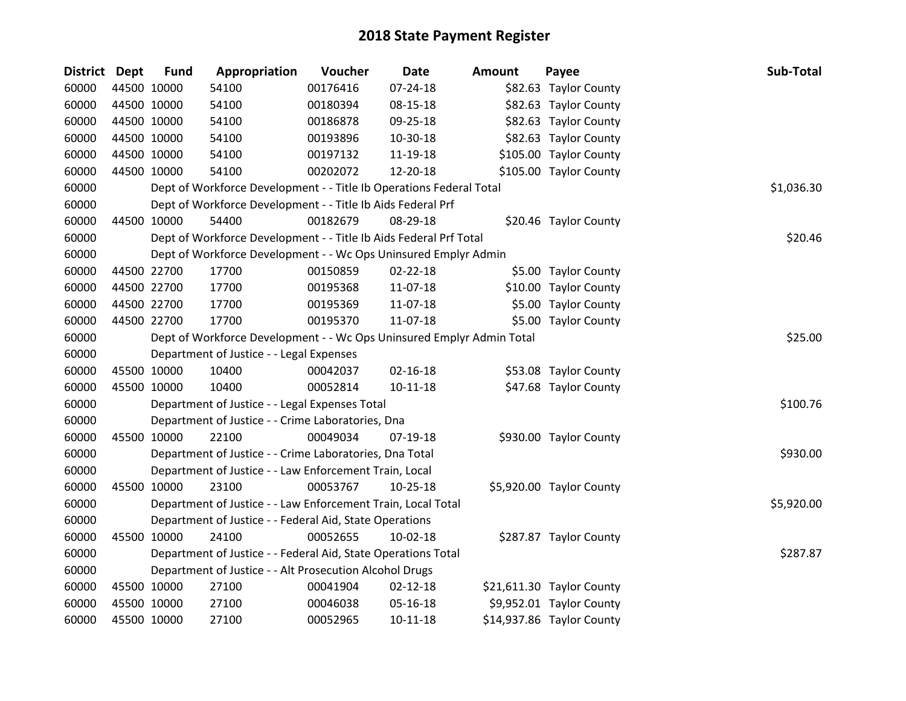# 2018 State Payment Register

| District | Dept | Fund | Appropriation | Voucher | Date | Amount | Payee | Sub-Total |
|---|---|---|---|---|---|---|---|---|
| 60000 | 44500 | 10000 | 54100 | 00176416 | 07-24-18 | $82.63 | Taylor County | |
| 60000 | 44500 | 10000 | 54100 | 00180394 | 08-15-18 | $82.63 | Taylor County | |
| 60000 | 44500 | 10000 | 54100 | 00186878 | 09-25-18 | $82.63 | Taylor County | |
| 60000 | 44500 | 10000 | 54100 | 00193896 | 10-30-18 | $82.63 | Taylor County | |
| 60000 | 44500 | 10000 | 54100 | 00197132 | 11-19-18 | $105.00 | Taylor County | |
| 60000 | 44500 | 10000 | 54100 | 00202072 | 12-20-18 | $105.00 | Taylor County | |
| 60000 | | Dept of Workforce Development - - Title Ib Operations Federal Total | | | | | | $1,036.30 |
| 60000 | | Dept of Workforce Development - - Title Ib Aids Federal Prf | | | | | | |
| 60000 | 44500 | 10000 | 54400 | 00182679 | 08-29-18 | $20.46 | Taylor County | |
| 60000 | | Dept of Workforce Development - - Title Ib Aids Federal Prf Total | | | | | | $20.46 |
| 60000 | | Dept of Workforce Development - - Wc Ops Uninsured Emplyr Admin | | | | | | |
| 60000 | 44500 | 22700 | 17700 | 00150859 | 02-22-18 | $5.00 | Taylor County | |
| 60000 | 44500 | 22700 | 17700 | 00195368 | 11-07-18 | $10.00 | Taylor County | |
| 60000 | 44500 | 22700 | 17700 | 00195369 | 11-07-18 | $5.00 | Taylor County | |
| 60000 | 44500 | 22700 | 17700 | 00195370 | 11-07-18 | $5.00 | Taylor County | |
| 60000 | | Dept of Workforce Development - - Wc Ops Uninsured Emplyr Admin Total | | | | | | $25.00 |
| 60000 | | Department of Justice - - Legal Expenses | | | | | | |
| 60000 | 45500 | 10000 | 10400 | 00042037 | 02-16-18 | $53.08 | Taylor County | |
| 60000 | 45500 | 10000 | 10400 | 00052814 | 10-11-18 | $47.68 | Taylor County | |
| 60000 | | Department of Justice - - Legal Expenses Total | | | | | | $100.76 |
| 60000 | | Department of Justice - - Crime Laboratories, Dna | | | | | | |
| 60000 | 45500 | 10000 | 22100 | 00049034 | 07-19-18 | $930.00 | Taylor County | |
| 60000 | | Department of Justice - - Crime Laboratories, Dna Total | | | | | | $930.00 |
| 60000 | | Department of Justice - - Law Enforcement Train, Local | | | | | | |
| 60000 | 45500 | 10000 | 23100 | 00053767 | 10-25-18 | $5,920.00 | Taylor County | |
| 60000 | | Department of Justice - - Law Enforcement Train, Local Total | | | | | | $5,920.00 |
| 60000 | | Department of Justice - - Federal Aid, State Operations | | | | | | |
| 60000 | 45500 | 10000 | 24100 | 00052655 | 10-02-18 | $287.87 | Taylor County | |
| 60000 | | Department of Justice - - Federal Aid, State Operations Total | | | | | | $287.87 |
| 60000 | | Department of Justice - - Alt Prosecution Alcohol Drugs | | | | | | |
| 60000 | 45500 | 10000 | 27100 | 00041904 | 02-12-18 | $21,611.30 | Taylor County | |
| 60000 | 45500 | 10000 | 27100 | 00046038 | 05-16-18 | $9,952.01 | Taylor County | |
| 60000 | 45500 | 10000 | 27100 | 00052965 | 10-11-18 | $14,937.86 | Taylor County | |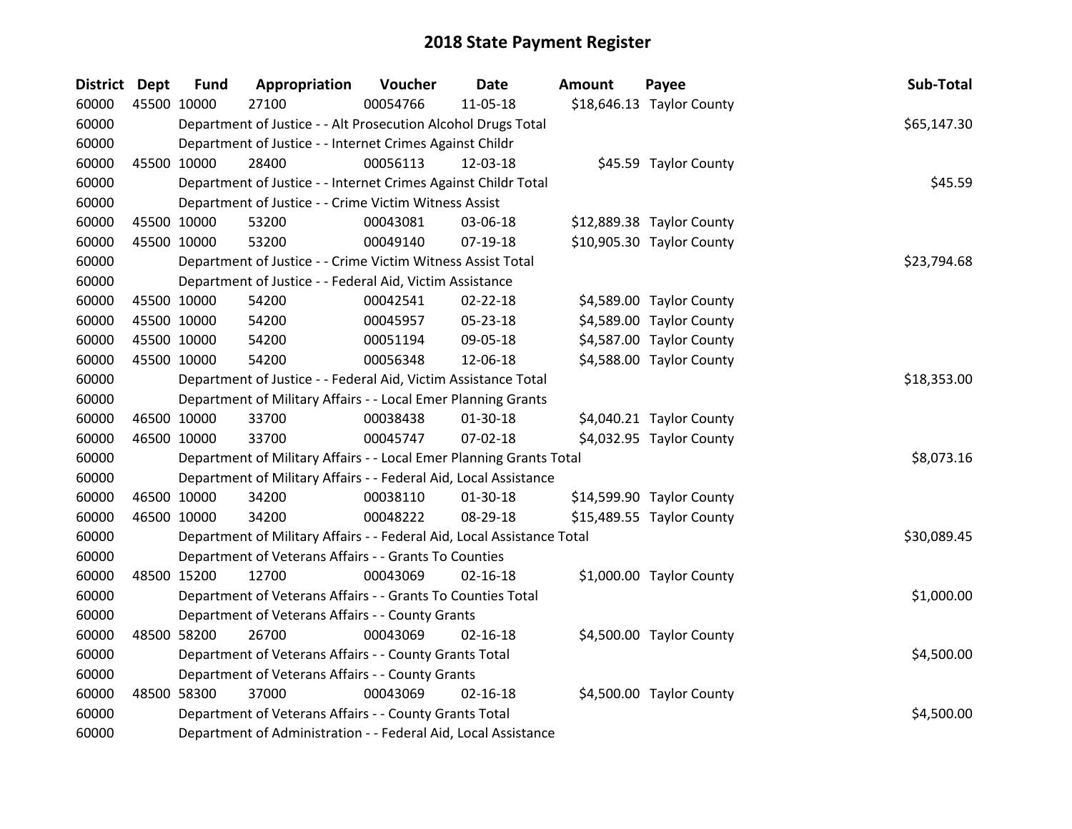# 2018 State Payment Register

| District | Dept | Fund | Appropriation | Voucher | Date | Amount | Payee | Sub-Total |
|---|---|---|---|---|---|---|---|---|
| 60000 | 45500 | 10000 | 27100 | 00054766 | 11-05-18 | $18,646.13 | Taylor County | |
| 60000 | | Department of Justice - - Alt Prosecution Alcohol Drugs Total | | | | | | $65,147.30 |
| 60000 | | Department of Justice - - Internet Crimes Against Childr | | | | | | |
| 60000 | 45500 | 10000 | 28400 | 00056113 | 12-03-18 | $45.59 | Taylor County | |
| 60000 | | Department of Justice - - Internet Crimes Against Childr Total | | | | | | $45.59 |
| 60000 | | Department of Justice - - Crime Victim Witness Assist | | | | | | |
| 60000 | 45500 | 10000 | 53200 | 00043081 | 03-06-18 | $12,889.38 | Taylor County | |
| 60000 | 45500 | 10000 | 53200 | 00049140 | 07-19-18 | $10,905.30 | Taylor County | |
| 60000 | | Department of Justice - - Crime Victim Witness Assist Total | | | | | | $23,794.68 |
| 60000 | | Department of Justice - - Federal Aid, Victim Assistance | | | | | | |
| 60000 | 45500 | 10000 | 54200 | 00042541 | 02-22-18 | $4,589.00 | Taylor County | |
| 60000 | 45500 | 10000 | 54200 | 00045957 | 05-23-18 | $4,589.00 | Taylor County | |
| 60000 | 45500 | 10000 | 54200 | 00051194 | 09-05-18 | $4,587.00 | Taylor County | |
| 60000 | 45500 | 10000 | 54200 | 00056348 | 12-06-18 | $4,588.00 | Taylor County | |
| 60000 | | Department of Justice - - Federal Aid, Victim Assistance Total | | | | | | $18,353.00 |
| 60000 | | Department of Military Affairs - - Local Emer Planning Grants | | | | | | |
| 60000 | 46500 | 10000 | 33700 | 00038438 | 01-30-18 | $4,040.21 | Taylor County | |
| 60000 | 46500 | 10000 | 33700 | 00045747 | 07-02-18 | $4,032.95 | Taylor County | |
| 60000 | | Department of Military Affairs - - Local Emer Planning Grants Total | | | | | | $8,073.16 |
| 60000 | | Department of Military Affairs - - Federal Aid, Local Assistance | | | | | | |
| 60000 | 46500 | 10000 | 34200 | 00038110 | 01-30-18 | $14,599.90 | Taylor County | |
| 60000 | 46500 | 10000 | 34200 | 00048222 | 08-29-18 | $15,489.55 | Taylor County | |
| 60000 | | Department of Military Affairs - - Federal Aid, Local Assistance Total | | | | | | $30,089.45 |
| 60000 | | Department of Veterans Affairs - - Grants To Counties | | | | | | |
| 60000 | 48500 | 15200 | 12700 | 00043069 | 02-16-18 | $1,000.00 | Taylor County | |
| 60000 | | Department of Veterans Affairs - - Grants To Counties Total | | | | | | $1,000.00 |
| 60000 | | Department of Veterans Affairs - - County Grants | | | | | | |
| 60000 | 48500 | 58200 | 26700 | 00043069 | 02-16-18 | $4,500.00 | Taylor County | |
| 60000 | | Department of Veterans Affairs - - County Grants Total | | | | | | $4,500.00 |
| 60000 | | Department of Veterans Affairs - - County Grants | | | | | | |
| 60000 | 48500 | 58300 | 37000 | 00043069 | 02-16-18 | $4,500.00 | Taylor County | |
| 60000 | | Department of Veterans Affairs - - County Grants Total | | | | | | $4,500.00 |
| 60000 | | Department of Administration - - Federal Aid, Local Assistance | | | | | | |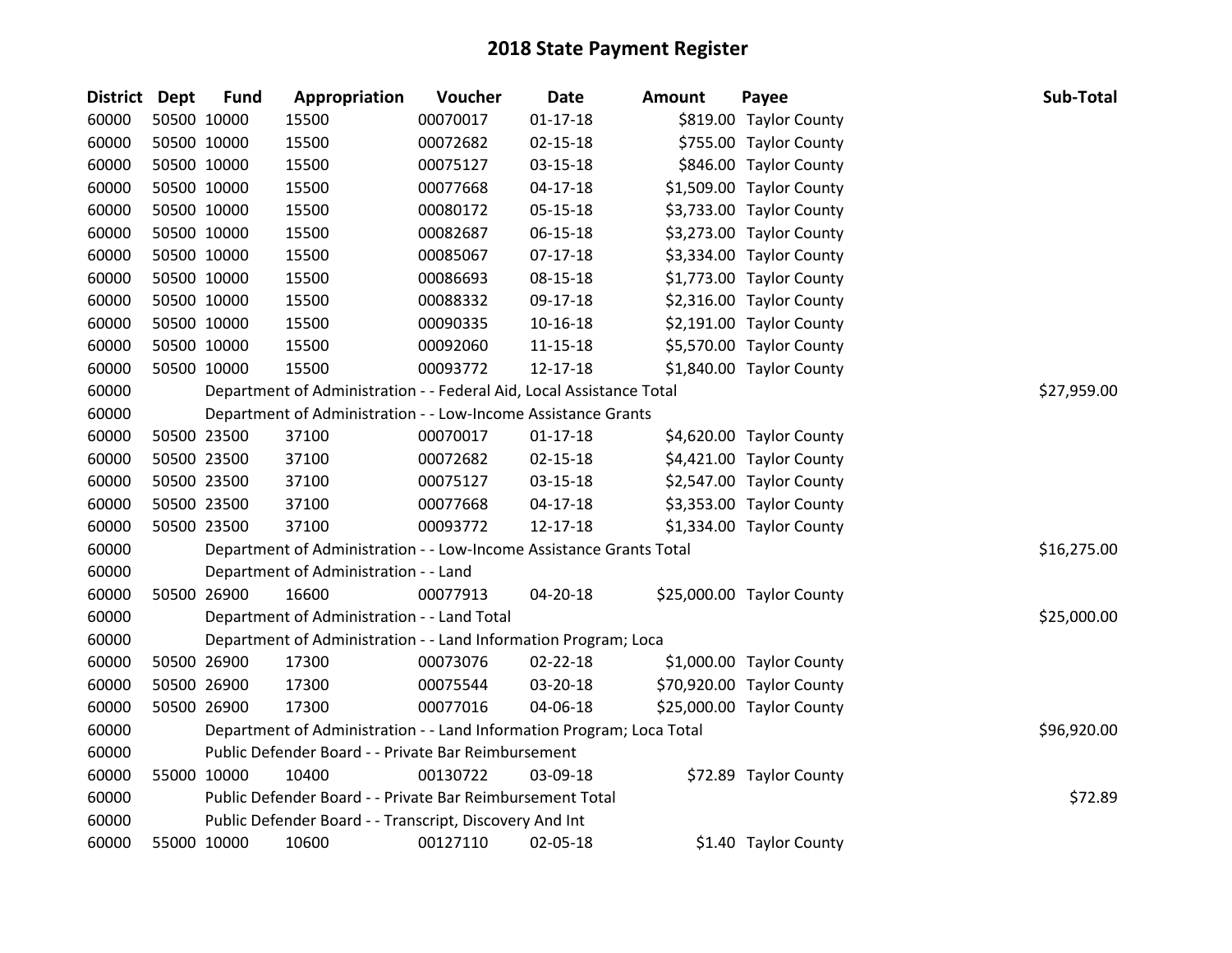# 2018 State Payment Register

| District | Dept | Fund | Appropriation | Voucher | Date | Amount | Payee | Sub-Total |
|---|---|---|---|---|---|---|---|---|
| 60000 | 50500 | 10000 | 15500 | 00070017 | 01-17-18 | $819.00 | Taylor County | |
| 60000 | 50500 | 10000 | 15500 | 00072682 | 02-15-18 | $755.00 | Taylor County | |
| 60000 | 50500 | 10000 | 15500 | 00075127 | 03-15-18 | $846.00 | Taylor County | |
| 60000 | 50500 | 10000 | 15500 | 00077668 | 04-17-18 | $1,509.00 | Taylor County | |
| 60000 | 50500 | 10000 | 15500 | 00080172 | 05-15-18 | $3,733.00 | Taylor County | |
| 60000 | 50500 | 10000 | 15500 | 00082687 | 06-15-18 | $3,273.00 | Taylor County | |
| 60000 | 50500 | 10000 | 15500 | 00085067 | 07-17-18 | $3,334.00 | Taylor County | |
| 60000 | 50500 | 10000 | 15500 | 00086693 | 08-15-18 | $1,773.00 | Taylor County | |
| 60000 | 50500 | 10000 | 15500 | 00088332 | 09-17-18 | $2,316.00 | Taylor County | |
| 60000 | 50500 | 10000 | 15500 | 00090335 | 10-16-18 | $2,191.00 | Taylor County | |
| 60000 | 50500 | 10000 | 15500 | 00092060 | 11-15-18 | $5,570.00 | Taylor County | |
| 60000 | 50500 | 10000 | 15500 | 00093772 | 12-17-18 | $1,840.00 | Taylor County | |
| 60000 | | Department of Administration - - Federal Aid, Local Assistance Total | | | | | | $27,959.00 |
| 60000 | | Department of Administration - - Low-Income Assistance Grants | | | | | | |
| 60000 | 50500 | 23500 | 37100 | 00070017 | 01-17-18 | $4,620.00 | Taylor County | |
| 60000 | 50500 | 23500 | 37100 | 00072682 | 02-15-18 | $4,421.00 | Taylor County | |
| 60000 | 50500 | 23500 | 37100 | 00075127 | 03-15-18 | $2,547.00 | Taylor County | |
| 60000 | 50500 | 23500 | 37100 | 00077668 | 04-17-18 | $3,353.00 | Taylor County | |
| 60000 | 50500 | 23500 | 37100 | 00093772 | 12-17-18 | $1,334.00 | Taylor County | |
| 60000 | | Department of Administration - - Low-Income Assistance Grants Total | | | | | | $16,275.00 |
| 60000 | | Department of Administration - - Land | | | | | | |
| 60000 | 50500 | 26900 | 16600 | 00077913 | 04-20-18 | $25,000.00 | Taylor County | |
| 60000 | | Department of Administration - - Land Total | | | | | | $25,000.00 |
| 60000 | | Department of Administration - - Land Information Program; Loca | | | | | | |
| 60000 | 50500 | 26900 | 17300 | 00073076 | 02-22-18 | $1,000.00 | Taylor County | |
| 60000 | 50500 | 26900 | 17300 | 00075544 | 03-20-18 | $70,920.00 | Taylor County | |
| 60000 | 50500 | 26900 | 17300 | 00077016 | 04-06-18 | $25,000.00 | Taylor County | |
| 60000 | | Department of Administration - - Land Information Program; Loca Total | | | | | | $96,920.00 |
| 60000 | | Public Defender Board - - Private Bar Reimbursement | | | | | | |
| 60000 | 55000 | 10000 | 10400 | 00130722 | 03-09-18 | $72.89 | Taylor County | |
| 60000 | | Public Defender Board - - Private Bar Reimbursement Total | | | | | | $72.89 |
| 60000 | | Public Defender Board - - Transcript, Discovery And Int | | | | | | |
| 60000 | 55000 | 10000 | 10600 | 00127110 | 02-05-18 | $1.40 | Taylor County | |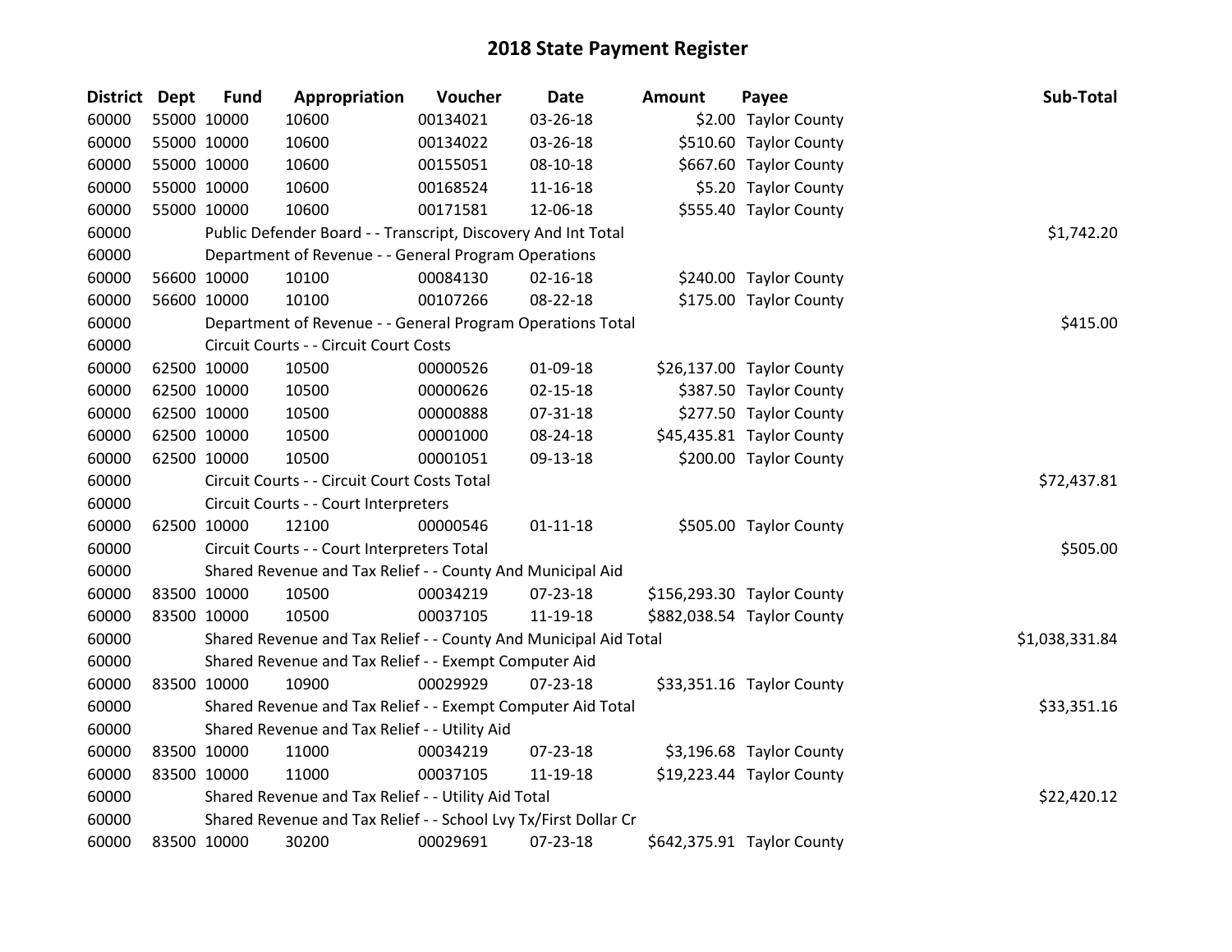# 2018 State Payment Register

| District | Dept | Fund | Appropriation | Voucher | Date | Amount | Payee | Sub-Total |
|---|---|---|---|---|---|---|---|---|
| 60000 | 55000 | 10000 | 10600 | 00134021 | 03-26-18 | $2.00 | Taylor County | |
| 60000 | 55000 | 10000 | 10600 | 00134022 | 03-26-18 | $510.60 | Taylor County | |
| 60000 | 55000 | 10000 | 10600 | 00155051 | 08-10-18 | $667.60 | Taylor County | |
| 60000 | 55000 | 10000 | 10600 | 00168524 | 11-16-18 | $5.20 | Taylor County | |
| 60000 | 55000 | 10000 | 10600 | 00171581 | 12-06-18 | $555.40 | Taylor County | |
| 60000 | | Public Defender Board - - Transcript, Discovery And Int Total | | | | | | $1,742.20 |
| 60000 | | Department of Revenue - - General Program Operations | | | | | | |
| 60000 | 56600 | 10000 | 10100 | 00084130 | 02-16-18 | $240.00 | Taylor County | |
| 60000 | 56600 | 10000 | 10100 | 00107266 | 08-22-18 | $175.00 | Taylor County | |
| 60000 | | Department of Revenue - - General Program Operations Total | | | | | | $415.00 |
| 60000 | | Circuit Courts - - Circuit Court Costs | | | | | | |
| 60000 | 62500 | 10000 | 10500 | 00000526 | 01-09-18 | $26,137.00 | Taylor County | |
| 60000 | 62500 | 10000 | 10500 | 00000626 | 02-15-18 | $387.50 | Taylor County | |
| 60000 | 62500 | 10000 | 10500 | 00000888 | 07-31-18 | $277.50 | Taylor County | |
| 60000 | 62500 | 10000 | 10500 | 00001000 | 08-24-18 | $45,435.81 | Taylor County | |
| 60000 | 62500 | 10000 | 10500 | 00001051 | 09-13-18 | $200.00 | Taylor County | |
| 60000 | | Circuit Courts - - Circuit Court Costs Total | | | | | | $72,437.81 |
| 60000 | | Circuit Courts - - Court Interpreters | | | | | | |
| 60000 | 62500 | 10000 | 12100 | 00000546 | 01-11-18 | $505.00 | Taylor County | |
| 60000 | | Circuit Courts - - Court Interpreters Total | | | | | | $505.00 |
| 60000 | | Shared Revenue and Tax Relief - - County And Municipal Aid | | | | | | |
| 60000 | 83500 | 10000 | 10500 | 00034219 | 07-23-18 | $156,293.30 | Taylor County | |
| 60000 | 83500 | 10000 | 10500 | 00037105 | 11-19-18 | $882,038.54 | Taylor County | |
| 60000 | | Shared Revenue and Tax Relief - - County And Municipal Aid Total | | | | | | $1,038,331.84 |
| 60000 | | Shared Revenue and Tax Relief - - Exempt Computer Aid | | | | | | |
| 60000 | 83500 | 10000 | 10900 | 00029929 | 07-23-18 | $33,351.16 | Taylor County | |
| 60000 | | Shared Revenue and Tax Relief - - Exempt Computer Aid Total | | | | | | $33,351.16 |
| 60000 | | Shared Revenue and Tax Relief - - Utility Aid | | | | | | |
| 60000 | 83500 | 10000 | 11000 | 00034219 | 07-23-18 | $3,196.68 | Taylor County | |
| 60000 | 83500 | 10000 | 11000 | 00037105 | 11-19-18 | $19,223.44 | Taylor County | |
| 60000 | | Shared Revenue and Tax Relief - - Utility Aid Total | | | | | | $22,420.12 |
| 60000 | | Shared Revenue and Tax Relief - - School Lvy Tx/First Dollar Cr | | | | | | |
| 60000 | 83500 | 10000 | 30200 | 00029691 | 07-23-18 | $642,375.91 | Taylor County | |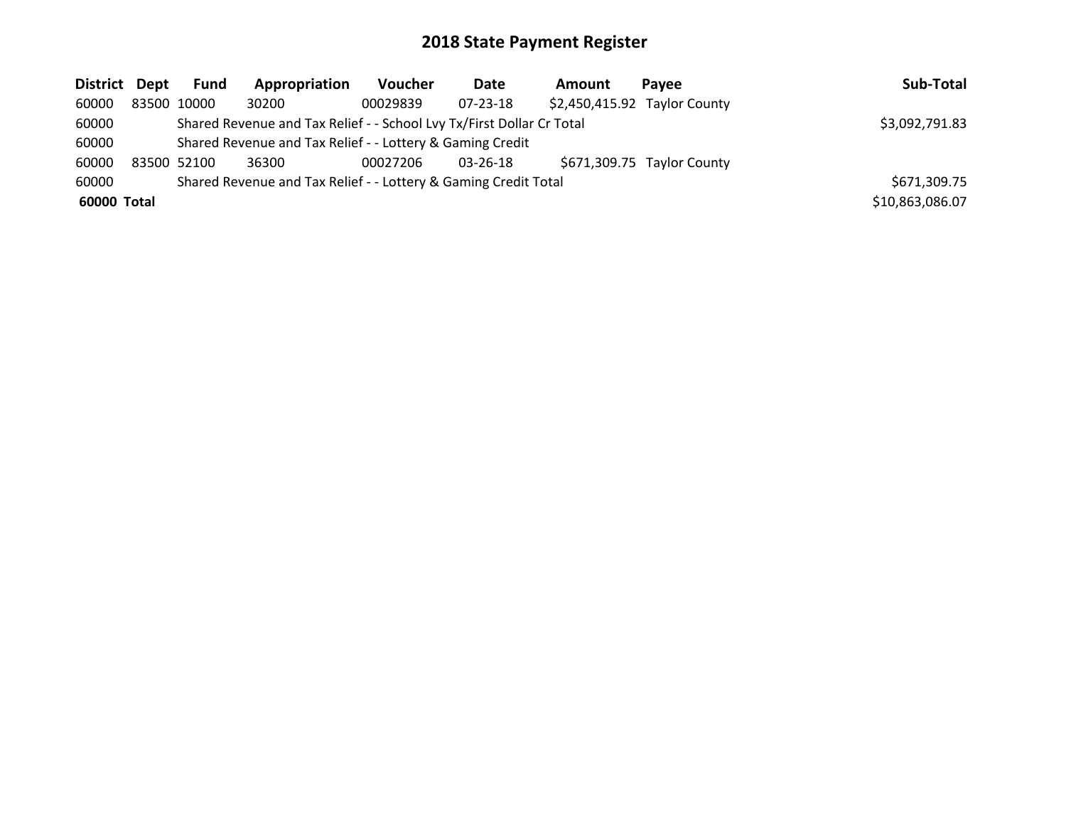# 2018 State Payment Register

| District | Dept | Fund | Appropriation | Voucher | Date | Amount | Payee | Sub-Total |
|---|---|---|---|---|---|---|---|---|
| 60000 | 83500 | 10000 | 30200 | 00029839 | 07-23-18 | $2,450,415.92 | Taylor County | |
| 60000 | | Shared Revenue and Tax Relief - - School Lvy Tx/First Dollar Cr Total | | | | | | $3,092,791.83 |
| 60000 | | Shared Revenue and Tax Relief - - Lottery & Gaming Credit | | | | | | |
| 60000 | 83500 | 52100 | 36300 | 00027206 | 03-26-18 | $671,309.75 | Taylor County | |
| 60000 | | Shared Revenue and Tax Relief - - Lottery & Gaming Credit Total | | | | | | $671,309.75 |
| **60000** | **Total** | | | | | | | $10,863,086.07 |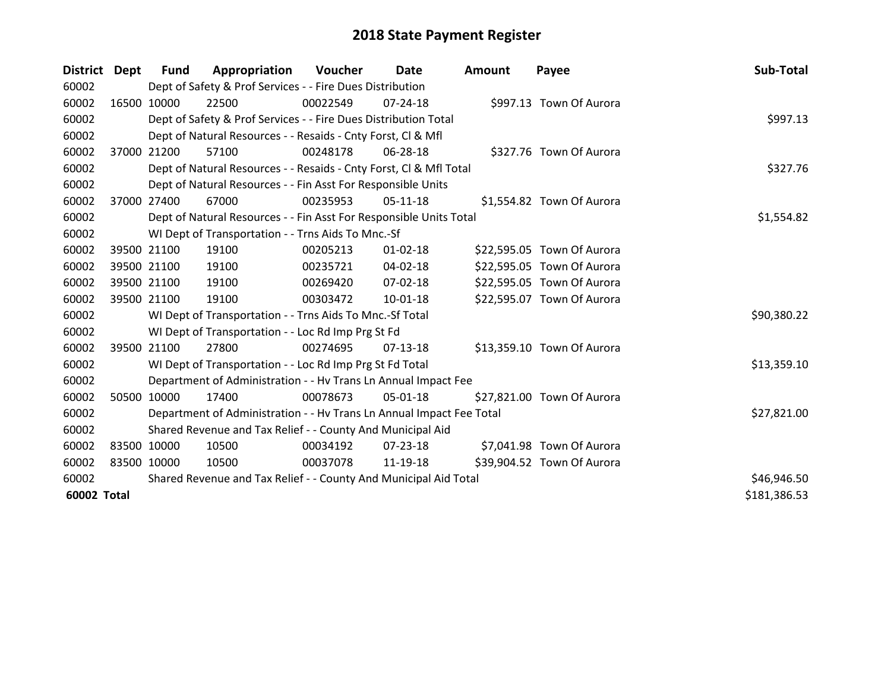# 2018 State Payment Register

| District | Dept | Fund | Appropriation | Voucher | Date | Amount | Payee | Sub-Total |
|---|---|---|---|---|---|---|---|---|
| 60002 | | Dept of Safety & Prof Services - - Fire Dues Distribution | | | | | | |
| 60002 | 16500 | 10000 | 22500 | 00022549 | 07-24-18 | $997.13 | Town Of Aurora | |
| 60002 | | Dept of Safety & Prof Services - - Fire Dues Distribution Total | | | | | | $997.13 |
| 60002 | | Dept of Natural Resources - - Resaids - Cnty Forst, Cl & Mfl | | | | | | |
| 60002 | 37000 | 21200 | 57100 | 00248178 | 06-28-18 | $327.76 | Town Of Aurora | |
| 60002 | | Dept of Natural Resources - - Resaids - Cnty Forst, Cl & Mfl Total | | | | | | $327.76 |
| 60002 | | Dept of Natural Resources - - Fin Asst For Responsible Units | | | | | | |
| 60002 | 37000 | 27400 | 67000 | 00235953 | 05-11-18 | $1,554.82 | Town Of Aurora | |
| 60002 | | Dept of Natural Resources - - Fin Asst For Responsible Units Total | | | | | | $1,554.82 |
| 60002 | | WI Dept of Transportation - - Trns Aids To Mnc.-Sf | | | | | | |
| 60002 | 39500 | 21100 | 19100 | 00205213 | 01-02-18 | $22,595.05 | Town Of Aurora | |
| 60002 | 39500 | 21100 | 19100 | 00235721 | 04-02-18 | $22,595.05 | Town Of Aurora | |
| 60002 | 39500 | 21100 | 19100 | 00269420 | 07-02-18 | $22,595.05 | Town Of Aurora | |
| 60002 | 39500 | 21100 | 19100 | 00303472 | 10-01-18 | $22,595.07 | Town Of Aurora | |
| 60002 | | WI Dept of Transportation - - Trns Aids To Mnc.-Sf Total | | | | | | $90,380.22 |
| 60002 | | WI Dept of Transportation - - Loc Rd Imp Prg St Fd | | | | | | |
| 60002 | 39500 | 21100 | 27800 | 00274695 | 07-13-18 | $13,359.10 | Town Of Aurora | |
| 60002 | | WI Dept of Transportation - - Loc Rd Imp Prg St Fd Total | | | | | | $13,359.10 |
| 60002 | | Department of Administration - - Hv Trans Ln Annual Impact Fee | | | | | | |
| 60002 | 50500 | 10000 | 17400 | 00078673 | 05-01-18 | $27,821.00 | Town Of Aurora | |
| 60002 | | Department of Administration - - Hv Trans Ln Annual Impact Fee Total | | | | | | $27,821.00 |
| 60002 | | Shared Revenue and Tax Relief - - County And Municipal Aid | | | | | | |
| 60002 | 83500 | 10000 | 10500 | 00034192 | 07-23-18 | $7,041.98 | Town Of Aurora | |
| 60002 | 83500 | 10000 | 10500 | 00037078 | 11-19-18 | $39,904.52 | Town Of Aurora | |
| 60002 | | Shared Revenue and Tax Relief - - County And Municipal Aid Total | | | | | | $46,946.50 |
| **60002 Total** | | | | | | | | $181,386.53 |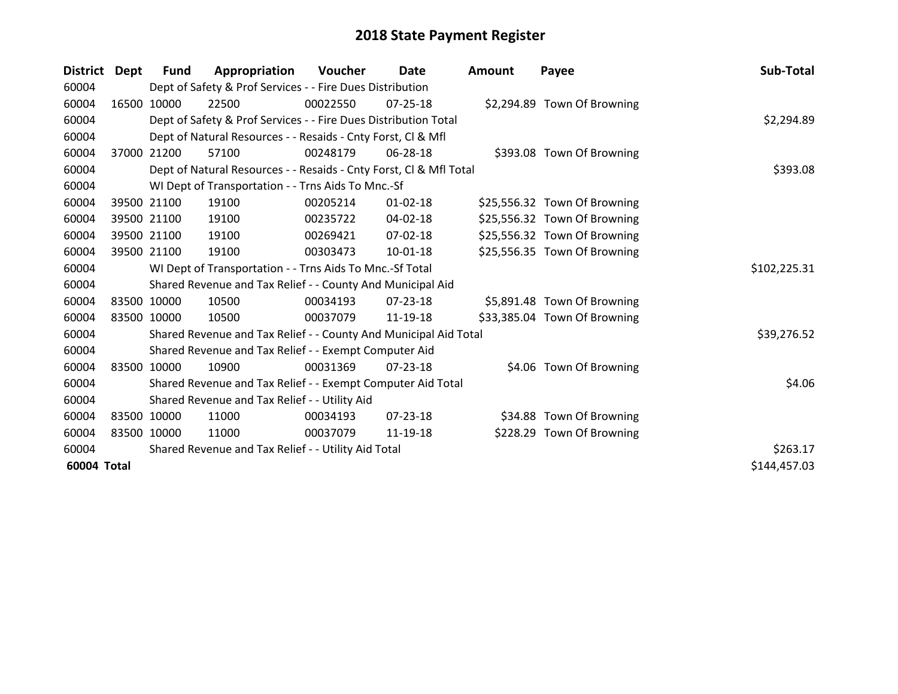# 2018 State Payment Register

| District | Dept | Fund | Appropriation | Voucher | Date | Amount | Payee | Sub-Total |
|---|---|---|---|---|---|---|---|---|
| 60004 | | Dept of Safety & Prof Services - - Fire Dues Distribution | | | | | | |
| 60004 | 16500 | 10000 | 22500 | 00022550 | 07-25-18 | $2,294.89 | Town Of Browning | |
| 60004 | | Dept of Safety & Prof Services - - Fire Dues Distribution Total | | | | | | $2,294.89 |
| 60004 | | Dept of Natural Resources - - Resaids - Cnty Forst, Cl & Mfl | | | | | | |
| 60004 | 37000 | 21200 | 57100 | 00248179 | 06-28-18 | $393.08 | Town Of Browning | |
| 60004 | | Dept of Natural Resources - - Resaids - Cnty Forst, Cl & Mfl Total | | | | | | $393.08 |
| 60004 | | WI Dept of Transportation - - Trns Aids To Mnc.-Sf | | | | | | |
| 60004 | 39500 | 21100 | 19100 | 00205214 | 01-02-18 | $25,556.32 | Town Of Browning | |
| 60004 | 39500 | 21100 | 19100 | 00235722 | 04-02-18 | $25,556.32 | Town Of Browning | |
| 60004 | 39500 | 21100 | 19100 | 00269421 | 07-02-18 | $25,556.32 | Town Of Browning | |
| 60004 | 39500 | 21100 | 19100 | 00303473 | 10-01-18 | $25,556.35 | Town Of Browning | |
| 60004 | | WI Dept of Transportation - - Trns Aids To Mnc.-Sf Total | | | | | | $102,225.31 |
| 60004 | | Shared Revenue and Tax Relief - - County And Municipal Aid | | | | | | |
| 60004 | 83500 | 10000 | 10500 | 00034193 | 07-23-18 | $5,891.48 | Town Of Browning | |
| 60004 | 83500 | 10000 | 10500 | 00037079 | 11-19-18 | $33,385.04 | Town Of Browning | |
| 60004 | | Shared Revenue and Tax Relief - - County And Municipal Aid Total | | | | | | $39,276.52 |
| 60004 | | Shared Revenue and Tax Relief - - Exempt Computer Aid | | | | | | |
| 60004 | 83500 | 10000 | 10900 | 00031369 | 07-23-18 | $4.06 | Town Of Browning | |
| 60004 | | Shared Revenue and Tax Relief - - Exempt Computer Aid Total | | | | | | $4.06 |
| 60004 | | Shared Revenue and Tax Relief - - Utility Aid | | | | | | |
| 60004 | 83500 | 10000 | 11000 | 00034193 | 07-23-18 | $34.88 | Town Of Browning | |
| 60004 | 83500 | 10000 | 11000 | 00037079 | 11-19-18 | $228.29 | Town Of Browning | |
| 60004 | | Shared Revenue and Tax Relief - - Utility Aid Total | | | | | | $263.17 |
| **60004 Total** | | | | | | | | $144,457.03 |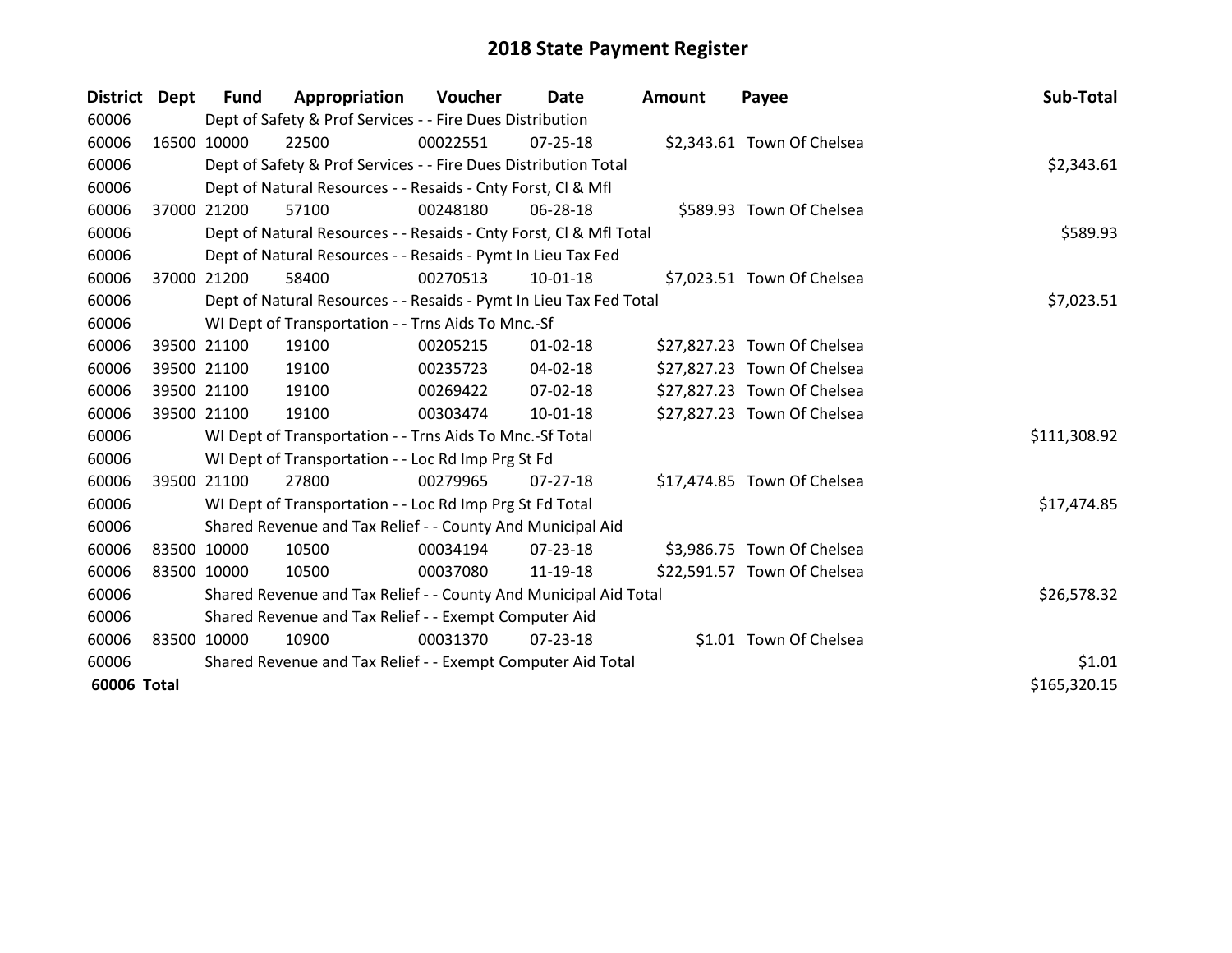# 2018 State Payment Register

| District | Dept | Fund | Appropriation | Voucher | Date | Amount | Payee | Sub-Total |
|---|---|---|---|---|---|---|---|---|
| 60006 | | Dept of Safety & Prof Services - - Fire Dues Distribution | | | | | | |
| 60006 | 16500 | 10000 | 22500 | 00022551 | 07-25-18 | $2,343.61 | Town Of Chelsea | |
| 60006 | | Dept of Safety & Prof Services - - Fire Dues Distribution Total | | | | | | $2,343.61 |
| 60006 | | Dept of Natural Resources - - Resaids - Cnty Forst, Cl & Mfl | | | | | | |
| 60006 | 37000 | 21200 | 57100 | 00248180 | 06-28-18 | $589.93 | Town Of Chelsea | |
| 60006 | | Dept of Natural Resources - - Resaids - Cnty Forst, Cl & Mfl Total | | | | | | $589.93 |
| 60006 | | Dept of Natural Resources - - Resaids - Pymt In Lieu Tax Fed | | | | | | |
| 60006 | 37000 | 21200 | 58400 | 00270513 | 10-01-18 | $7,023.51 | Town Of Chelsea | |
| 60006 | | Dept of Natural Resources - - Resaids - Pymt In Lieu Tax Fed Total | | | | | | $7,023.51 |
| 60006 | | WI Dept of Transportation - - Trns Aids To Mnc.-Sf | | | | | | |
| 60006 | 39500 | 21100 | 19100 | 00205215 | 01-02-18 | $27,827.23 | Town Of Chelsea | |
| 60006 | 39500 | 21100 | 19100 | 00235723 | 04-02-18 | $27,827.23 | Town Of Chelsea | |
| 60006 | 39500 | 21100 | 19100 | 00269422 | 07-02-18 | $27,827.23 | Town Of Chelsea | |
| 60006 | 39500 | 21100 | 19100 | 00303474 | 10-01-18 | $27,827.23 | Town Of Chelsea | |
| 60006 | | WI Dept of Transportation - - Trns Aids To Mnc.-Sf Total | | | | | | $111,308.92 |
| 60006 | | WI Dept of Transportation - - Loc Rd Imp Prg St Fd | | | | | | |
| 60006 | 39500 | 21100 | 27800 | 00279965 | 07-27-18 | $17,474.85 | Town Of Chelsea | |
| 60006 | | WI Dept of Transportation - - Loc Rd Imp Prg St Fd Total | | | | | | $17,474.85 |
| 60006 | | Shared Revenue and Tax Relief - - County And Municipal Aid | | | | | | |
| 60006 | 83500 | 10000 | 10500 | 00034194 | 07-23-18 | $3,986.75 | Town Of Chelsea | |
| 60006 | 83500 | 10000 | 10500 | 00037080 | 11-19-18 | $22,591.57 | Town Of Chelsea | |
| 60006 | | Shared Revenue and Tax Relief - - County And Municipal Aid Total | | | | | | $26,578.32 |
| 60006 | | Shared Revenue and Tax Relief - - Exempt Computer Aid | | | | | | |
| 60006 | 83500 | 10000 | 10900 | 00031370 | 07-23-18 | $1.01 | Town Of Chelsea | |
| 60006 | | Shared Revenue and Tax Relief - - Exempt Computer Aid Total | | | | | | $1.01 |
| **60006 Total** | | | | | | | | $165,320.15 |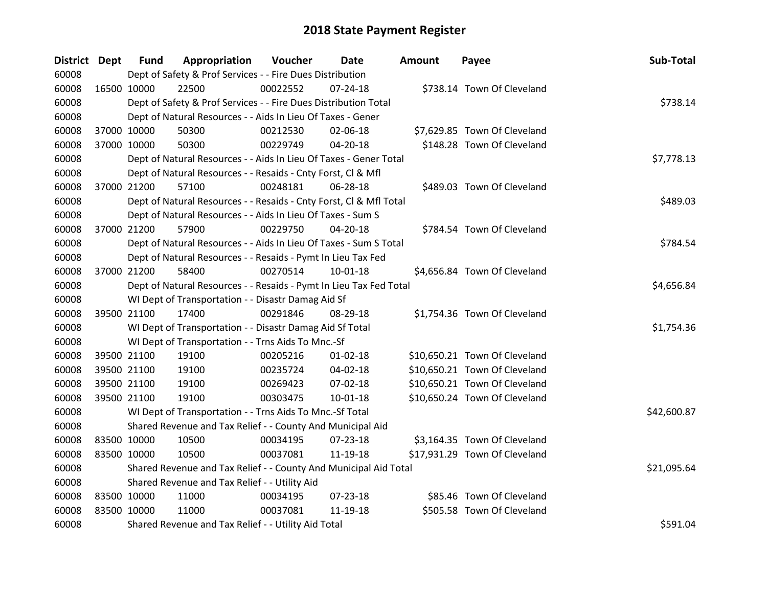# 2018 State Payment Register

| District | Dept | Fund | Appropriation | Voucher | Date | Amount | Payee | Sub-Total |
|---|---|---|---|---|---|---|---|---|
| 60008 | | Dept of Safety & Prof Services - - Fire Dues Distribution | | | | | | |
| 60008 | 16500 | 10000 | 22500 | 00022552 | 07-24-18 | $738.14 | Town Of Cleveland | |
| 60008 | | Dept of Safety & Prof Services - - Fire Dues Distribution Total | | | | | | $738.14 |
| 60008 | | Dept of Natural Resources - - Aids In Lieu Of Taxes - Gener | | | | | | |
| 60008 | 37000 | 10000 | 50300 | 00212530 | 02-06-18 | $7,629.85 | Town Of Cleveland | |
| 60008 | 37000 | 10000 | 50300 | 00229749 | 04-20-18 | $148.28 | Town Of Cleveland | |
| 60008 | | Dept of Natural Resources - - Aids In Lieu Of Taxes - Gener Total | | | | | | $7,778.13 |
| 60008 | | Dept of Natural Resources - - Resaids - Cnty Forst, Cl & Mfl | | | | | | |
| 60008 | 37000 | 21200 | 57100 | 00248181 | 06-28-18 | $489.03 | Town Of Cleveland | |
| 60008 | | Dept of Natural Resources - - Resaids - Cnty Forst, Cl & Mfl Total | | | | | | $489.03 |
| 60008 | | Dept of Natural Resources - - Aids In Lieu Of Taxes - Sum S | | | | | | |
| 60008 | 37000 | 21200 | 57900 | 00229750 | 04-20-18 | $784.54 | Town Of Cleveland | |
| 60008 | | Dept of Natural Resources - - Aids In Lieu Of Taxes - Sum S Total | | | | | | $784.54 |
| 60008 | | Dept of Natural Resources - - Resaids - Pymt In Lieu Tax Fed | | | | | | |
| 60008 | 37000 | 21200 | 58400 | 00270514 | 10-01-18 | $4,656.84 | Town Of Cleveland | |
| 60008 | | Dept of Natural Resources - - Resaids - Pymt In Lieu Tax Fed Total | | | | | | $4,656.84 |
| 60008 | | WI Dept of Transportation - - Disastr Damag Aid Sf | | | | | | |
| 60008 | 39500 | 21100 | 17400 | 00291846 | 08-29-18 | $1,754.36 | Town Of Cleveland | |
| 60008 | | WI Dept of Transportation - - Disastr Damag Aid Sf Total | | | | | | $1,754.36 |
| 60008 | | WI Dept of Transportation - - Trns Aids To Mnc.-Sf | | | | | | |
| 60008 | 39500 | 21100 | 19100 | 00205216 | 01-02-18 | $10,650.21 | Town Of Cleveland | |
| 60008 | 39500 | 21100 | 19100 | 00235724 | 04-02-18 | $10,650.21 | Town Of Cleveland | |
| 60008 | 39500 | 21100 | 19100 | 00269423 | 07-02-18 | $10,650.21 | Town Of Cleveland | |
| 60008 | 39500 | 21100 | 19100 | 00303475 | 10-01-18 | $10,650.24 | Town Of Cleveland | |
| 60008 | | WI Dept of Transportation - - Trns Aids To Mnc.-Sf Total | | | | | | $42,600.87 |
| 60008 | | Shared Revenue and Tax Relief - - County And Municipal Aid | | | | | | |
| 60008 | 83500 | 10000 | 10500 | 00034195 | 07-23-18 | $3,164.35 | Town Of Cleveland | |
| 60008 | 83500 | 10000 | 10500 | 00037081 | 11-19-18 | $17,931.29 | Town Of Cleveland | |
| 60008 | | Shared Revenue and Tax Relief - - County And Municipal Aid Total | | | | | | $21,095.64 |
| 60008 | | Shared Revenue and Tax Relief - - Utility Aid | | | | | | |
| 60008 | 83500 | 10000 | 11000 | 00034195 | 07-23-18 | $85.46 | Town Of Cleveland | |
| 60008 | 83500 | 10000 | 11000 | 00037081 | 11-19-18 | $505.58 | Town Of Cleveland | |
| 60008 | | Shared Revenue and Tax Relief - - Utility Aid Total | | | | | | $591.04 |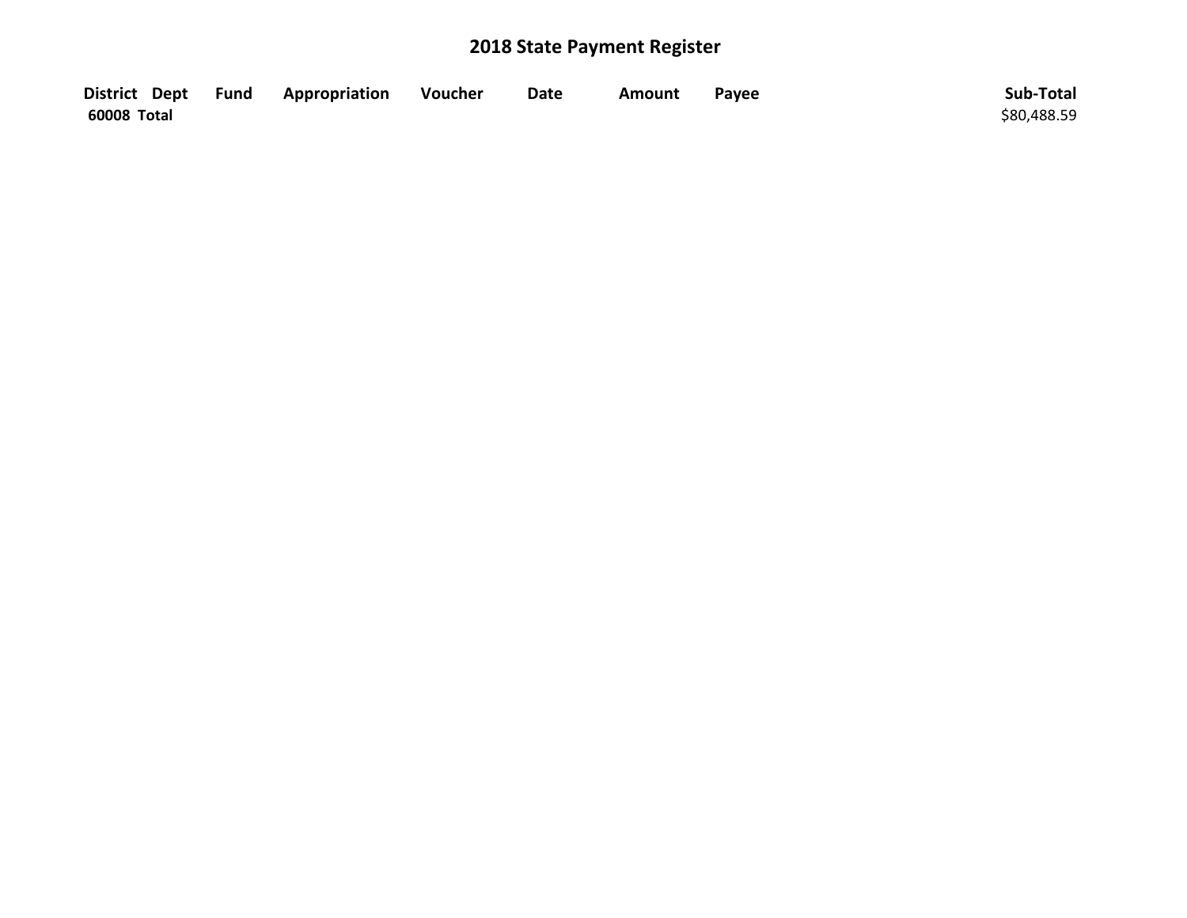# 2018 State Payment Register

| District | Dept | Fund | Appropriation | Voucher | Date | Amount | Payee | Sub-Total |
|---|---|---|---|---|---|---|---|---|
| **60008 Total** | | | | | | | | $80,488.59 |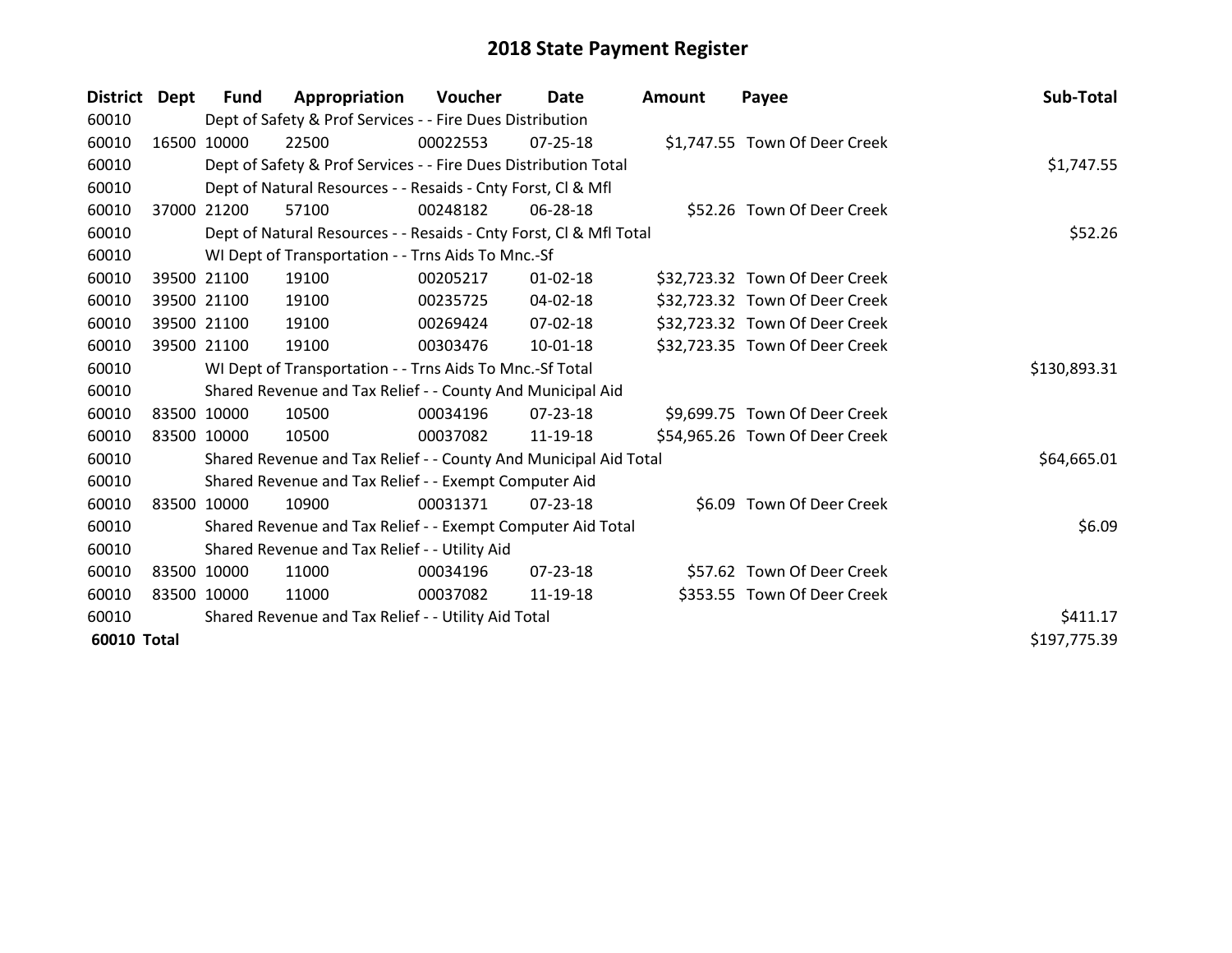# 2018 State Payment Register

| District | Dept | Fund | Appropriation | Voucher | Date | Amount | Payee | Sub-Total |
|---|---|---|---|---|---|---|---|---|
| 60010 | | Dept of Safety & Prof Services - - Fire Dues Distribution | | | | | | |
| 60010 | 16500 | 10000 | 22500 | 00022553 | 07-25-18 | $1,747.55 | Town Of Deer Creek | |
| 60010 | | Dept of Safety & Prof Services - - Fire Dues Distribution Total | | | | | | $1,747.55 |
| 60010 | | Dept of Natural Resources - - Resaids - Cnty Forst, Cl & Mfl | | | | | | |
| 60010 | 37000 | 21200 | 57100 | 00248182 | 06-28-18 | $52.26 | Town Of Deer Creek | |
| 60010 | | Dept of Natural Resources - - Resaids - Cnty Forst, Cl & Mfl Total | | | | | | $52.26 |
| 60010 | | WI Dept of Transportation - - Trns Aids To Mnc.-Sf | | | | | | |
| 60010 | 39500 | 21100 | 19100 | 00205217 | 01-02-18 | $32,723.32 | Town Of Deer Creek | |
| 60010 | 39500 | 21100 | 19100 | 00235725 | 04-02-18 | $32,723.32 | Town Of Deer Creek | |
| 60010 | 39500 | 21100 | 19100 | 00269424 | 07-02-18 | $32,723.32 | Town Of Deer Creek | |
| 60010 | 39500 | 21100 | 19100 | 00303476 | 10-01-18 | $32,723.35 | Town Of Deer Creek | |
| 60010 | | WI Dept of Transportation - - Trns Aids To Mnc.-Sf Total | | | | | | $130,893.31 |
| 60010 | | Shared Revenue and Tax Relief - - County And Municipal Aid | | | | | | |
| 60010 | 83500 | 10000 | 10500 | 00034196 | 07-23-18 | $9,699.75 | Town Of Deer Creek | |
| 60010 | 83500 | 10000 | 10500 | 00037082 | 11-19-18 | $54,965.26 | Town Of Deer Creek | |
| 60010 | | Shared Revenue and Tax Relief - - County And Municipal Aid Total | | | | | | $64,665.01 |
| 60010 | | Shared Revenue and Tax Relief - - Exempt Computer Aid | | | | | | |
| 60010 | 83500 | 10000 | 10900 | 00031371 | 07-23-18 | $6.09 | Town Of Deer Creek | |
| 60010 | | Shared Revenue and Tax Relief - - Exempt Computer Aid Total | | | | | | $6.09 |
| 60010 | | Shared Revenue and Tax Relief - - Utility Aid | | | | | | |
| 60010 | 83500 | 10000 | 11000 | 00034196 | 07-23-18 | $57.62 | Town Of Deer Creek | |
| 60010 | 83500 | 10000 | 11000 | 00037082 | 11-19-18 | $353.55 | Town Of Deer Creek | |
| 60010 | | Shared Revenue and Tax Relief - - Utility Aid Total | | | | | | $411.17 |
| **60010 Total** | | | | | | | | $197,775.39 |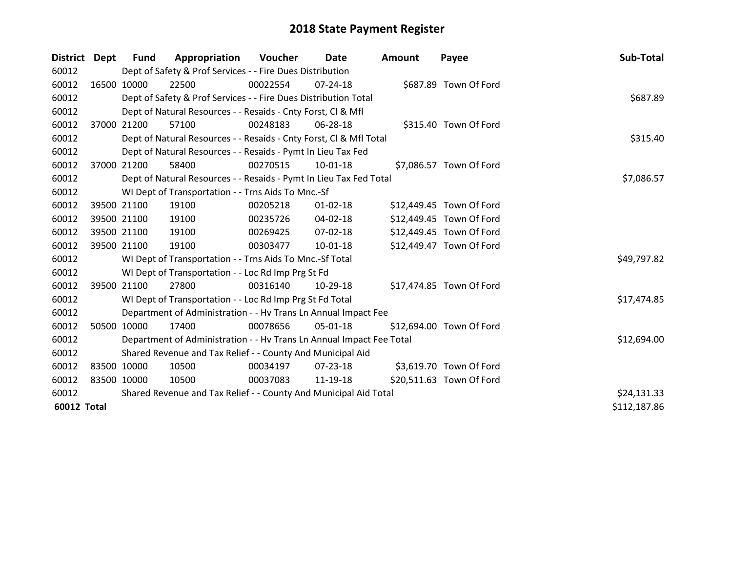# 2018 State Payment Register

| District | Dept | Fund | Appropriation | Voucher | Date | Amount | Payee | Sub-Total |
|---|---|---|---|---|---|---|---|---|
| 60012 | Dept of Safety & Prof Services - - Fire Dues Distribution | | | | | | | |
| 60012 | 16500 | 10000 | 22500 | 00022554 | 07-24-18 | $687.89 | Town Of Ford | |
| 60012 | Dept of Safety & Prof Services - - Fire Dues Distribution Total | | | | | | | $687.89 |
| 60012 | Dept of Natural Resources - - Resaids - Cnty Forst, Cl & Mfl | | | | | | | |
| 60012 | 37000 | 21200 | 57100 | 00248183 | 06-28-18 | $315.40 | Town Of Ford | |
| 60012 | Dept of Natural Resources - - Resaids - Cnty Forst, Cl & Mfl Total | | | | | | | $315.40 |
| 60012 | Dept of Natural Resources - - Resaids - Pymt In Lieu Tax Fed | | | | | | | |
| 60012 | 37000 | 21200 | 58400 | 00270515 | 10-01-18 | $7,086.57 | Town Of Ford | |
| 60012 | Dept of Natural Resources - - Resaids - Pymt In Lieu Tax Fed Total | | | | | | | $7,086.57 |
| 60012 | WI Dept of Transportation - - Trns Aids To Mnc.-Sf | | | | | | | |
| 60012 | 39500 | 21100 | 19100 | 00205218 | 01-02-18 | $12,449.45 | Town Of Ford | |
| 60012 | 39500 | 21100 | 19100 | 00235726 | 04-02-18 | $12,449.45 | Town Of Ford | |
| 60012 | 39500 | 21100 | 19100 | 00269425 | 07-02-18 | $12,449.45 | Town Of Ford | |
| 60012 | 39500 | 21100 | 19100 | 00303477 | 10-01-18 | $12,449.47 | Town Of Ford | |
| 60012 | WI Dept of Transportation - - Trns Aids To Mnc.-Sf Total | | | | | | | $49,797.82 |
| 60012 | WI Dept of Transportation - - Loc Rd Imp Prg St Fd | | | | | | | |
| 60012 | 39500 | 21100 | 27800 | 00316140 | 10-29-18 | $17,474.85 | Town Of Ford | |
| 60012 | WI Dept of Transportation - - Loc Rd Imp Prg St Fd Total | | | | | | | $17,474.85 |
| 60012 | Department of Administration - - Hv Trans Ln Annual Impact Fee | | | | | | | |
| 60012 | 50500 | 10000 | 17400 | 00078656 | 05-01-18 | $12,694.00 | Town Of Ford | |
| 60012 | Department of Administration - - Hv Trans Ln Annual Impact Fee Total | | | | | | | $12,694.00 |
| 60012 | Shared Revenue and Tax Relief - - County And Municipal Aid | | | | | | | |
| 60012 | 83500 | 10000 | 10500 | 00034197 | 07-23-18 | $3,619.70 | Town Of Ford | |
| 60012 | 83500 | 10000 | 10500 | 00037083 | 11-19-18 | $20,511.63 | Town Of Ford | |
| 60012 | Shared Revenue and Tax Relief - - County And Municipal Aid Total | | | | | | | $24,131.33 |
| **60012 Total** | | | | | | | | $112,187.86 |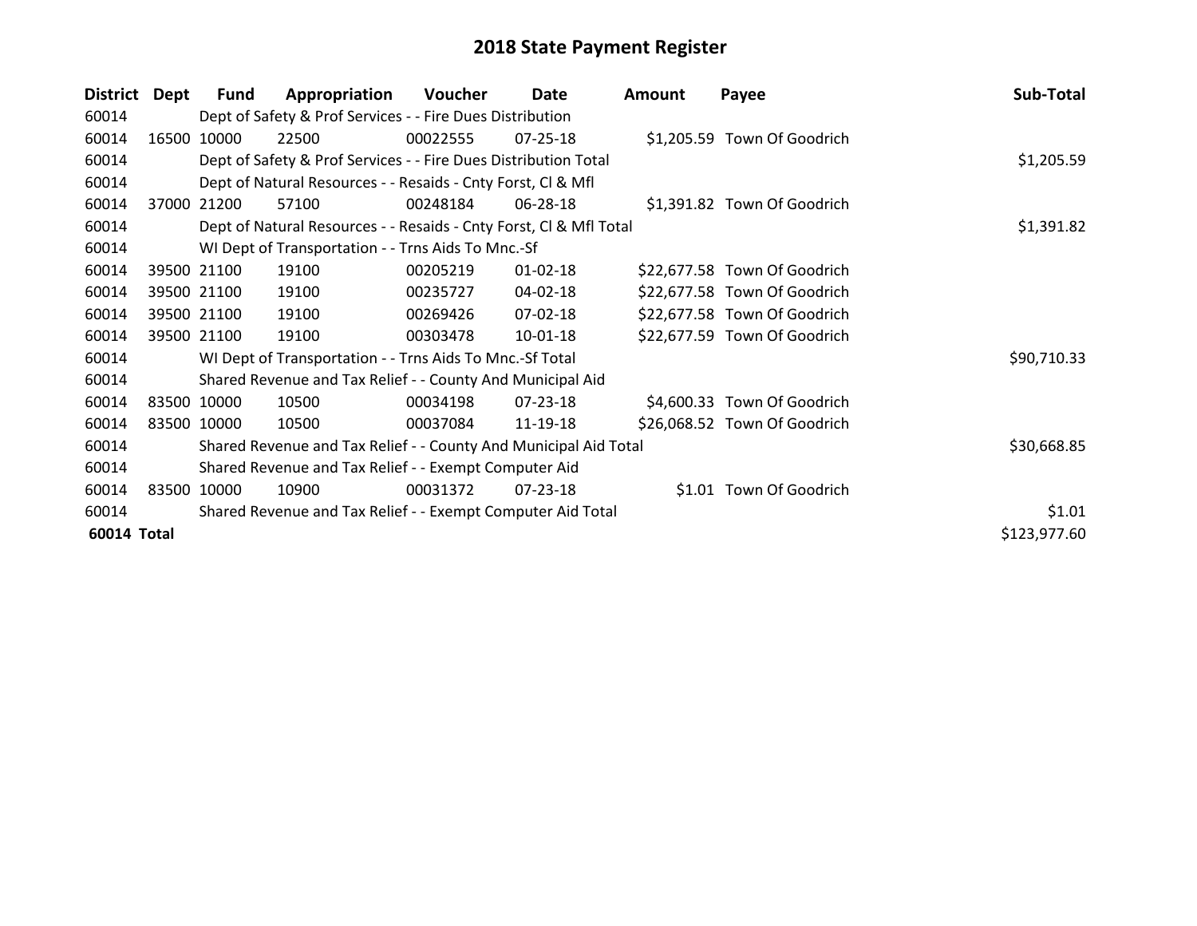# 2018 State Payment Register

| District | Dept | Fund | Appropriation | Voucher | Date | Amount | Payee | Sub-Total |
|---|---|---|---|---|---|---|---|---|
| 60014 | | Dept of Safety & Prof Services - - Fire Dues Distribution | | | | | | |
| 60014 | 16500 | 10000 | 22500 | 00022555 | 07-25-18 | $1,205.59 | Town Of Goodrich | |
| 60014 | | Dept of Safety & Prof Services - - Fire Dues Distribution Total | | | | | | $1,205.59 |
| 60014 | | Dept of Natural Resources - - Resaids - Cnty Forst, Cl & Mfl | | | | | | |
| 60014 | 37000 | 21200 | 57100 | 00248184 | 06-28-18 | $1,391.82 | Town Of Goodrich | |
| 60014 | | Dept of Natural Resources - - Resaids - Cnty Forst, Cl & Mfl Total | | | | | | $1,391.82 |
| 60014 | | WI Dept of Transportation - - Trns Aids To Mnc.-Sf | | | | | | |
| 60014 | 39500 | 21100 | 19100 | 00205219 | 01-02-18 | $22,677.58 | Town Of Goodrich | |
| 60014 | 39500 | 21100 | 19100 | 00235727 | 04-02-18 | $22,677.58 | Town Of Goodrich | |
| 60014 | 39500 | 21100 | 19100 | 00269426 | 07-02-18 | $22,677.58 | Town Of Goodrich | |
| 60014 | 39500 | 21100 | 19100 | 00303478 | 10-01-18 | $22,677.59 | Town Of Goodrich | |
| 60014 | | WI Dept of Transportation - - Trns Aids To Mnc.-Sf Total | | | | | | $90,710.33 |
| 60014 | | Shared Revenue and Tax Relief - - County And Municipal Aid | | | | | | |
| 60014 | 83500 | 10000 | 10500 | 00034198 | 07-23-18 | $4,600.33 | Town Of Goodrich | |
| 60014 | 83500 | 10000 | 10500 | 00037084 | 11-19-18 | $26,068.52 | Town Of Goodrich | |
| 60014 | | Shared Revenue and Tax Relief - - County And Municipal Aid Total | | | | | | $30,668.85 |
| 60014 | | Shared Revenue and Tax Relief - - Exempt Computer Aid | | | | | | |
| 60014 | 83500 | 10000 | 10900 | 00031372 | 07-23-18 | $1.01 | Town Of Goodrich | |
| 60014 | | Shared Revenue and Tax Relief - - Exempt Computer Aid Total | | | | | | $1.01 |
| **60014 Total** | | | | | | | | $123,977.60 |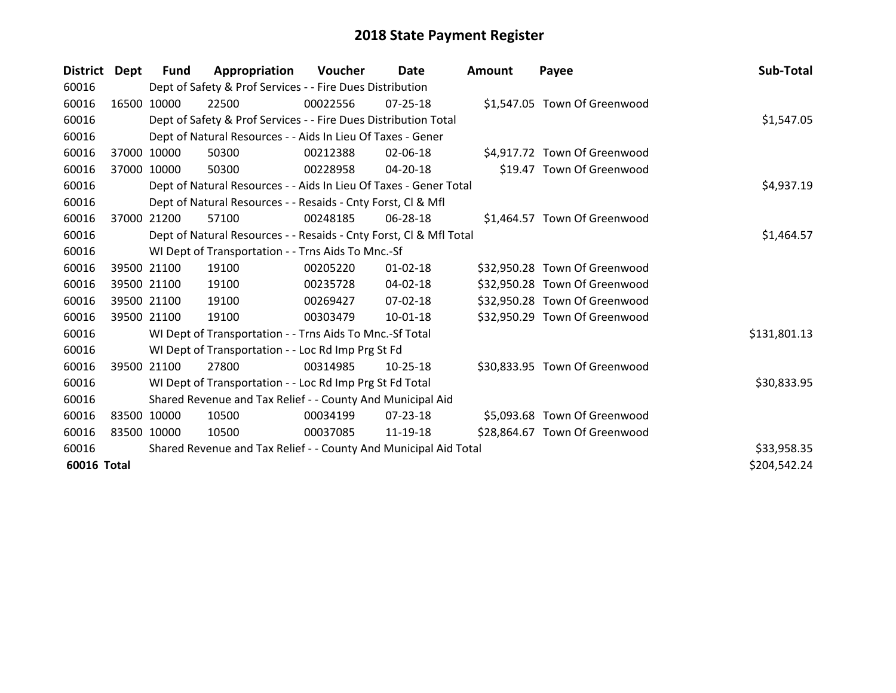# 2018 State Payment Register

| District | Dept | Fund | Appropriation | Voucher | Date | Amount | Payee | Sub-Total |
|---|---|---|---|---|---|---|---|---|
| 60016 | Dept of Safety & Prof Services - - Fire Dues Distribution | | | | | | | |
| 60016 | 16500 | 10000 | 22500 | 00022556 | 07-25-18 | $1,547.05 | Town Of Greenwood | |
| 60016 | Dept of Safety & Prof Services - - Fire Dues Distribution Total | | | | | | | $1,547.05 |
| 60016 | Dept of Natural Resources - - Aids In Lieu Of Taxes - Gener | | | | | | | |
| 60016 | 37000 | 10000 | 50300 | 00212388 | 02-06-18 | $4,917.72 | Town Of Greenwood | |
| 60016 | 37000 | 10000 | 50300 | 00228958 | 04-20-18 | $19.47 | Town Of Greenwood | |
| 60016 | Dept of Natural Resources - - Aids In Lieu Of Taxes - Gener Total | | | | | | | $4,937.19 |
| 60016 | Dept of Natural Resources - - Resaids - Cnty Forst, Cl & Mfl | | | | | | | |
| 60016 | 37000 | 21200 | 57100 | 00248185 | 06-28-18 | $1,464.57 | Town Of Greenwood | |
| 60016 | Dept of Natural Resources - - Resaids - Cnty Forst, Cl & Mfl Total | | | | | | | $1,464.57 |
| 60016 | WI Dept of Transportation - - Trns Aids To Mnc.-Sf | | | | | | | |
| 60016 | 39500 | 21100 | 19100 | 00205220 | 01-02-18 | $32,950.28 | Town Of Greenwood | |
| 60016 | 39500 | 21100 | 19100 | 00235728 | 04-02-18 | $32,950.28 | Town Of Greenwood | |
| 60016 | 39500 | 21100 | 19100 | 00269427 | 07-02-18 | $32,950.28 | Town Of Greenwood | |
| 60016 | 39500 | 21100 | 19100 | 00303479 | 10-01-18 | $32,950.29 | Town Of Greenwood | |
| 60016 | WI Dept of Transportation - - Trns Aids To Mnc.-Sf Total | | | | | | | $131,801.13 |
| 60016 | WI Dept of Transportation - - Loc Rd Imp Prg St Fd | | | | | | | |
| 60016 | 39500 | 21100 | 27800 | 00314985 | 10-25-18 | $30,833.95 | Town Of Greenwood | |
| 60016 | WI Dept of Transportation - - Loc Rd Imp Prg St Fd Total | | | | | | | $30,833.95 |
| 60016 | Shared Revenue and Tax Relief - - County And Municipal Aid | | | | | | | |
| 60016 | 83500 | 10000 | 10500 | 00034199 | 07-23-18 | $5,093.68 | Town Of Greenwood | |
| 60016 | 83500 | 10000 | 10500 | 00037085 | 11-19-18 | $28,864.67 | Town Of Greenwood | |
| 60016 | Shared Revenue and Tax Relief - - County And Municipal Aid Total | | | | | | | $33,958.35 |
| **60016 Total** | | | | | | | | $204,542.24 |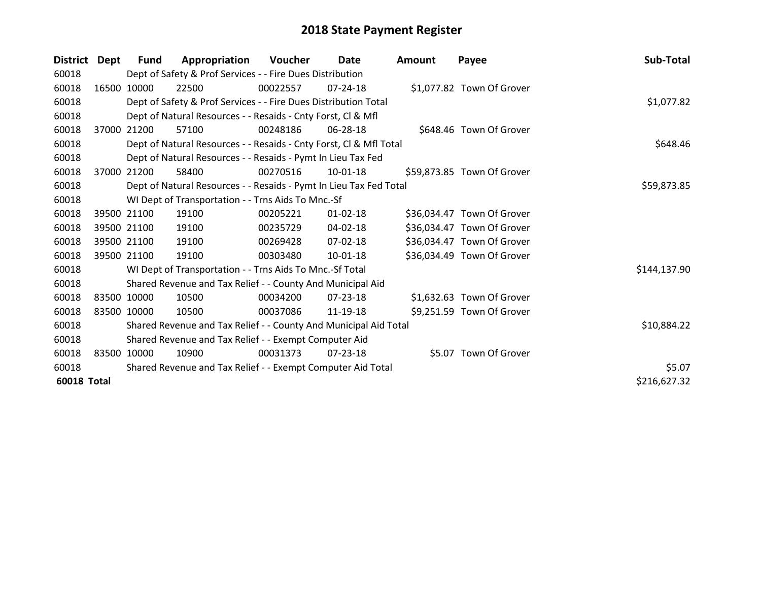# 2018 State Payment Register

| District | Dept | Fund | Appropriation | Voucher | Date | Amount | Payee | Sub-Total |
|---|---|---|---|---|---|---|---|---|
| 60018 | | Dept of Safety & Prof Services - - Fire Dues Distribution | | | | | | |
| 60018 | 16500 | 10000 | 22500 | 00022557 | 07-24-18 | $1,077.82 | Town Of Grover | |
| 60018 | | Dept of Safety & Prof Services - - Fire Dues Distribution Total | | | | | | $1,077.82 |
| 60018 | | Dept of Natural Resources - - Resaids - Cnty Forst, Cl & Mfl | | | | | | |
| 60018 | 37000 | 21200 | 57100 | 00248186 | 06-28-18 | $648.46 | Town Of Grover | |
| 60018 | | Dept of Natural Resources - - Resaids - Cnty Forst, Cl & Mfl Total | | | | | | $648.46 |
| 60018 | | Dept of Natural Resources - - Resaids - Pymt In Lieu Tax Fed | | | | | | |
| 60018 | 37000 | 21200 | 58400 | 00270516 | 10-01-18 | $59,873.85 | Town Of Grover | |
| 60018 | | Dept of Natural Resources - - Resaids - Pymt In Lieu Tax Fed Total | | | | | | $59,873.85 |
| 60018 | | WI Dept of Transportation - - Trns Aids To Mnc.-Sf | | | | | | |
| 60018 | 39500 | 21100 | 19100 | 00205221 | 01-02-18 | $36,034.47 | Town Of Grover | |
| 60018 | 39500 | 21100 | 19100 | 00235729 | 04-02-18 | $36,034.47 | Town Of Grover | |
| 60018 | 39500 | 21100 | 19100 | 00269428 | 07-02-18 | $36,034.47 | Town Of Grover | |
| 60018 | 39500 | 21100 | 19100 | 00303480 | 10-01-18 | $36,034.49 | Town Of Grover | |
| 60018 | | WI Dept of Transportation - - Trns Aids To Mnc.-Sf Total | | | | | | $144,137.90 |
| 60018 | | Shared Revenue and Tax Relief - - County And Municipal Aid | | | | | | |
| 60018 | 83500 | 10000 | 10500 | 00034200 | 07-23-18 | $1,632.63 | Town Of Grover | |
| 60018 | 83500 | 10000 | 10500 | 00037086 | 11-19-18 | $9,251.59 | Town Of Grover | |
| 60018 | | Shared Revenue and Tax Relief - - County And Municipal Aid Total | | | | | | $10,884.22 |
| 60018 | | Shared Revenue and Tax Relief - - Exempt Computer Aid | | | | | | |
| 60018 | 83500 | 10000 | 10900 | 00031373 | 07-23-18 | $5.07 | Town Of Grover | |
| 60018 | | Shared Revenue and Tax Relief - - Exempt Computer Aid Total | | | | | | $5.07 |
| **60018 Total** | | | | | | | | $216,627.32 |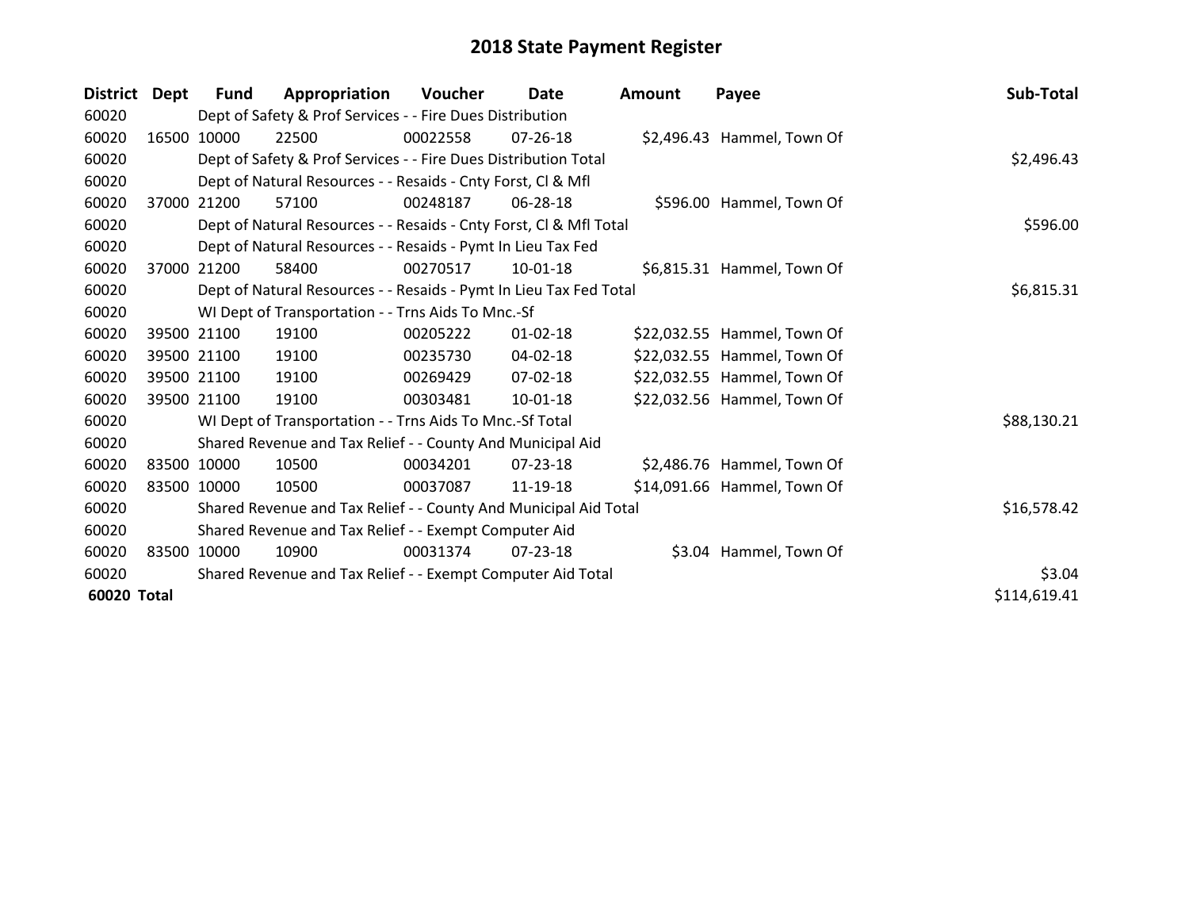# 2018 State Payment Register

| District | Dept | Fund | Appropriation | Voucher | Date | Amount | Payee | Sub-Total |
|---|---|---|---|---|---|---|---|---|
| 60020 | | Dept of Safety & Prof Services - - Fire Dues Distribution | | | | | | |
| 60020 | 16500 | 10000 | 22500 | 00022558 | 07-26-18 | $2,496.43 | Hammel, Town Of | |
| 60020 | | Dept of Safety & Prof Services - - Fire Dues Distribution Total | | | | | | $2,496.43 |
| 60020 | | Dept of Natural Resources - - Resaids - Cnty Forst, Cl & Mfl | | | | | | |
| 60020 | 37000 | 21200 | 57100 | 00248187 | 06-28-18 | $596.00 | Hammel, Town Of | |
| 60020 | | Dept of Natural Resources - - Resaids - Cnty Forst, Cl & Mfl Total | | | | | | $596.00 |
| 60020 | | Dept of Natural Resources - - Resaids - Pymt In Lieu Tax Fed | | | | | | |
| 60020 | 37000 | 21200 | 58400 | 00270517 | 10-01-18 | $6,815.31 | Hammel, Town Of | |
| 60020 | | Dept of Natural Resources - - Resaids - Pymt In Lieu Tax Fed Total | | | | | | $6,815.31 |
| 60020 | | WI Dept of Transportation - - Trns Aids To Mnc.-Sf | | | | | | |
| 60020 | 39500 | 21100 | 19100 | 00205222 | 01-02-18 | $22,032.55 | Hammel, Town Of | |
| 60020 | 39500 | 21100 | 19100 | 00235730 | 04-02-18 | $22,032.55 | Hammel, Town Of | |
| 60020 | 39500 | 21100 | 19100 | 00269429 | 07-02-18 | $22,032.55 | Hammel, Town Of | |
| 60020 | 39500 | 21100 | 19100 | 00303481 | 10-01-18 | $22,032.56 | Hammel, Town Of | |
| 60020 | | WI Dept of Transportation - - Trns Aids To Mnc.-Sf Total | | | | | | $88,130.21 |
| 60020 | | Shared Revenue and Tax Relief - - County And Municipal Aid | | | | | | |
| 60020 | 83500 | 10000 | 10500 | 00034201 | 07-23-18 | $2,486.76 | Hammel, Town Of | |
| 60020 | 83500 | 10000 | 10500 | 00037087 | 11-19-18 | $14,091.66 | Hammel, Town Of | |
| 60020 | | Shared Revenue and Tax Relief - - County And Municipal Aid Total | | | | | | $16,578.42 |
| 60020 | | Shared Revenue and Tax Relief - - Exempt Computer Aid | | | | | | |
| 60020 | 83500 | 10000 | 10900 | 00031374 | 07-23-18 | $3.04 | Hammel, Town Of | |
| 60020 | | Shared Revenue and Tax Relief - - Exempt Computer Aid Total | | | | | | $3.04 |
| **60020 Total** | | | | | | | | $114,619.41 |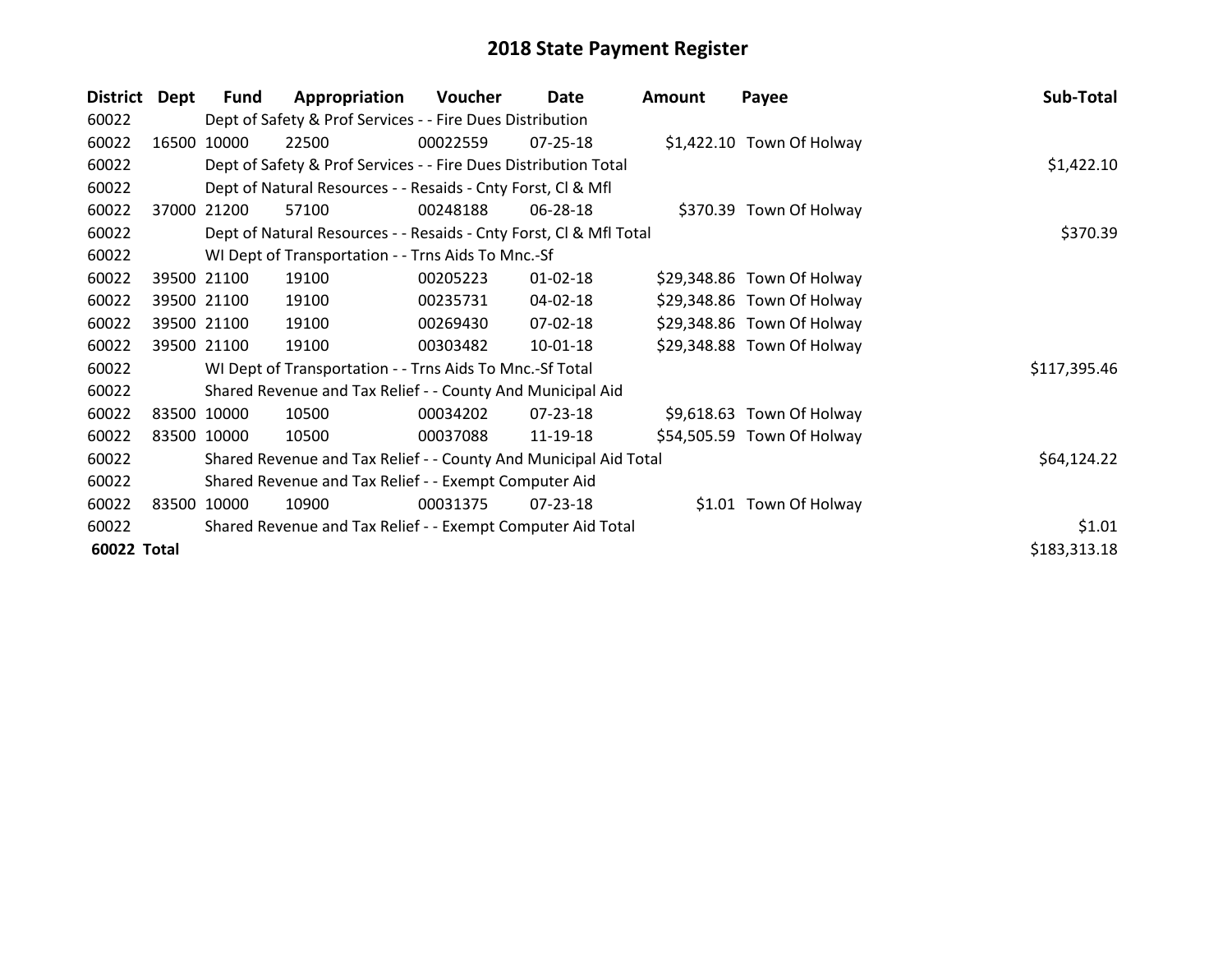# 2018 State Payment Register

| District | Dept | Fund | Appropriation | Voucher | Date | Amount | Payee | Sub-Total |
|---|---|---|---|---|---|---|---|---|
| 60022 | | Dept of Safety & Prof Services - - Fire Dues Distribution | | | | | | |
| 60022 | 16500 | 10000 | 22500 | 00022559 | 07-25-18 | $1,422.10 | Town Of Holway | |
| 60022 | | Dept of Safety & Prof Services - - Fire Dues Distribution Total | | | | | | $1,422.10 |
| 60022 | | Dept of Natural Resources - - Resaids - Cnty Forst, Cl & Mfl | | | | | | |
| 60022 | 37000 | 21200 | 57100 | 00248188 | 06-28-18 | $370.39 | Town Of Holway | |
| 60022 | | Dept of Natural Resources - - Resaids - Cnty Forst, Cl & Mfl Total | | | | | | $370.39 |
| 60022 | | WI Dept of Transportation - - Trns Aids To Mnc.-Sf | | | | | | |
| 60022 | 39500 | 21100 | 19100 | 00205223 | 01-02-18 | $29,348.86 | Town Of Holway | |
| 60022 | 39500 | 21100 | 19100 | 00235731 | 04-02-18 | $29,348.86 | Town Of Holway | |
| 60022 | 39500 | 21100 | 19100 | 00269430 | 07-02-18 | $29,348.86 | Town Of Holway | |
| 60022 | 39500 | 21100 | 19100 | 00303482 | 10-01-18 | $29,348.88 | Town Of Holway | |
| 60022 | | WI Dept of Transportation - - Trns Aids To Mnc.-Sf Total | | | | | | $117,395.46 |
| 60022 | | Shared Revenue and Tax Relief - - County And Municipal Aid | | | | | | |
| 60022 | 83500 | 10000 | 10500 | 00034202 | 07-23-18 | $9,618.63 | Town Of Holway | |
| 60022 | 83500 | 10000 | 10500 | 00037088 | 11-19-18 | $54,505.59 | Town Of Holway | |
| 60022 | | Shared Revenue and Tax Relief - - County And Municipal Aid Total | | | | | | $64,124.22 |
| 60022 | | Shared Revenue and Tax Relief - - Exempt Computer Aid | | | | | | |
| 60022 | 83500 | 10000 | 10900 | 00031375 | 07-23-18 | $1.01 | Town Of Holway | |
| 60022 | | Shared Revenue and Tax Relief - - Exempt Computer Aid Total | | | | | | $1.01 |
| **60022 Total** | | | | | | | | $183,313.18 |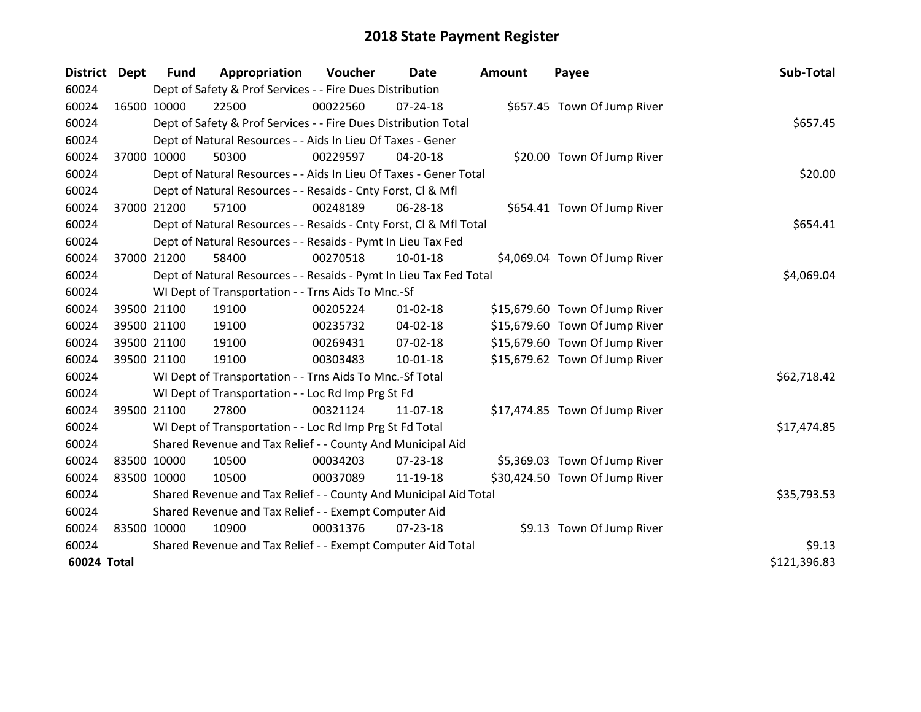# 2018 State Payment Register

| District | Dept | Fund | Appropriation | Voucher | Date | Amount | Payee | Sub-Total |
|---|---|---|---|---|---|---|---|---|
| 60024 | | Dept of Safety & Prof Services - - Fire Dues Distribution | | | | | | |
| 60024 | 16500 | 10000 | 22500 | 00022560 | 07-24-18 | $657.45 | Town Of Jump River | |
| 60024 | | Dept of Safety & Prof Services - - Fire Dues Distribution Total | | | | | | $657.45 |
| 60024 | | Dept of Natural Resources - - Aids In Lieu Of Taxes - Gener | | | | | | |
| 60024 | 37000 | 10000 | 50300 | 00229597 | 04-20-18 | $20.00 | Town Of Jump River | |
| 60024 | | Dept of Natural Resources - - Aids In Lieu Of Taxes - Gener Total | | | | | | $20.00 |
| 60024 | | Dept of Natural Resources - - Resaids - Cnty Forst, Cl & Mfl | | | | | | |
| 60024 | 37000 | 21200 | 57100 | 00248189 | 06-28-18 | $654.41 | Town Of Jump River | |
| 60024 | | Dept of Natural Resources - - Resaids - Cnty Forst, Cl & Mfl Total | | | | | | $654.41 |
| 60024 | | Dept of Natural Resources - - Resaids - Pymt In Lieu Tax Fed | | | | | | |
| 60024 | 37000 | 21200 | 58400 | 00270518 | 10-01-18 | $4,069.04 | Town Of Jump River | |
| 60024 | | Dept of Natural Resources - - Resaids - Pymt In Lieu Tax Fed Total | | | | | | $4,069.04 |
| 60024 | | WI Dept of Transportation - - Trns Aids To Mnc.-Sf | | | | | | |
| 60024 | 39500 | 21100 | 19100 | 00205224 | 01-02-18 | $15,679.60 | Town Of Jump River | |
| 60024 | 39500 | 21100 | 19100 | 00235732 | 04-02-18 | $15,679.60 | Town Of Jump River | |
| 60024 | 39500 | 21100 | 19100 | 00269431 | 07-02-18 | $15,679.60 | Town Of Jump River | |
| 60024 | 39500 | 21100 | 19100 | 00303483 | 10-01-18 | $15,679.62 | Town Of Jump River | |
| 60024 | | WI Dept of Transportation - - Trns Aids To Mnc.-Sf Total | | | | | | $62,718.42 |
| 60024 | | WI Dept of Transportation - - Loc Rd Imp Prg St Fd | | | | | | |
| 60024 | 39500 | 21100 | 27800 | 00321124 | 11-07-18 | $17,474.85 | Town Of Jump River | |
| 60024 | | WI Dept of Transportation - - Loc Rd Imp Prg St Fd Total | | | | | | $17,474.85 |
| 60024 | | Shared Revenue and Tax Relief - - County And Municipal Aid | | | | | | |
| 60024 | 83500 | 10000 | 10500 | 00034203 | 07-23-18 | $5,369.03 | Town Of Jump River | |
| 60024 | 83500 | 10000 | 10500 | 00037089 | 11-19-18 | $30,424.50 | Town Of Jump River | |
| 60024 | | Shared Revenue and Tax Relief - - County And Municipal Aid Total | | | | | | $35,793.53 |
| 60024 | | Shared Revenue and Tax Relief - - Exempt Computer Aid | | | | | | |
| 60024 | 83500 | 10000 | 10900 | 00031376 | 07-23-18 | $9.13 | Town Of Jump River | |
| 60024 | | Shared Revenue and Tax Relief - - Exempt Computer Aid Total | | | | | | $9.13 |
| **60024 Total** | | | | | | | | $121,396.83 |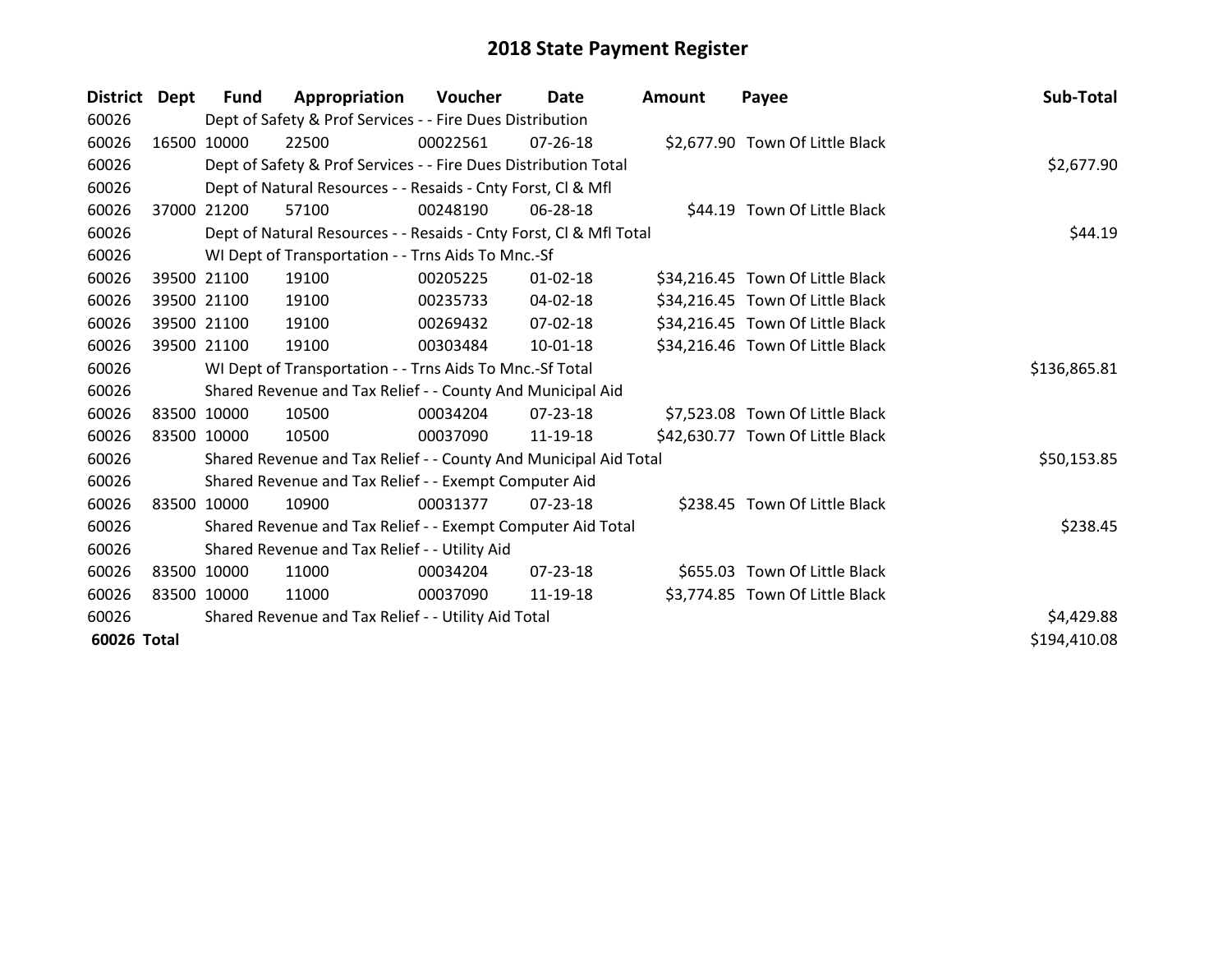# 2018 State Payment Register

| District | Dept | Fund | Appropriation | Voucher | Date | Amount | Payee | Sub-Total |
|---|---|---|---|---|---|---|---|---|
| 60026 | | Dept of Safety & Prof Services - - Fire Dues Distribution | | | | | | |
| 60026 | 16500 | 10000 | 22500 | 00022561 | 07-26-18 | $2,677.90 | Town Of Little Black | |
| 60026 | | Dept of Safety & Prof Services - - Fire Dues Distribution Total | | | | | | $2,677.90 |
| 60026 | | Dept of Natural Resources - - Resaids - Cnty Forst, Cl & Mfl | | | | | | |
| 60026 | 37000 | 21200 | 57100 | 00248190 | 06-28-18 | $44.19 | Town Of Little Black | |
| 60026 | | Dept of Natural Resources - - Resaids - Cnty Forst, Cl & Mfl Total | | | | | | $44.19 |
| 60026 | | WI Dept of Transportation - - Trns Aids To Mnc.-Sf | | | | | | |
| 60026 | 39500 | 21100 | 19100 | 00205225 | 01-02-18 | $34,216.45 | Town Of Little Black | |
| 60026 | 39500 | 21100 | 19100 | 00235733 | 04-02-18 | $34,216.45 | Town Of Little Black | |
| 60026 | 39500 | 21100 | 19100 | 00269432 | 07-02-18 | $34,216.45 | Town Of Little Black | |
| 60026 | 39500 | 21100 | 19100 | 00303484 | 10-01-18 | $34,216.46 | Town Of Little Black | |
| 60026 | | WI Dept of Transportation - - Trns Aids To Mnc.-Sf Total | | | | | | $136,865.81 |
| 60026 | | Shared Revenue and Tax Relief - - County And Municipal Aid | | | | | | |
| 60026 | 83500 | 10000 | 10500 | 00034204 | 07-23-18 | $7,523.08 | Town Of Little Black | |
| 60026 | 83500 | 10000 | 10500 | 00037090 | 11-19-18 | $42,630.77 | Town Of Little Black | |
| 60026 | | Shared Revenue and Tax Relief - - County And Municipal Aid Total | | | | | | $50,153.85 |
| 60026 | | Shared Revenue and Tax Relief - - Exempt Computer Aid | | | | | | |
| 60026 | 83500 | 10000 | 10900 | 00031377 | 07-23-18 | $238.45 | Town Of Little Black | |
| 60026 | | Shared Revenue and Tax Relief - - Exempt Computer Aid Total | | | | | | $238.45 |
| 60026 | | Shared Revenue and Tax Relief - - Utility Aid | | | | | | |
| 60026 | 83500 | 10000 | 11000 | 00034204 | 07-23-18 | $655.03 | Town Of Little Black | |
| 60026 | 83500 | 10000 | 11000 | 00037090 | 11-19-18 | $3,774.85 | Town Of Little Black | |
| 60026 | | Shared Revenue and Tax Relief - - Utility Aid Total | | | | | | $4,429.88 |
| **60026 Total** | | | | | | | | $194,410.08 |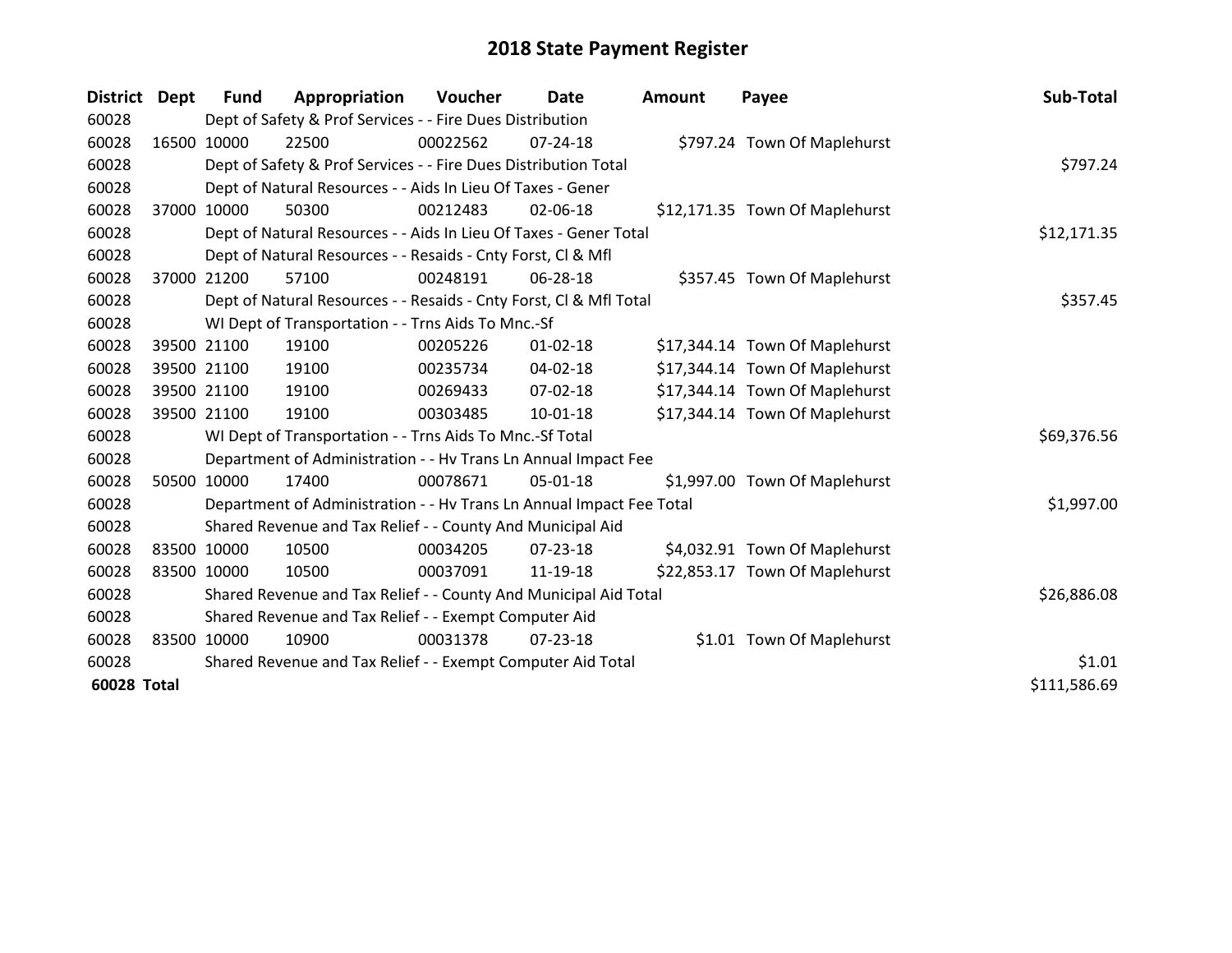# 2018 State Payment Register

| District | Dept | Fund | Appropriation | Voucher | Date | Amount | Payee | Sub-Total |
|---|---|---|---|---|---|---|---|---|
| 60028 | | Dept of Safety & Prof Services - - Fire Dues Distribution | | | | | | |
| 60028 | 16500 | 10000 | 22500 | 00022562 | 07-24-18 | $797.24 | Town Of Maplehurst | |
| 60028 | | Dept of Safety & Prof Services - - Fire Dues Distribution Total | | | | | | $797.24 |
| 60028 | | Dept of Natural Resources - - Aids In Lieu Of Taxes - Gener | | | | | | |
| 60028 | 37000 | 10000 | 50300 | 00212483 | 02-06-18 | $12,171.35 | Town Of Maplehurst | |
| 60028 | | Dept of Natural Resources - - Aids In Lieu Of Taxes - Gener Total | | | | | | $12,171.35 |
| 60028 | | Dept of Natural Resources - - Resaids - Cnty Forst, Cl & Mfl | | | | | | |
| 60028 | 37000 | 21200 | 57100 | 00248191 | 06-28-18 | $357.45 | Town Of Maplehurst | |
| 60028 | | Dept of Natural Resources - - Resaids - Cnty Forst, Cl & Mfl Total | | | | | | $357.45 |
| 60028 | | WI Dept of Transportation - - Trns Aids To Mnc.-Sf | | | | | | |
| 60028 | 39500 | 21100 | 19100 | 00205226 | 01-02-18 | $17,344.14 | Town Of Maplehurst | |
| 60028 | 39500 | 21100 | 19100 | 00235734 | 04-02-18 | $17,344.14 | Town Of Maplehurst | |
| 60028 | 39500 | 21100 | 19100 | 00269433 | 07-02-18 | $17,344.14 | Town Of Maplehurst | |
| 60028 | 39500 | 21100 | 19100 | 00303485 | 10-01-18 | $17,344.14 | Town Of Maplehurst | |
| 60028 | | WI Dept of Transportation - - Trns Aids To Mnc.-Sf Total | | | | | | $69,376.56 |
| 60028 | | Department of Administration - - Hv Trans Ln Annual Impact Fee | | | | | | |
| 60028 | 50500 | 10000 | 17400 | 00078671 | 05-01-18 | $1,997.00 | Town Of Maplehurst | |
| 60028 | | Department of Administration - - Hv Trans Ln Annual Impact Fee Total | | | | | | $1,997.00 |
| 60028 | | Shared Revenue and Tax Relief - - County And Municipal Aid | | | | | | |
| 60028 | 83500 | 10000 | 10500 | 00034205 | 07-23-18 | $4,032.91 | Town Of Maplehurst | |
| 60028 | 83500 | 10000 | 10500 | 00037091 | 11-19-18 | $22,853.17 | Town Of Maplehurst | |
| 60028 | | Shared Revenue and Tax Relief - - County And Municipal Aid Total | | | | | | $26,886.08 |
| 60028 | | Shared Revenue and Tax Relief - - Exempt Computer Aid | | | | | | |
| 60028 | 83500 | 10000 | 10900 | 00031378 | 07-23-18 | $1.01 | Town Of Maplehurst | |
| 60028 | | Shared Revenue and Tax Relief - - Exempt Computer Aid Total | | | | | | $1.01 |
| **60028 Total** | | | | | | | | $111,586.69 |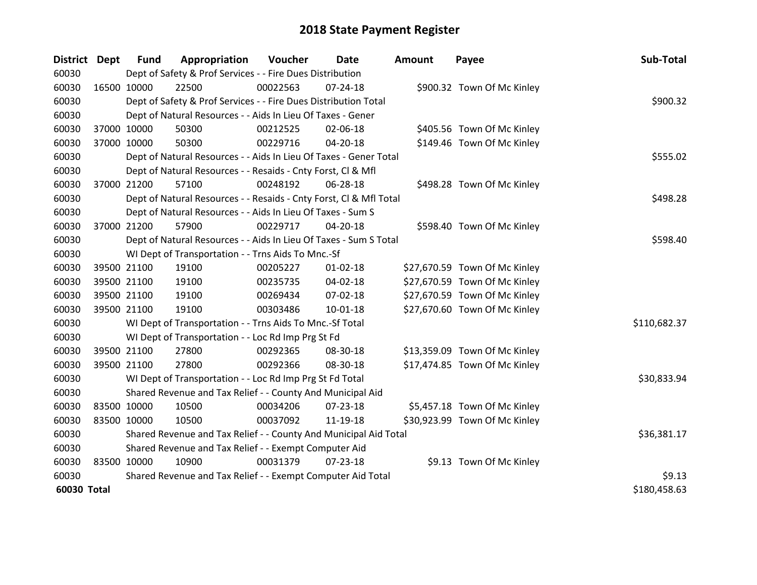# 2018 State Payment Register

| District | Dept | Fund | Appropriation | Voucher | Date | Amount | Payee | Sub-Total |
|---|---|---|---|---|---|---|---|---|
| 60030 | | Dept of Safety & Prof Services - - Fire Dues Distribution | | | | | | |
| 60030 | 16500 | 10000 | 22500 | 00022563 | 07-24-18 | $900.32 | Town Of Mc Kinley | |
| 60030 | | Dept of Safety & Prof Services - - Fire Dues Distribution Total | | | | | | $900.32 |
| 60030 | | Dept of Natural Resources - - Aids In Lieu Of Taxes - Gener | | | | | | |
| 60030 | 37000 | 10000 | 50300 | 00212525 | 02-06-18 | $405.56 | Town Of Mc Kinley | |
| 60030 | 37000 | 10000 | 50300 | 00229716 | 04-20-18 | $149.46 | Town Of Mc Kinley | |
| 60030 | | Dept of Natural Resources - - Aids In Lieu Of Taxes - Gener Total | | | | | | $555.02 |
| 60030 | | Dept of Natural Resources - - Resaids - Cnty Forst, Cl & Mfl | | | | | | |
| 60030 | 37000 | 21200 | 57100 | 00248192 | 06-28-18 | $498.28 | Town Of Mc Kinley | |
| 60030 | | Dept of Natural Resources - - Resaids - Cnty Forst, Cl & Mfl Total | | | | | | $498.28 |
| 60030 | | Dept of Natural Resources - - Aids In Lieu Of Taxes - Sum S | | | | | | |
| 60030 | 37000 | 21200 | 57900 | 00229717 | 04-20-18 | $598.40 | Town Of Mc Kinley | |
| 60030 | | Dept of Natural Resources - - Aids In Lieu Of Taxes - Sum S Total | | | | | | $598.40 |
| 60030 | | WI Dept of Transportation - - Trns Aids To Mnc.-Sf | | | | | | |
| 60030 | 39500 | 21100 | 19100 | 00205227 | 01-02-18 | $27,670.59 | Town Of Mc Kinley | |
| 60030 | 39500 | 21100 | 19100 | 00235735 | 04-02-18 | $27,670.59 | Town Of Mc Kinley | |
| 60030 | 39500 | 21100 | 19100 | 00269434 | 07-02-18 | $27,670.59 | Town Of Mc Kinley | |
| 60030 | 39500 | 21100 | 19100 | 00303486 | 10-01-18 | $27,670.60 | Town Of Mc Kinley | |
| 60030 | | WI Dept of Transportation - - Trns Aids To Mnc.-Sf Total | | | | | | $110,682.37 |
| 60030 | | WI Dept of Transportation - - Loc Rd Imp Prg St Fd | | | | | | |
| 60030 | 39500 | 21100 | 27800 | 00292365 | 08-30-18 | $13,359.09 | Town Of Mc Kinley | |
| 60030 | 39500 | 21100 | 27800 | 00292366 | 08-30-18 | $17,474.85 | Town Of Mc Kinley | |
| 60030 | | WI Dept of Transportation - - Loc Rd Imp Prg St Fd Total | | | | | | $30,833.94 |
| 60030 | | Shared Revenue and Tax Relief - - County And Municipal Aid | | | | | | |
| 60030 | 83500 | 10000 | 10500 | 00034206 | 07-23-18 | $5,457.18 | Town Of Mc Kinley | |
| 60030 | 83500 | 10000 | 10500 | 00037092 | 11-19-18 | $30,923.99 | Town Of Mc Kinley | |
| 60030 | | Shared Revenue and Tax Relief - - County And Municipal Aid Total | | | | | | $36,381.17 |
| 60030 | | Shared Revenue and Tax Relief - - Exempt Computer Aid | | | | | | |
| 60030 | 83500 | 10000 | 10900 | 00031379 | 07-23-18 | $9.13 | Town Of Mc Kinley | |
| 60030 | | Shared Revenue and Tax Relief - - Exempt Computer Aid Total | | | | | | $9.13 |
| **60030 Total** | | | | | | | | $180,458.63 |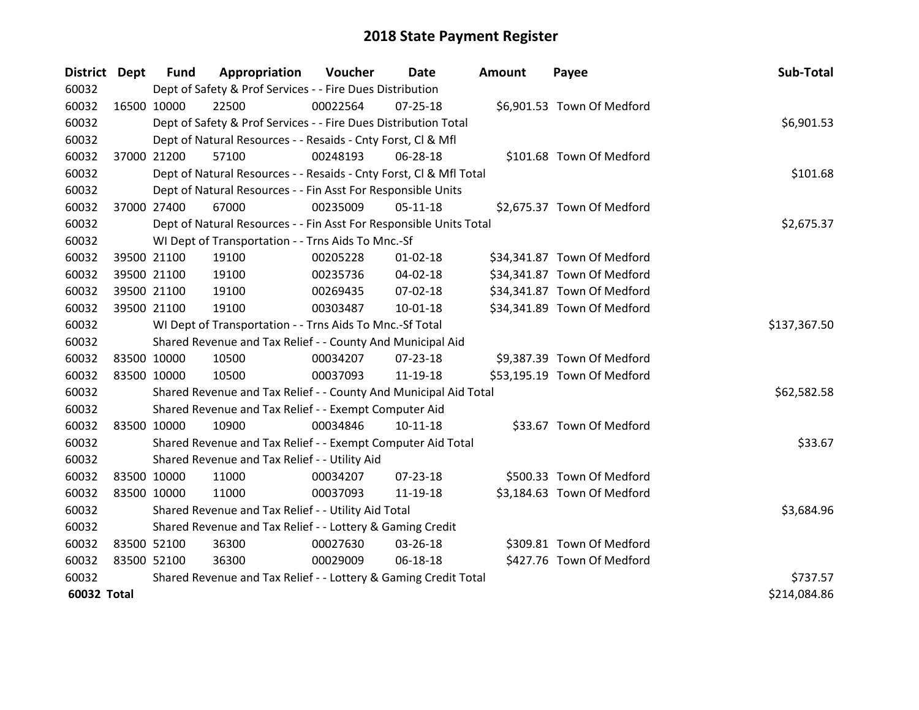# 2018 State Payment Register

| District | Dept | Fund | Appropriation | Voucher | Date | Amount | Payee | Sub-Total |
|---|---|---|---|---|---|---|---|---|
| 60032 | | Dept of Safety & Prof Services - - Fire Dues Distribution | | | | | | |
| 60032 | 16500 | 10000 | 22500 | 00022564 | 07-25-18 | $6,901.53 | Town Of Medford | |
| 60032 | | Dept of Safety & Prof Services - - Fire Dues Distribution Total | | | | | | $6,901.53 |
| 60032 | | Dept of Natural Resources - - Resaids - Cnty Forst, Cl & Mfl | | | | | | |
| 60032 | 37000 | 21200 | 57100 | 00248193 | 06-28-18 | $101.68 | Town Of Medford | |
| 60032 | | Dept of Natural Resources - - Resaids - Cnty Forst, Cl & Mfl Total | | | | | | $101.68 |
| 60032 | | Dept of Natural Resources - - Fin Asst For Responsible Units | | | | | | |
| 60032 | 37000 | 27400 | 67000 | 00235009 | 05-11-18 | $2,675.37 | Town Of Medford | |
| 60032 | | Dept of Natural Resources - - Fin Asst For Responsible Units Total | | | | | | $2,675.37 |
| 60032 | | WI Dept of Transportation - - Trns Aids To Mnc.-Sf | | | | | | |
| 60032 | 39500 | 21100 | 19100 | 00205228 | 01-02-18 | $34,341.87 | Town Of Medford | |
| 60032 | 39500 | 21100 | 19100 | 00235736 | 04-02-18 | $34,341.87 | Town Of Medford | |
| 60032 | 39500 | 21100 | 19100 | 00269435 | 07-02-18 | $34,341.87 | Town Of Medford | |
| 60032 | 39500 | 21100 | 19100 | 00303487 | 10-01-18 | $34,341.89 | Town Of Medford | |
| 60032 | | WI Dept of Transportation - - Trns Aids To Mnc.-Sf Total | | | | | | $137,367.50 |
| 60032 | | Shared Revenue and Tax Relief - - County And Municipal Aid | | | | | | |
| 60032 | 83500 | 10000 | 10500 | 00034207 | 07-23-18 | $9,387.39 | Town Of Medford | |
| 60032 | 83500 | 10000 | 10500 | 00037093 | 11-19-18 | $53,195.19 | Town Of Medford | |
| 60032 | | Shared Revenue and Tax Relief - - County And Municipal Aid Total | | | | | | $62,582.58 |
| 60032 | | Shared Revenue and Tax Relief - - Exempt Computer Aid | | | | | | |
| 60032 | 83500 | 10000 | 10900 | 00034846 | 10-11-18 | $33.67 | Town Of Medford | |
| 60032 | | Shared Revenue and Tax Relief - - Exempt Computer Aid Total | | | | | | $33.67 |
| 60032 | | Shared Revenue and Tax Relief - - Utility Aid | | | | | | |
| 60032 | 83500 | 10000 | 11000 | 00034207 | 07-23-18 | $500.33 | Town Of Medford | |
| 60032 | 83500 | 10000 | 11000 | 00037093 | 11-19-18 | $3,184.63 | Town Of Medford | |
| 60032 | | Shared Revenue and Tax Relief - - Utility Aid Total | | | | | | $3,684.96 |
| 60032 | | Shared Revenue and Tax Relief - - Lottery & Gaming Credit | | | | | | |
| 60032 | 83500 | 52100 | 36300 | 00027630 | 03-26-18 | $309.81 | Town Of Medford | |
| 60032 | 83500 | 52100 | 36300 | 00029009 | 06-18-18 | $427.76 | Town Of Medford | |
| 60032 | | Shared Revenue and Tax Relief - - Lottery & Gaming Credit Total | | | | | | $737.57 |
| **60032 Total** | | | | | | | | $214,084.86 |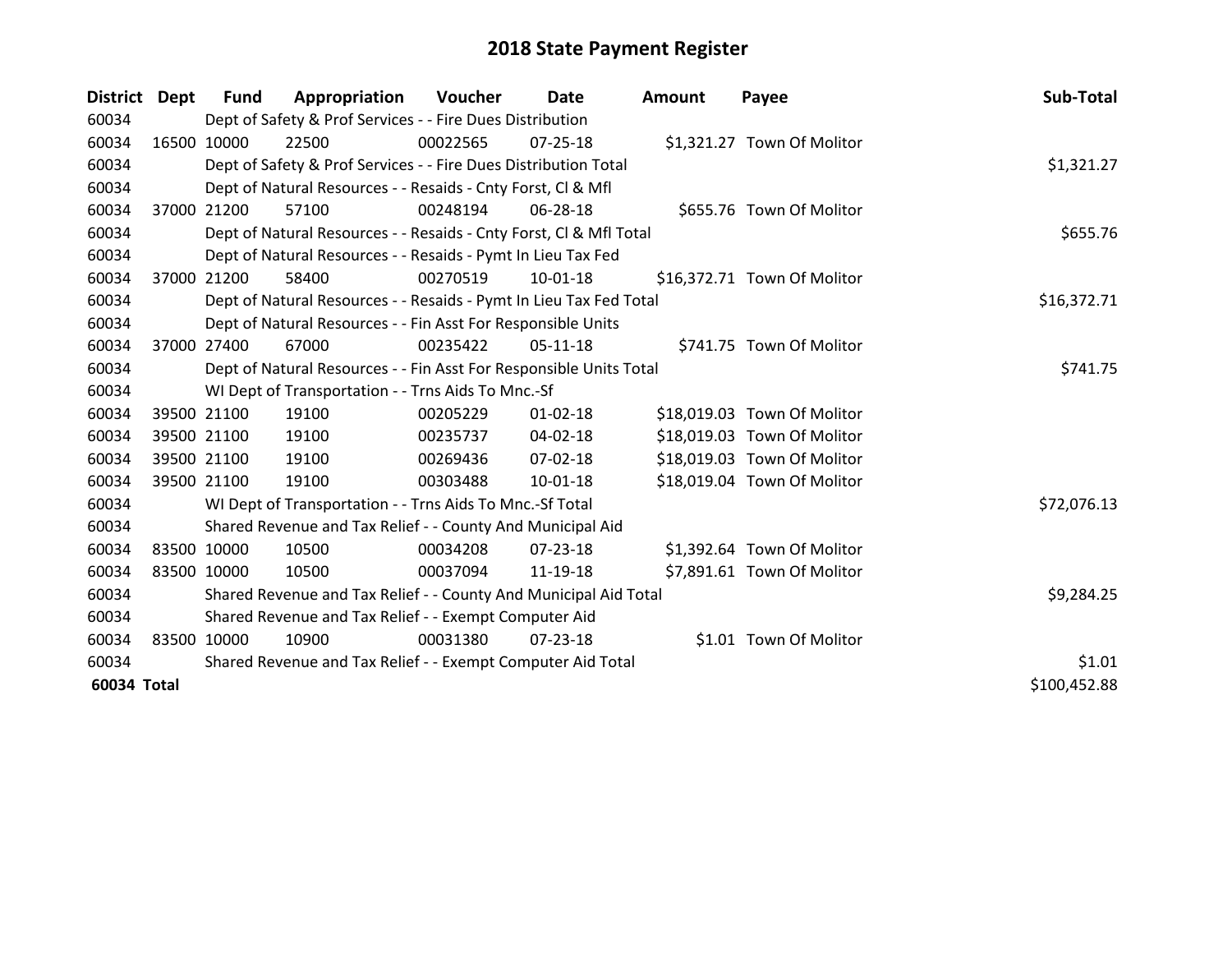# 2018 State Payment Register

| District | Dept | Fund | Appropriation | Voucher | Date | Amount | Payee | Sub-Total |
|---|---|---|---|---|---|---|---|---|
| 60034 | | Dept of Safety & Prof Services - - Fire Dues Distribution | | | | | | |
| 60034 | 16500 | 10000 | 22500 | 00022565 | 07-25-18 | $1,321.27 | Town Of Molitor | |
| 60034 | | Dept of Safety & Prof Services - - Fire Dues Distribution Total | | | | | | $1,321.27 |
| 60034 | | Dept of Natural Resources - - Resaids - Cnty Forst, Cl & Mfl | | | | | | |
| 60034 | 37000 | 21200 | 57100 | 00248194 | 06-28-18 | $655.76 | Town Of Molitor | |
| 60034 | | Dept of Natural Resources - - Resaids - Cnty Forst, Cl & Mfl Total | | | | | | $655.76 |
| 60034 | | Dept of Natural Resources - - Resaids - Pymt In Lieu Tax Fed | | | | | | |
| 60034 | 37000 | 21200 | 58400 | 00270519 | 10-01-18 | $16,372.71 | Town Of Molitor | |
| 60034 | | Dept of Natural Resources - - Resaids - Pymt In Lieu Tax Fed Total | | | | | | $16,372.71 |
| 60034 | | Dept of Natural Resources - - Fin Asst For Responsible Units | | | | | | |
| 60034 | 37000 | 27400 | 67000 | 00235422 | 05-11-18 | $741.75 | Town Of Molitor | |
| 60034 | | Dept of Natural Resources - - Fin Asst For Responsible Units Total | | | | | | $741.75 |
| 60034 | | WI Dept of Transportation - - Trns Aids To Mnc.-Sf | | | | | | |
| 60034 | 39500 | 21100 | 19100 | 00205229 | 01-02-18 | $18,019.03 | Town Of Molitor | |
| 60034 | 39500 | 21100 | 19100 | 00235737 | 04-02-18 | $18,019.03 | Town Of Molitor | |
| 60034 | 39500 | 21100 | 19100 | 00269436 | 07-02-18 | $18,019.03 | Town Of Molitor | |
| 60034 | 39500 | 21100 | 19100 | 00303488 | 10-01-18 | $18,019.04 | Town Of Molitor | |
| 60034 | | WI Dept of Transportation - - Trns Aids To Mnc.-Sf Total | | | | | | $72,076.13 |
| 60034 | | Shared Revenue and Tax Relief - - County And Municipal Aid | | | | | | |
| 60034 | 83500 | 10000 | 10500 | 00034208 | 07-23-18 | $1,392.64 | Town Of Molitor | |
| 60034 | 83500 | 10000 | 10500 | 00037094 | 11-19-18 | $7,891.61 | Town Of Molitor | |
| 60034 | | Shared Revenue and Tax Relief - - County And Municipal Aid Total | | | | | | $9,284.25 |
| 60034 | | Shared Revenue and Tax Relief - - Exempt Computer Aid | | | | | | |
| 60034 | 83500 | 10000 | 10900 | 00031380 | 07-23-18 | $1.01 | Town Of Molitor | |
| 60034 | | Shared Revenue and Tax Relief - - Exempt Computer Aid Total | | | | | | $1.01 |
| **60034 Total** | | | | | | | | $100,452.88 |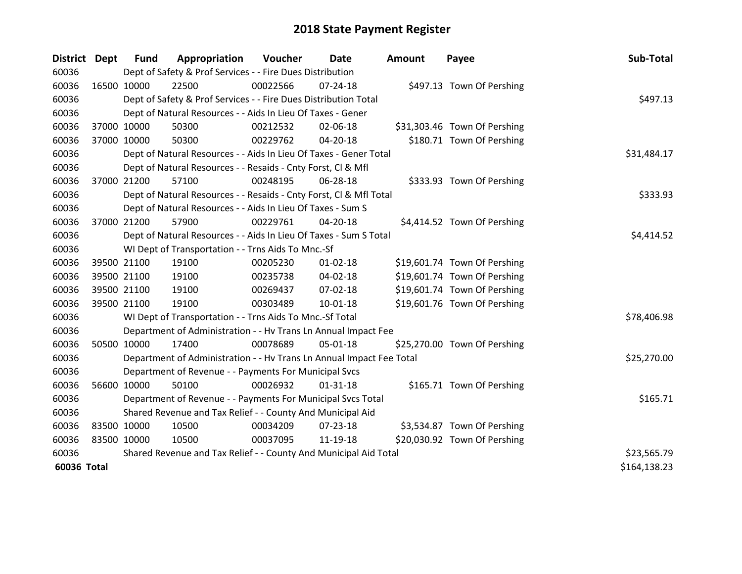# 2018 State Payment Register

| District | Dept | Fund | Appropriation | Voucher | Date | Amount | Payee | Sub-Total |
|---|---|---|---|---|---|---|---|---|
| 60036 | | Dept of Safety & Prof Services - - Fire Dues Distribution | | | | | | |
| 60036 | 16500 | 10000 | 22500 | 00022566 | 07-24-18 | $497.13 | Town Of Pershing | |
| 60036 | | Dept of Safety & Prof Services - - Fire Dues Distribution Total | | | | | | $497.13 |
| 60036 | | Dept of Natural Resources - - Aids In Lieu Of Taxes - Gener | | | | | | |
| 60036 | 37000 | 10000 | 50300 | 00212532 | 02-06-18 | $31,303.46 | Town Of Pershing | |
| 60036 | 37000 | 10000 | 50300 | 00229762 | 04-20-18 | $180.71 | Town Of Pershing | |
| 60036 | | Dept of Natural Resources - - Aids In Lieu Of Taxes - Gener Total | | | | | | $31,484.17 |
| 60036 | | Dept of Natural Resources - - Resaids - Cnty Forst, Cl & Mfl | | | | | | |
| 60036 | 37000 | 21200 | 57100 | 00248195 | 06-28-18 | $333.93 | Town Of Pershing | |
| 60036 | | Dept of Natural Resources - - Resaids - Cnty Forst, Cl & Mfl Total | | | | | | $333.93 |
| 60036 | | Dept of Natural Resources - - Aids In Lieu Of Taxes - Sum S | | | | | | |
| 60036 | 37000 | 21200 | 57900 | 00229761 | 04-20-18 | $4,414.52 | Town Of Pershing | |
| 60036 | | Dept of Natural Resources - - Aids In Lieu Of Taxes - Sum S Total | | | | | | $4,414.52 |
| 60036 | | WI Dept of Transportation - - Trns Aids To Mnc.-Sf | | | | | | |
| 60036 | 39500 | 21100 | 19100 | 00205230 | 01-02-18 | $19,601.74 | Town Of Pershing | |
| 60036 | 39500 | 21100 | 19100 | 00235738 | 04-02-18 | $19,601.74 | Town Of Pershing | |
| 60036 | 39500 | 21100 | 19100 | 00269437 | 07-02-18 | $19,601.74 | Town Of Pershing | |
| 60036 | 39500 | 21100 | 19100 | 00303489 | 10-01-18 | $19,601.76 | Town Of Pershing | |
| 60036 | | WI Dept of Transportation - - Trns Aids To Mnc.-Sf Total | | | | | | $78,406.98 |
| 60036 | | Department of Administration - - Hv Trans Ln Annual Impact Fee | | | | | | |
| 60036 | 50500 | 10000 | 17400 | 00078689 | 05-01-18 | $25,270.00 | Town Of Pershing | |
| 60036 | | Department of Administration - - Hv Trans Ln Annual Impact Fee Total | | | | | | $25,270.00 |
| 60036 | | Department of Revenue - - Payments For Municipal Svcs | | | | | | |
| 60036 | 56600 | 10000 | 50100 | 00026932 | 01-31-18 | $165.71 | Town Of Pershing | |
| 60036 | | Department of Revenue - - Payments For Municipal Svcs Total | | | | | | $165.71 |
| 60036 | | Shared Revenue and Tax Relief - - County And Municipal Aid | | | | | | |
| 60036 | 83500 | 10000 | 10500 | 00034209 | 07-23-18 | $3,534.87 | Town Of Pershing | |
| 60036 | 83500 | 10000 | 10500 | 00037095 | 11-19-18 | $20,030.92 | Town Of Pershing | |
| 60036 | | Shared Revenue and Tax Relief - - County And Municipal Aid Total | | | | | | $23,565.79 |
| **60036 Total** | | | | | | | | $164,138.23 |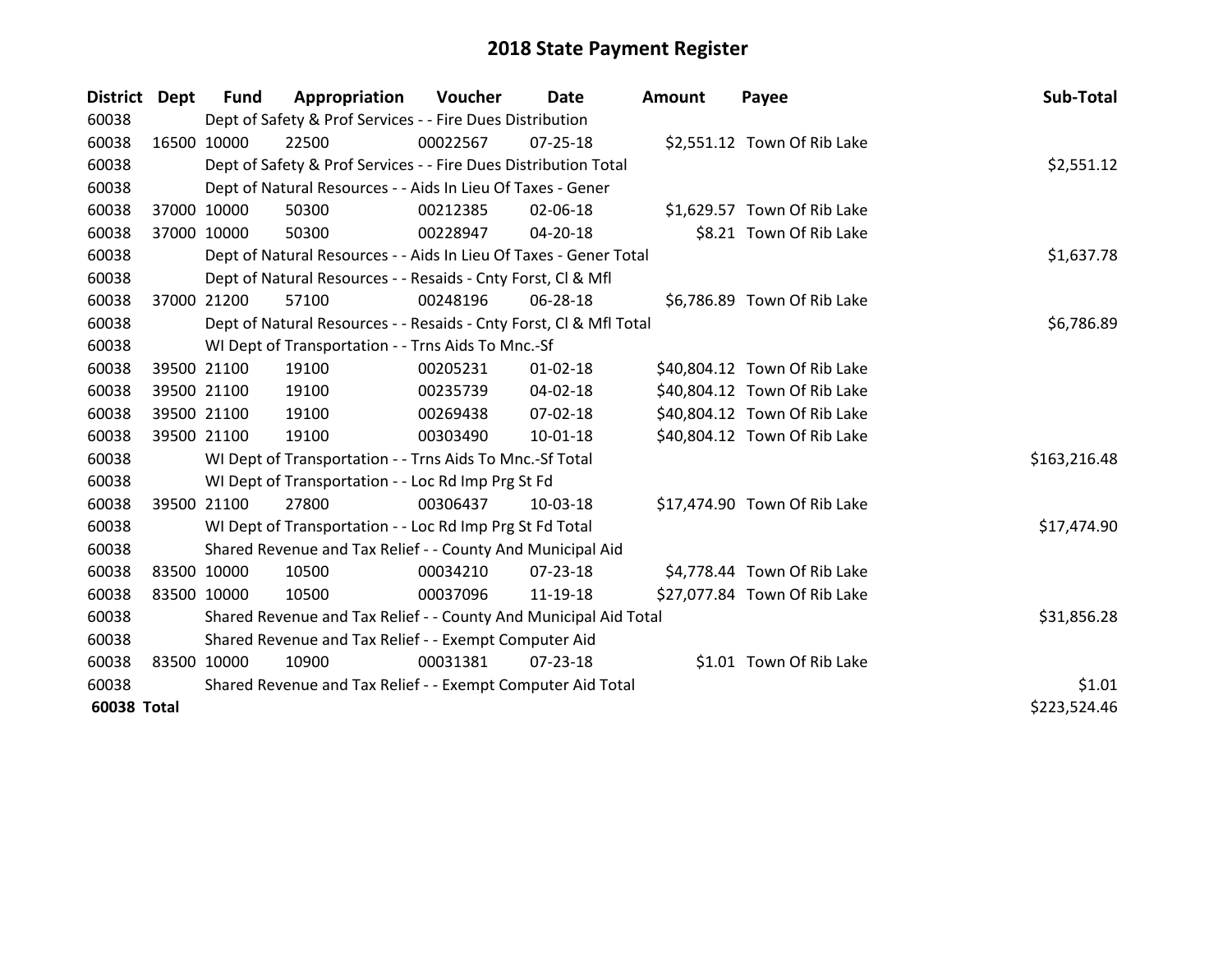# 2018 State Payment Register

| District | Dept | Fund | Appropriation | Voucher | Date | Amount | Payee | Sub-Total |
|---|---|---|---|---|---|---|---|---|
| 60038 | | Dept of Safety & Prof Services - - Fire Dues Distribution | | | | | | |
| 60038 | 16500 | 10000 | 22500 | 00022567 | 07-25-18 | $2,551.12 | Town Of Rib Lake | |
| 60038 | | Dept of Safety & Prof Services - - Fire Dues Distribution Total | | | | | | $2,551.12 |
| 60038 | | Dept of Natural Resources - - Aids In Lieu Of Taxes - Gener | | | | | | |
| 60038 | 37000 | 10000 | 50300 | 00212385 | 02-06-18 | $1,629.57 | Town Of Rib Lake | |
| 60038 | 37000 | 10000 | 50300 | 00228947 | 04-20-18 | $8.21 | Town Of Rib Lake | |
| 60038 | | Dept of Natural Resources - - Aids In Lieu Of Taxes - Gener Total | | | | | | $1,637.78 |
| 60038 | | Dept of Natural Resources - - Resaids - Cnty Forst, Cl & Mfl | | | | | | |
| 60038 | 37000 | 21200 | 57100 | 00248196 | 06-28-18 | $6,786.89 | Town Of Rib Lake | |
| 60038 | | Dept of Natural Resources - - Resaids - Cnty Forst, Cl & Mfl Total | | | | | | $6,786.89 |
| 60038 | | WI Dept of Transportation - - Trns Aids To Mnc.-Sf | | | | | | |
| 60038 | 39500 | 21100 | 19100 | 00205231 | 01-02-18 | $40,804.12 | Town Of Rib Lake | |
| 60038 | 39500 | 21100 | 19100 | 00235739 | 04-02-18 | $40,804.12 | Town Of Rib Lake | |
| 60038 | 39500 | 21100 | 19100 | 00269438 | 07-02-18 | $40,804.12 | Town Of Rib Lake | |
| 60038 | 39500 | 21100 | 19100 | 00303490 | 10-01-18 | $40,804.12 | Town Of Rib Lake | |
| 60038 | | WI Dept of Transportation - - Trns Aids To Mnc.-Sf Total | | | | | | $163,216.48 |
| 60038 | | WI Dept of Transportation - - Loc Rd Imp Prg St Fd | | | | | | |
| 60038 | 39500 | 21100 | 27800 | 00306437 | 10-03-18 | $17,474.90 | Town Of Rib Lake | |
| 60038 | | WI Dept of Transportation - - Loc Rd Imp Prg St Fd Total | | | | | | $17,474.90 |
| 60038 | | Shared Revenue and Tax Relief - - County And Municipal Aid | | | | | | |
| 60038 | 83500 | 10000 | 10500 | 00034210 | 07-23-18 | $4,778.44 | Town Of Rib Lake | |
| 60038 | 83500 | 10000 | 10500 | 00037096 | 11-19-18 | $27,077.84 | Town Of Rib Lake | |
| 60038 | | Shared Revenue and Tax Relief - - County And Municipal Aid Total | | | | | | $31,856.28 |
| 60038 | | Shared Revenue and Tax Relief - - Exempt Computer Aid | | | | | | |
| 60038 | 83500 | 10000 | 10900 | 00031381 | 07-23-18 | $1.01 | Town Of Rib Lake | |
| 60038 | | Shared Revenue and Tax Relief - - Exempt Computer Aid Total | | | | | | $1.01 |
| **60038 Total** | | | | | | | | $223,524.46 |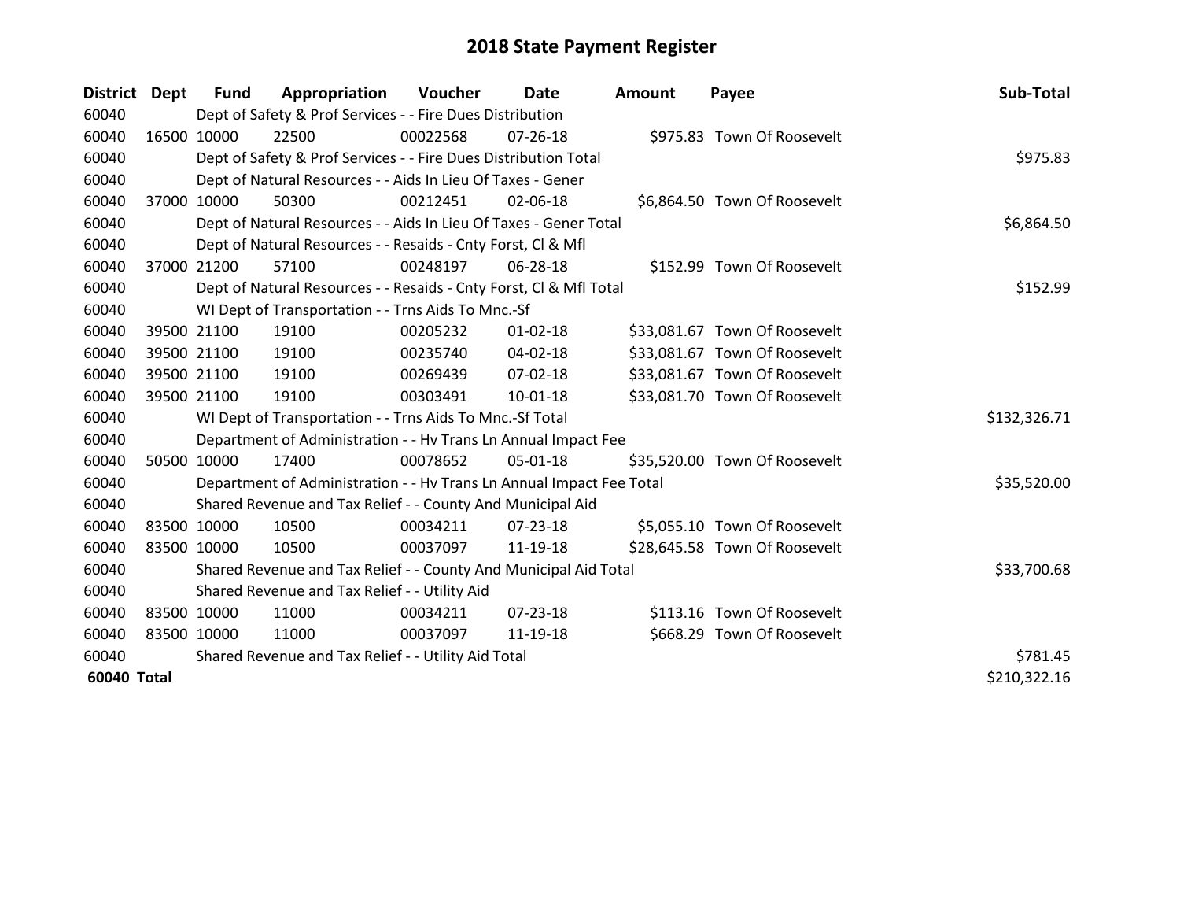# 2018 State Payment Register

| District | Dept | Fund | Appropriation | Voucher | Date | Amount | Payee | Sub-Total |
|---|---|---|---|---|---|---|---|---|
| 60040 | | Dept of Safety & Prof Services - - Fire Dues Distribution | | | | | | |
| 60040 | 16500 | 10000 | 22500 | 00022568 | 07-26-18 | $975.83 | Town Of Roosevelt | |
| 60040 | | Dept of Safety & Prof Services - - Fire Dues Distribution Total | | | | | | $975.83 |
| 60040 | | Dept of Natural Resources - - Aids In Lieu Of Taxes - Gener | | | | | | |
| 60040 | 37000 | 10000 | 50300 | 00212451 | 02-06-18 | $6,864.50 | Town Of Roosevelt | |
| 60040 | | Dept of Natural Resources - - Aids In Lieu Of Taxes - Gener Total | | | | | | $6,864.50 |
| 60040 | | Dept of Natural Resources - - Resaids - Cnty Forst, Cl & Mfl | | | | | | |
| 60040 | 37000 | 21200 | 57100 | 00248197 | 06-28-18 | $152.99 | Town Of Roosevelt | |
| 60040 | | Dept of Natural Resources - - Resaids - Cnty Forst, Cl & Mfl Total | | | | | | $152.99 |
| 60040 | | WI Dept of Transportation - - Trns Aids To Mnc.-Sf | | | | | | |
| 60040 | 39500 | 21100 | 19100 | 00205232 | 01-02-18 | $33,081.67 | Town Of Roosevelt | |
| 60040 | 39500 | 21100 | 19100 | 00235740 | 04-02-18 | $33,081.67 | Town Of Roosevelt | |
| 60040 | 39500 | 21100 | 19100 | 00269439 | 07-02-18 | $33,081.67 | Town Of Roosevelt | |
| 60040 | 39500 | 21100 | 19100 | 00303491 | 10-01-18 | $33,081.70 | Town Of Roosevelt | |
| 60040 | | WI Dept of Transportation - - Trns Aids To Mnc.-Sf Total | | | | | | $132,326.71 |
| 60040 | | Department of Administration - - Hv Trans Ln Annual Impact Fee | | | | | | |
| 60040 | 50500 | 10000 | 17400 | 00078652 | 05-01-18 | $35,520.00 | Town Of Roosevelt | |
| 60040 | | Department of Administration - - Hv Trans Ln Annual Impact Fee Total | | | | | | $35,520.00 |
| 60040 | | Shared Revenue and Tax Relief - - County And Municipal Aid | | | | | | |
| 60040 | 83500 | 10000 | 10500 | 00034211 | 07-23-18 | $5,055.10 | Town Of Roosevelt | |
| 60040 | 83500 | 10000 | 10500 | 00037097 | 11-19-18 | $28,645.58 | Town Of Roosevelt | |
| 60040 | | Shared Revenue and Tax Relief - - County And Municipal Aid Total | | | | | | $33,700.68 |
| 60040 | | Shared Revenue and Tax Relief - - Utility Aid | | | | | | |
| 60040 | 83500 | 10000 | 11000 | 00034211 | 07-23-18 | $113.16 | Town Of Roosevelt | |
| 60040 | 83500 | 10000 | 11000 | 00037097 | 11-19-18 | $668.29 | Town Of Roosevelt | |
| 60040 | | Shared Revenue and Tax Relief - - Utility Aid Total | | | | | | $781.45 |
| **60040 Total** | | | | | | | | $210,322.16 |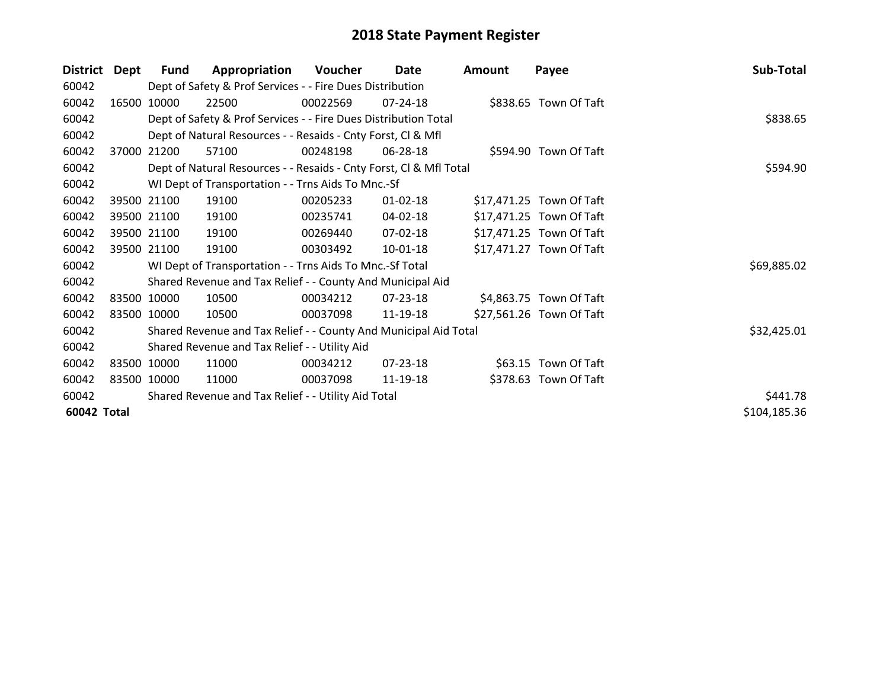# 2018 State Payment Register

| District | Dept | Fund | Appropriation | Voucher | Date | Amount | Payee | Sub-Total |
|---|---|---|---|---|---|---|---|---|
| 60042 | | Dept of Safety & Prof Services - - Fire Dues Distribution | | | | | | |
| 60042 | 16500 | 10000 | 22500 | 00022569 | 07-24-18 | $838.65 | Town Of Taft | |
| 60042 | | Dept of Safety & Prof Services - - Fire Dues Distribution Total | | | | | | $838.65 |
| 60042 | | Dept of Natural Resources - - Resaids - Cnty Forst, Cl & Mfl | | | | | | |
| 60042 | 37000 | 21200 | 57100 | 00248198 | 06-28-18 | $594.90 | Town Of Taft | |
| 60042 | | Dept of Natural Resources - - Resaids - Cnty Forst, Cl & Mfl Total | | | | | | $594.90 |
| 60042 | | WI Dept of Transportation - - Trns Aids To Mnc.-Sf | | | | | | |
| 60042 | 39500 | 21100 | 19100 | 00205233 | 01-02-18 | $17,471.25 | Town Of Taft | |
| 60042 | 39500 | 21100 | 19100 | 00235741 | 04-02-18 | $17,471.25 | Town Of Taft | |
| 60042 | 39500 | 21100 | 19100 | 00269440 | 07-02-18 | $17,471.25 | Town Of Taft | |
| 60042 | 39500 | 21100 | 19100 | 00303492 | 10-01-18 | $17,471.27 | Town Of Taft | |
| 60042 | | WI Dept of Transportation - - Trns Aids To Mnc.-Sf Total | | | | | | $69,885.02 |
| 60042 | | Shared Revenue and Tax Relief - - County And Municipal Aid | | | | | | |
| 60042 | 83500 | 10000 | 10500 | 00034212 | 07-23-18 | $4,863.75 | Town Of Taft | |
| 60042 | 83500 | 10000 | 10500 | 00037098 | 11-19-18 | $27,561.26 | Town Of Taft | |
| 60042 | | Shared Revenue and Tax Relief - - County And Municipal Aid Total | | | | | | $32,425.01 |
| 60042 | | Shared Revenue and Tax Relief - - Utility Aid | | | | | | |
| 60042 | 83500 | 10000 | 11000 | 00034212 | 07-23-18 | $63.15 | Town Of Taft | |
| 60042 | 83500 | 10000 | 11000 | 00037098 | 11-19-18 | $378.63 | Town Of Taft | |
| 60042 | | Shared Revenue and Tax Relief - - Utility Aid Total | | | | | | $441.78 |
| **60042 Total** | | | | | | | | $104,185.36 |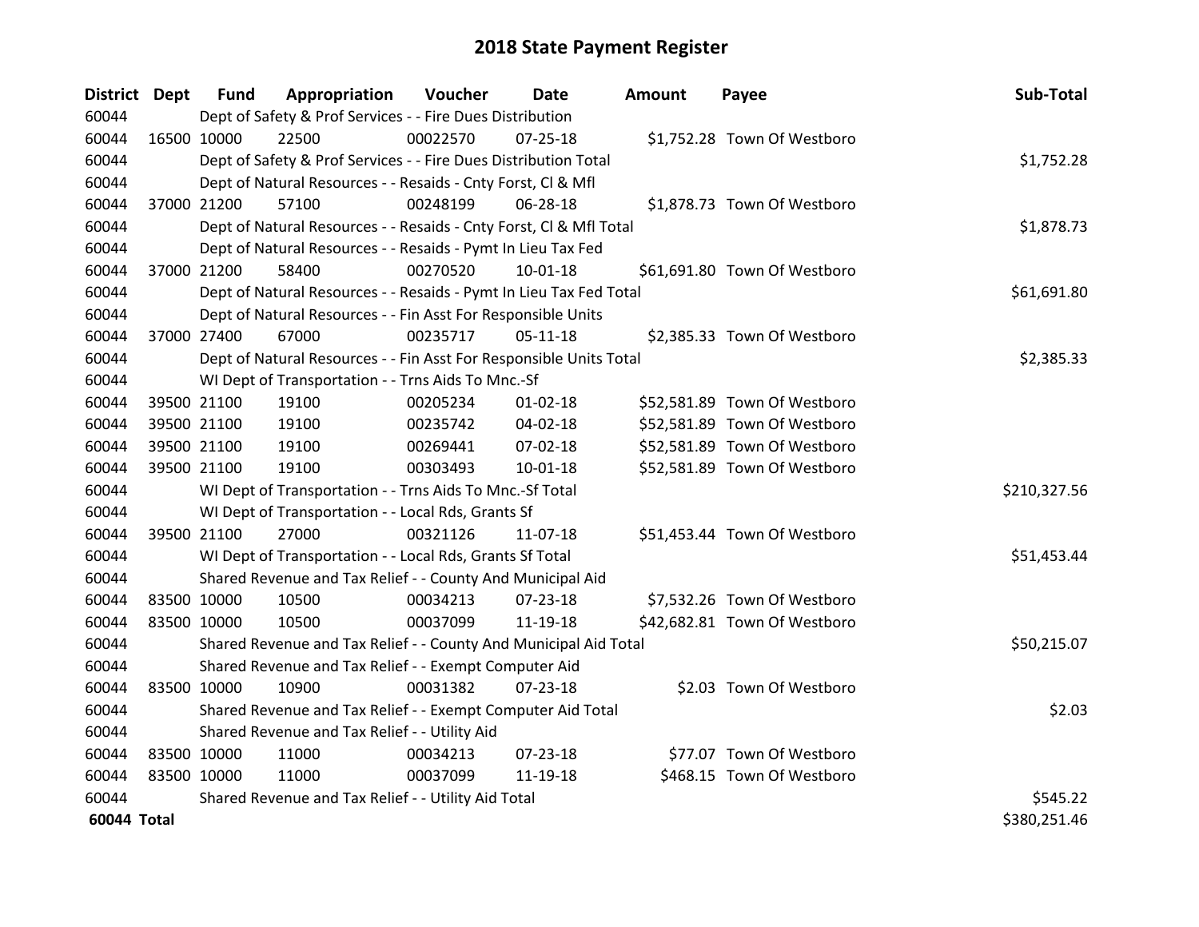# 2018 State Payment Register

| District | Dept | Fund | Appropriation | Voucher | Date | Amount | Payee | Sub-Total |
|---|---|---|---|---|---|---|---|---|
| 60044 | | Dept of Safety & Prof Services - - Fire Dues Distribution | | | | | | |
| 60044 | 16500 | 10000 | 22500 | 00022570 | 07-25-18 | $1,752.28 | Town Of Westboro | |
| 60044 | | Dept of Safety & Prof Services - - Fire Dues Distribution Total | | | | | | $1,752.28 |
| 60044 | | Dept of Natural Resources - - Resaids - Cnty Forst, Cl & Mfl | | | | | | |
| 60044 | 37000 | 21200 | 57100 | 00248199 | 06-28-18 | $1,878.73 | Town Of Westboro | |
| 60044 | | Dept of Natural Resources - - Resaids - Cnty Forst, Cl & Mfl Total | | | | | | $1,878.73 |
| 60044 | | Dept of Natural Resources - - Resaids - Pymt In Lieu Tax Fed | | | | | | |
| 60044 | 37000 | 21200 | 58400 | 00270520 | 10-01-18 | $61,691.80 | Town Of Westboro | |
| 60044 | | Dept of Natural Resources - - Resaids - Pymt In Lieu Tax Fed Total | | | | | | $61,691.80 |
| 60044 | | Dept of Natural Resources - - Fin Asst For Responsible Units | | | | | | |
| 60044 | 37000 | 27400 | 67000 | 00235717 | 05-11-18 | $2,385.33 | Town Of Westboro | |
| 60044 | | Dept of Natural Resources - - Fin Asst For Responsible Units Total | | | | | | $2,385.33 |
| 60044 | | WI Dept of Transportation - - Trns Aids To Mnc.-Sf | | | | | | |
| 60044 | 39500 | 21100 | 19100 | 00205234 | 01-02-18 | $52,581.89 | Town Of Westboro | |
| 60044 | 39500 | 21100 | 19100 | 00235742 | 04-02-18 | $52,581.89 | Town Of Westboro | |
| 60044 | 39500 | 21100 | 19100 | 00269441 | 07-02-18 | $52,581.89 | Town Of Westboro | |
| 60044 | 39500 | 21100 | 19100 | 00303493 | 10-01-18 | $52,581.89 | Town Of Westboro | |
| 60044 | | WI Dept of Transportation - - Trns Aids To Mnc.-Sf Total | | | | | | $210,327.56 |
| 60044 | | WI Dept of Transportation - - Local Rds, Grants Sf | | | | | | |
| 60044 | 39500 | 21100 | 27000 | 00321126 | 11-07-18 | $51,453.44 | Town Of Westboro | |
| 60044 | | WI Dept of Transportation - - Local Rds, Grants Sf Total | | | | | | $51,453.44 |
| 60044 | | Shared Revenue and Tax Relief - - County And Municipal Aid | | | | | | |
| 60044 | 83500 | 10000 | 10500 | 00034213 | 07-23-18 | $7,532.26 | Town Of Westboro | |
| 60044 | 83500 | 10000 | 10500 | 00037099 | 11-19-18 | $42,682.81 | Town Of Westboro | |
| 60044 | | Shared Revenue and Tax Relief - - County And Municipal Aid Total | | | | | | $50,215.07 |
| 60044 | | Shared Revenue and Tax Relief - - Exempt Computer Aid | | | | | | |
| 60044 | 83500 | 10000 | 10900 | 00031382 | 07-23-18 | $2.03 | Town Of Westboro | |
| 60044 | | Shared Revenue and Tax Relief - - Exempt Computer Aid Total | | | | | | $2.03 |
| 60044 | | Shared Revenue and Tax Relief - - Utility Aid | | | | | | |
| 60044 | 83500 | 10000 | 11000 | 00034213 | 07-23-18 | $77.07 | Town Of Westboro | |
| 60044 | 83500 | 10000 | 11000 | 00037099 | 11-19-18 | $468.15 | Town Of Westboro | |
| 60044 | | Shared Revenue and Tax Relief - - Utility Aid Total | | | | | | $545.22 |
| **60044 Total** | | | | | | | | $380,251.46 |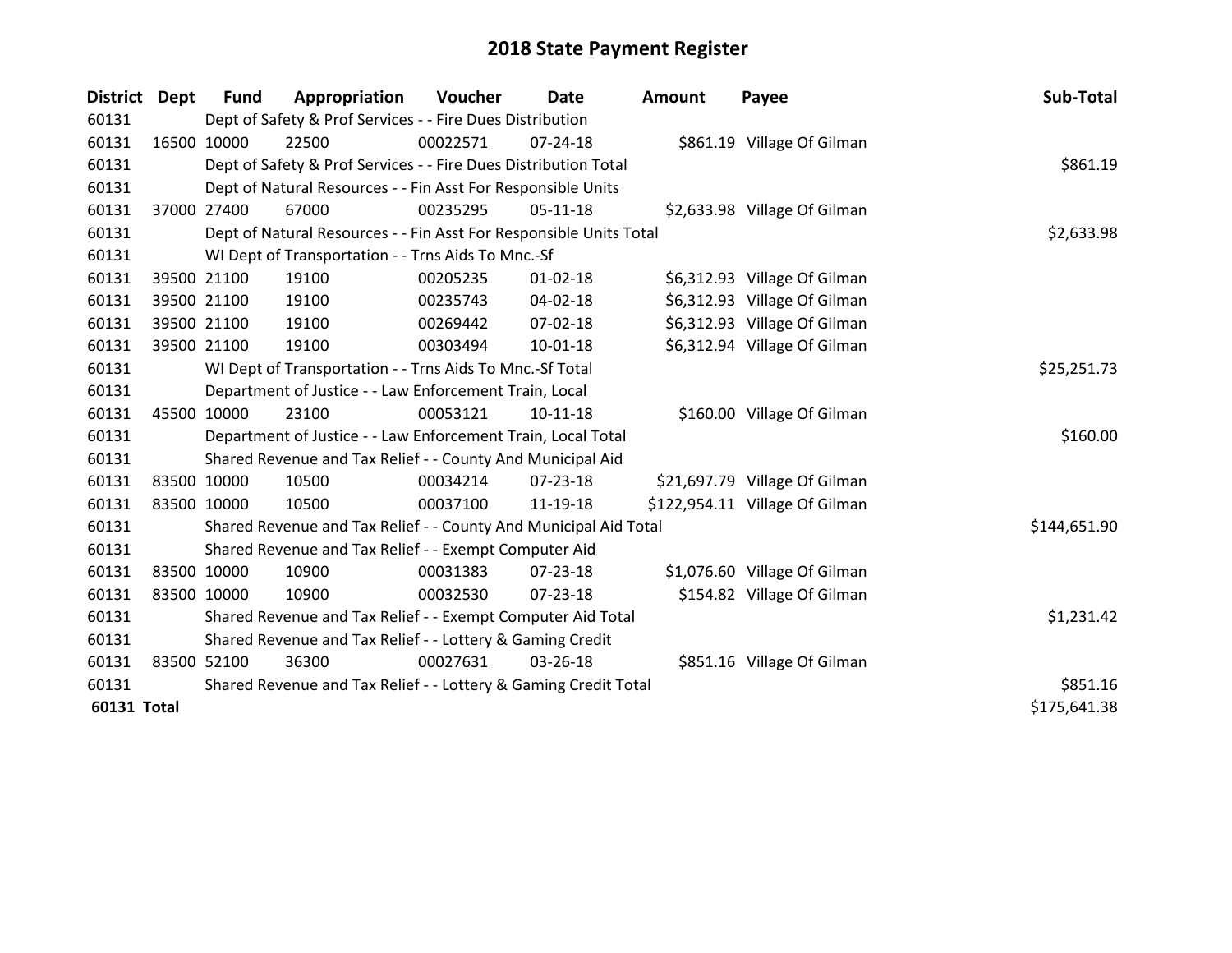# 2018 State Payment Register

| District | Dept | Fund | Appropriation | Voucher | Date | Amount | Payee | Sub-Total |
|---|---|---|---|---|---|---|---|---|
| 60131 | | Dept of Safety & Prof Services - - Fire Dues Distribution | | | | | | |
| 60131 | 16500 | 10000 | 22500 | 00022571 | 07-24-18 | $861.19 | Village Of Gilman | |
| 60131 | | Dept of Safety & Prof Services - - Fire Dues Distribution Total | | | | | | $861.19 |
| 60131 | | Dept of Natural Resources - - Fin Asst For Responsible Units | | | | | | |
| 60131 | 37000 | 27400 | 67000 | 00235295 | 05-11-18 | $2,633.98 | Village Of Gilman | |
| 60131 | | Dept of Natural Resources - - Fin Asst For Responsible Units Total | | | | | | $2,633.98 |
| 60131 | | WI Dept of Transportation - - Trns Aids To Mnc.-Sf | | | | | | |
| 60131 | 39500 | 21100 | 19100 | 00205235 | 01-02-18 | $6,312.93 | Village Of Gilman | |
| 60131 | 39500 | 21100 | 19100 | 00235743 | 04-02-18 | $6,312.93 | Village Of Gilman | |
| 60131 | 39500 | 21100 | 19100 | 00269442 | 07-02-18 | $6,312.93 | Village Of Gilman | |
| 60131 | 39500 | 21100 | 19100 | 00303494 | 10-01-18 | $6,312.94 | Village Of Gilman | |
| 60131 | | WI Dept of Transportation - - Trns Aids To Mnc.-Sf Total | | | | | | $25,251.73 |
| 60131 | | Department of Justice - - Law Enforcement Train, Local | | | | | | |
| 60131 | 45500 | 10000 | 23100 | 00053121 | 10-11-18 | $160.00 | Village Of Gilman | |
| 60131 | | Department of Justice - - Law Enforcement Train, Local Total | | | | | | $160.00 |
| 60131 | | Shared Revenue and Tax Relief - - County And Municipal Aid | | | | | | |
| 60131 | 83500 | 10000 | 10500 | 00034214 | 07-23-18 | $21,697.79 | Village Of Gilman | |
| 60131 | 83500 | 10000 | 10500 | 00037100 | 11-19-18 | $122,954.11 | Village Of Gilman | |
| 60131 | | Shared Revenue and Tax Relief - - County And Municipal Aid Total | | | | | | $144,651.90 |
| 60131 | | Shared Revenue and Tax Relief - - Exempt Computer Aid | | | | | | |
| 60131 | 83500 | 10000 | 10900 | 00031383 | 07-23-18 | $1,076.60 | Village Of Gilman | |
| 60131 | 83500 | 10000 | 10900 | 00032530 | 07-23-18 | $154.82 | Village Of Gilman | |
| 60131 | | Shared Revenue and Tax Relief - - Exempt Computer Aid Total | | | | | | $1,231.42 |
| 60131 | | Shared Revenue and Tax Relief - - Lottery & Gaming Credit | | | | | | |
| 60131 | 83500 | 52100 | 36300 | 00027631 | 03-26-18 | $851.16 | Village Of Gilman | |
| 60131 | | Shared Revenue and Tax Relief - - Lottery & Gaming Credit Total | | | | | | $851.16 |
| **60131 Total** | | | | | | | | $175,641.38 |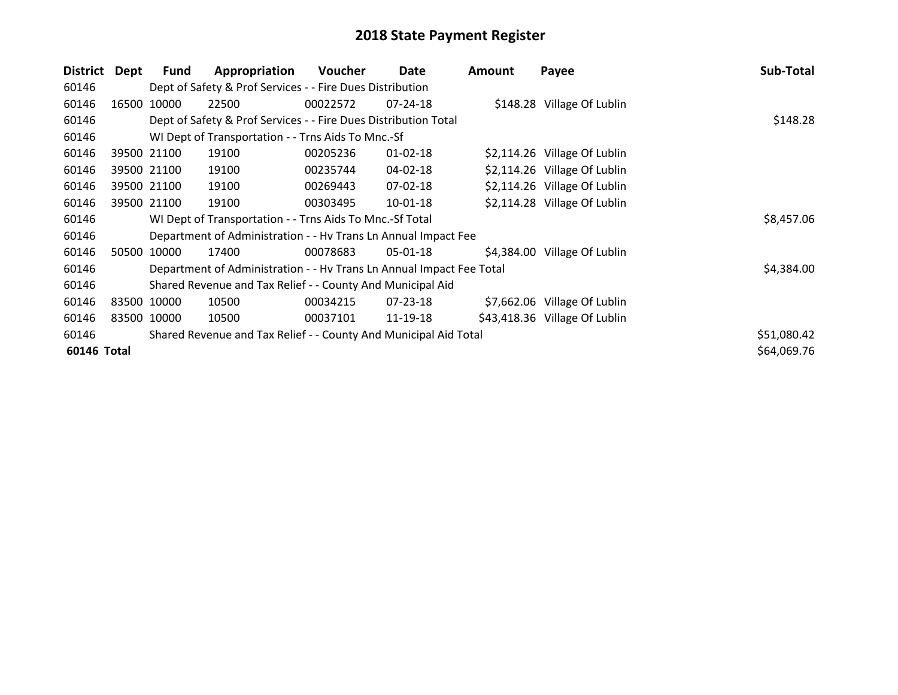# 2018 State Payment Register

| District | Dept | Fund | Appropriation | Voucher | Date | Amount | Payee | Sub-Total |
|---|---|---|---|---|---|---|---|---|
| 60146 | | Dept of Safety & Prof Services - - Fire Dues Distribution | | | | | | |
| 60146 | 16500 | 10000 | 22500 | 00022572 | 07-24-18 | $148.28 | Village Of Lublin | |
| 60146 | | Dept of Safety & Prof Services - - Fire Dues Distribution Total | | | | | | $148.28 |
| 60146 | | WI Dept of Transportation - - Trns Aids To Mnc.-Sf | | | | | | |
| 60146 | 39500 | 21100 | 19100 | 00205236 | 01-02-18 | $2,114.26 | Village Of Lublin | |
| 60146 | 39500 | 21100 | 19100 | 00235744 | 04-02-18 | $2,114.26 | Village Of Lublin | |
| 60146 | 39500 | 21100 | 19100 | 00269443 | 07-02-18 | $2,114.26 | Village Of Lublin | |
| 60146 | 39500 | 21100 | 19100 | 00303495 | 10-01-18 | $2,114.28 | Village Of Lublin | |
| 60146 | | WI Dept of Transportation - - Trns Aids To Mnc.-Sf Total | | | | | | $8,457.06 |
| 60146 | | Department of Administration - - Hv Trans Ln Annual Impact Fee | | | | | | |
| 60146 | 50500 | 10000 | 17400 | 00078683 | 05-01-18 | $4,384.00 | Village Of Lublin | |
| 60146 | | Department of Administration - - Hv Trans Ln Annual Impact Fee Total | | | | | | $4,384.00 |
| 60146 | | Shared Revenue and Tax Relief - - County And Municipal Aid | | | | | | |
| 60146 | 83500 | 10000 | 10500 | 00034215 | 07-23-18 | $7,662.06 | Village Of Lublin | |
| 60146 | 83500 | 10000 | 10500 | 00037101 | 11-19-18 | $43,418.36 | Village Of Lublin | |
| 60146 | | Shared Revenue and Tax Relief - - County And Municipal Aid Total | | | | | | $51,080.42 |
| **60146** | **Total** | | | | | | | $64,069.76 |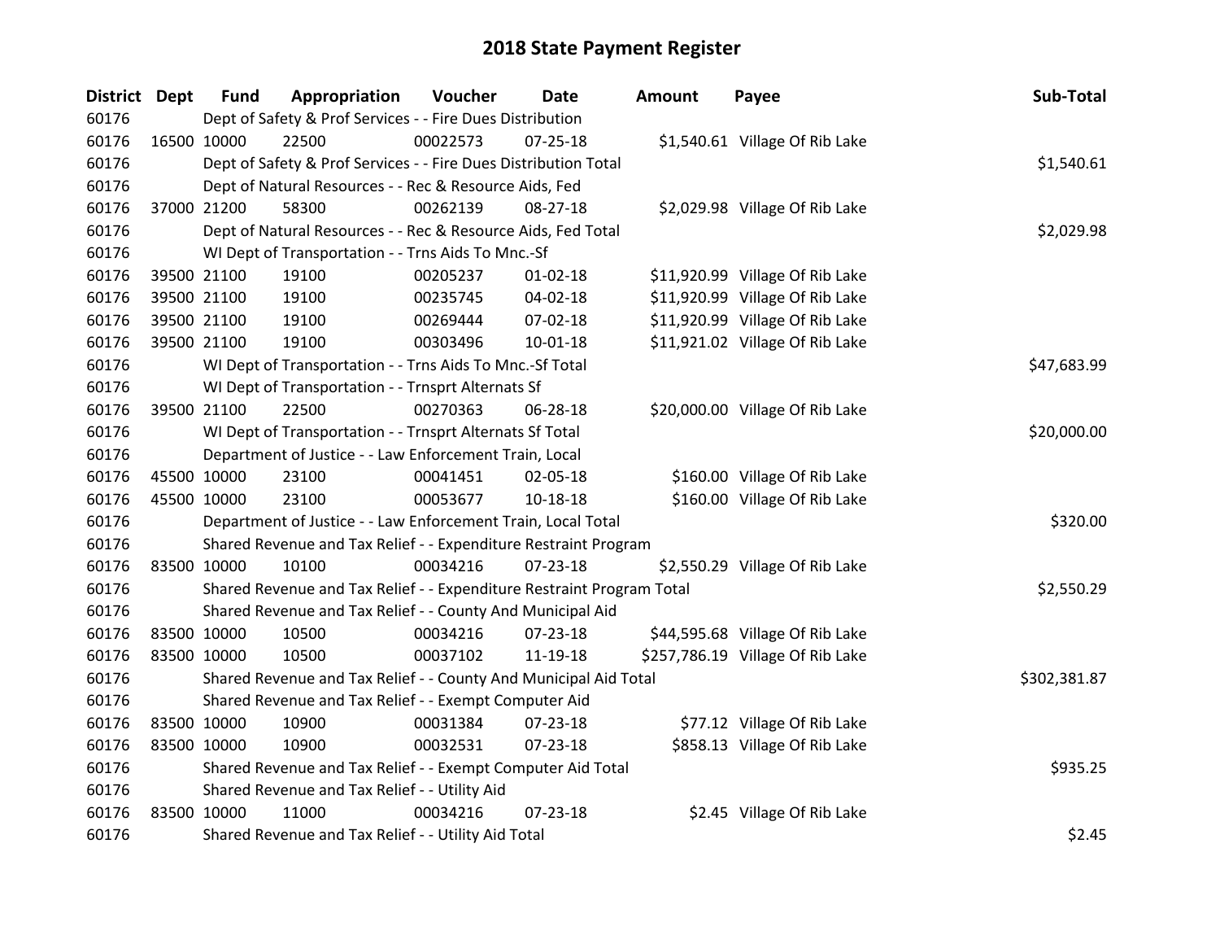# 2018 State Payment Register

| District | Dept | Fund | Appropriation | Voucher | Date | Amount | Payee | Sub-Total |
|---|---|---|---|---|---|---|---|---|
| 60176 | | Dept of Safety & Prof Services - - Fire Dues Distribution | | | | | | |
| 60176 | 16500 | 10000 | 22500 | 00022573 | 07-25-18 | $1,540.61 | Village Of Rib Lake | |
| 60176 | | Dept of Safety & Prof Services - - Fire Dues Distribution Total | | | | | | $1,540.61 |
| 60176 | | Dept of Natural Resources - - Rec & Resource Aids, Fed | | | | | | |
| 60176 | 37000 | 21200 | 58300 | 00262139 | 08-27-18 | $2,029.98 | Village Of Rib Lake | |
| 60176 | | Dept of Natural Resources - - Rec & Resource Aids, Fed Total | | | | | | $2,029.98 |
| 60176 | | WI Dept of Transportation - - Trns Aids To Mnc.-Sf | | | | | | |
| 60176 | 39500 | 21100 | 19100 | 00205237 | 01-02-18 | $11,920.99 | Village Of Rib Lake | |
| 60176 | 39500 | 21100 | 19100 | 00235745 | 04-02-18 | $11,920.99 | Village Of Rib Lake | |
| 60176 | 39500 | 21100 | 19100 | 00269444 | 07-02-18 | $11,920.99 | Village Of Rib Lake | |
| 60176 | 39500 | 21100 | 19100 | 00303496 | 10-01-18 | $11,921.02 | Village Of Rib Lake | |
| 60176 | | WI Dept of Transportation - - Trns Aids To Mnc.-Sf Total | | | | | | $47,683.99 |
| 60176 | | WI Dept of Transportation - - Trnsprt Alternats Sf | | | | | | |
| 60176 | 39500 | 21100 | 22500 | 00270363 | 06-28-18 | $20,000.00 | Village Of Rib Lake | |
| 60176 | | WI Dept of Transportation - - Trnsprt Alternats Sf Total | | | | | | $20,000.00 |
| 60176 | | Department of Justice - - Law Enforcement Train, Local | | | | | | |
| 60176 | 45500 | 10000 | 23100 | 00041451 | 02-05-18 | $160.00 | Village Of Rib Lake | |
| 60176 | 45500 | 10000 | 23100 | 00053677 | 10-18-18 | $160.00 | Village Of Rib Lake | |
| 60176 | | Department of Justice - - Law Enforcement Train, Local Total | | | | | | $320.00 |
| 60176 | | Shared Revenue and Tax Relief - - Expenditure Restraint Program | | | | | | |
| 60176 | 83500 | 10000 | 10100 | 00034216 | 07-23-18 | $2,550.29 | Village Of Rib Lake | |
| 60176 | | Shared Revenue and Tax Relief - - Expenditure Restraint Program Total | | | | | | $2,550.29 |
| 60176 | | Shared Revenue and Tax Relief - - County And Municipal Aid | | | | | | |
| 60176 | 83500 | 10000 | 10500 | 00034216 | 07-23-18 | $44,595.68 | Village Of Rib Lake | |
| 60176 | 83500 | 10000 | 10500 | 00037102 | 11-19-18 | $257,786.19 | Village Of Rib Lake | |
| 60176 | | Shared Revenue and Tax Relief - - County And Municipal Aid Total | | | | | | $302,381.87 |
| 60176 | | Shared Revenue and Tax Relief - - Exempt Computer Aid | | | | | | |
| 60176 | 83500 | 10000 | 10900 | 00031384 | 07-23-18 | $77.12 | Village Of Rib Lake | |
| 60176 | 83500 | 10000 | 10900 | 00032531 | 07-23-18 | $858.13 | Village Of Rib Lake | |
| 60176 | | Shared Revenue and Tax Relief - - Exempt Computer Aid Total | | | | | | $935.25 |
| 60176 | | Shared Revenue and Tax Relief - - Utility Aid | | | | | | |
| 60176 | 83500 | 10000 | 11000 | 00034216 | 07-23-18 | $2.45 | Village Of Rib Lake | |
| 60176 | | Shared Revenue and Tax Relief - - Utility Aid Total | | | | | | $2.45 |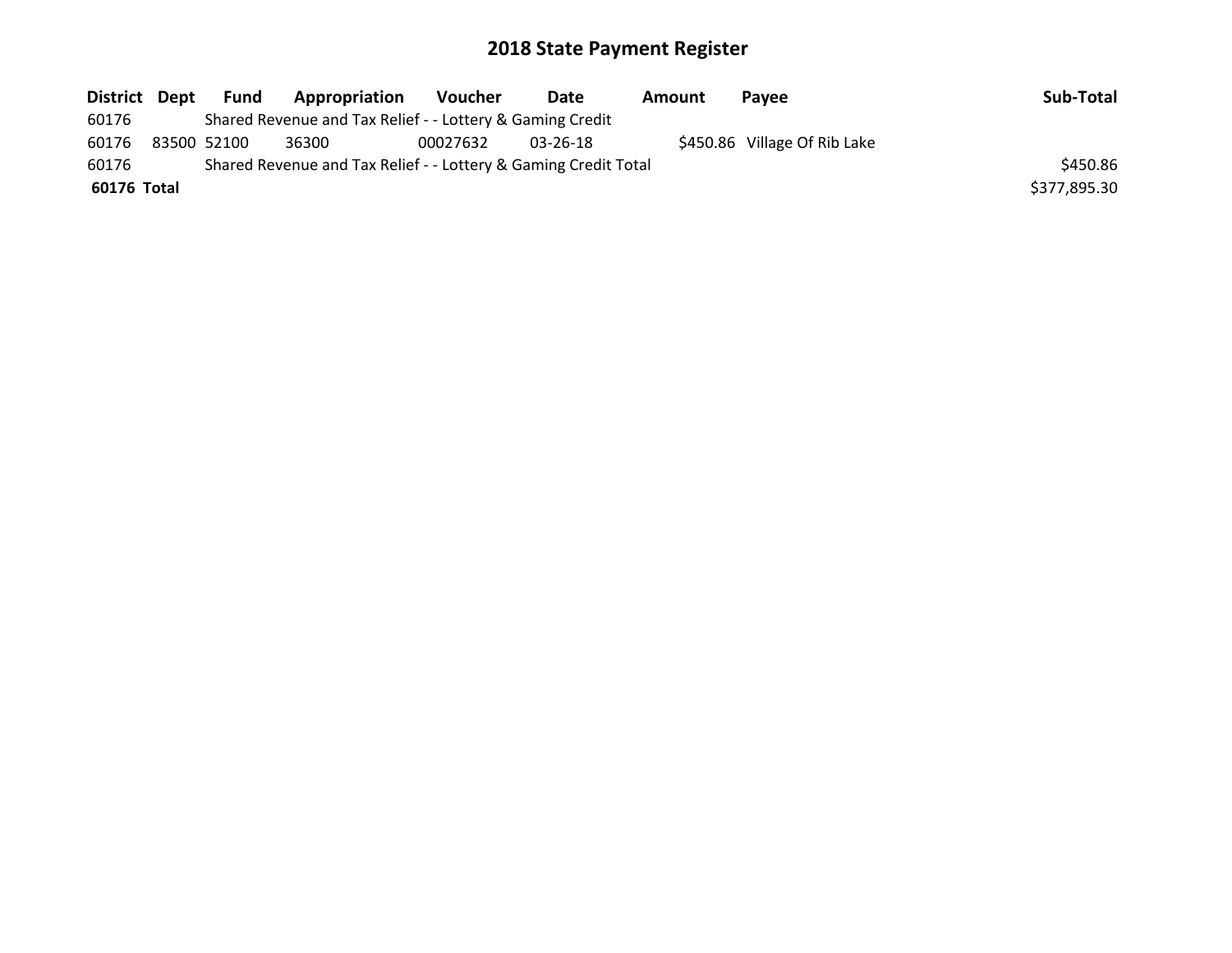# 2018 State Payment Register

| District | Dept | Fund | Appropriation | Voucher | Date | Amount | Payee | Sub-Total |
|---|---|---|---|---|---|---|---|---|
| 60176 | | Shared Revenue and Tax Relief - - Lottery & Gaming Credit | | | | | | |
| 60176 | 83500 | 52100 | 36300 | 00027632 | 03-26-18 | $450.86 | Village Of Rib Lake | |
| 60176 | | Shared Revenue and Tax Relief - - Lottery & Gaming Credit Total | | | | | | $450.86 |
| **60176 Total** | | | | | | | | $377,895.30 |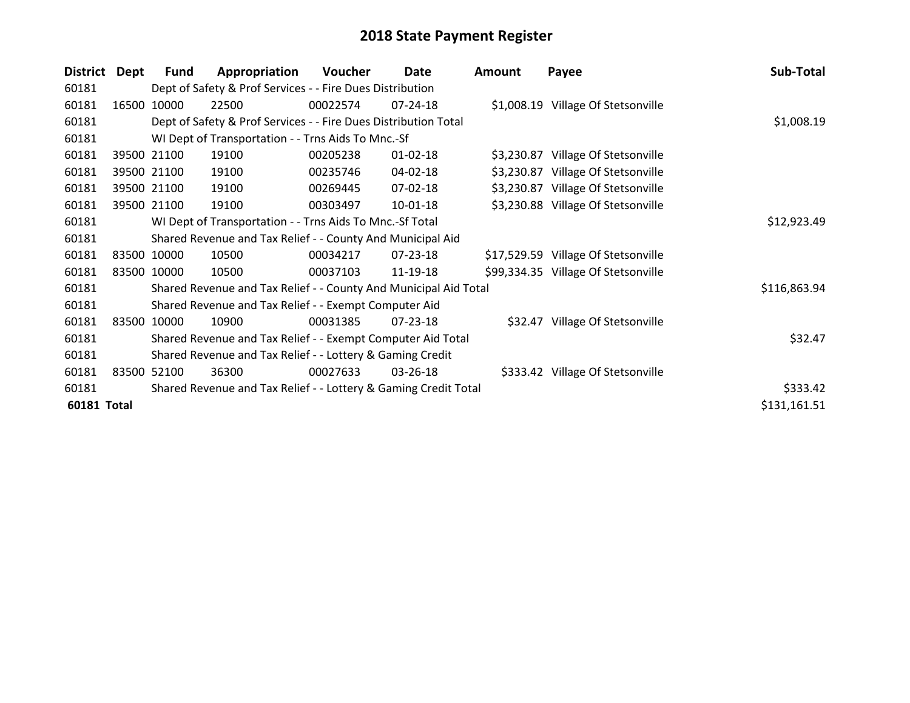# 2018 State Payment Register

| District | Dept | Fund | Appropriation | Voucher | Date | Amount | Payee | Sub-Total |
|---|---|---|---|---|---|---|---|---|
| 60181 | | Dept of Safety & Prof Services - - Fire Dues Distribution | | | | | | |
| 60181 | 16500 | 10000 | 22500 | 00022574 | 07-24-18 | $1,008.19 | Village Of Stetsonville | |
| 60181 | | Dept of Safety & Prof Services - - Fire Dues Distribution Total | | | | | | $1,008.19 |
| 60181 | | WI Dept of Transportation - - Trns Aids To Mnc.-Sf | | | | | | |
| 60181 | 39500 | 21100 | 19100 | 00205238 | 01-02-18 | $3,230.87 | Village Of Stetsonville | |
| 60181 | 39500 | 21100 | 19100 | 00235746 | 04-02-18 | $3,230.87 | Village Of Stetsonville | |
| 60181 | 39500 | 21100 | 19100 | 00269445 | 07-02-18 | $3,230.87 | Village Of Stetsonville | |
| 60181 | 39500 | 21100 | 19100 | 00303497 | 10-01-18 | $3,230.88 | Village Of Stetsonville | |
| 60181 | | WI Dept of Transportation - - Trns Aids To Mnc.-Sf Total | | | | | | $12,923.49 |
| 60181 | | Shared Revenue and Tax Relief - - County And Municipal Aid | | | | | | |
| 60181 | 83500 | 10000 | 10500 | 00034217 | 07-23-18 | $17,529.59 | Village Of Stetsonville | |
| 60181 | 83500 | 10000 | 10500 | 00037103 | 11-19-18 | $99,334.35 | Village Of Stetsonville | |
| 60181 | | Shared Revenue and Tax Relief - - County And Municipal Aid Total | | | | | | $116,863.94 |
| 60181 | | Shared Revenue and Tax Relief - - Exempt Computer Aid | | | | | | |
| 60181 | 83500 | 10000 | 10900 | 00031385 | 07-23-18 | $32.47 | Village Of Stetsonville | |
| 60181 | | Shared Revenue and Tax Relief - - Exempt Computer Aid Total | | | | | | $32.47 |
| 60181 | | Shared Revenue and Tax Relief - - Lottery & Gaming Credit | | | | | | |
| 60181 | 83500 | 52100 | 36300 | 00027633 | 03-26-18 | $333.42 | Village Of Stetsonville | |
| 60181 | | Shared Revenue and Tax Relief - - Lottery & Gaming Credit Total | | | | | | $333.42 |
| **60181 Total** | | | | | | | | $131,161.51 |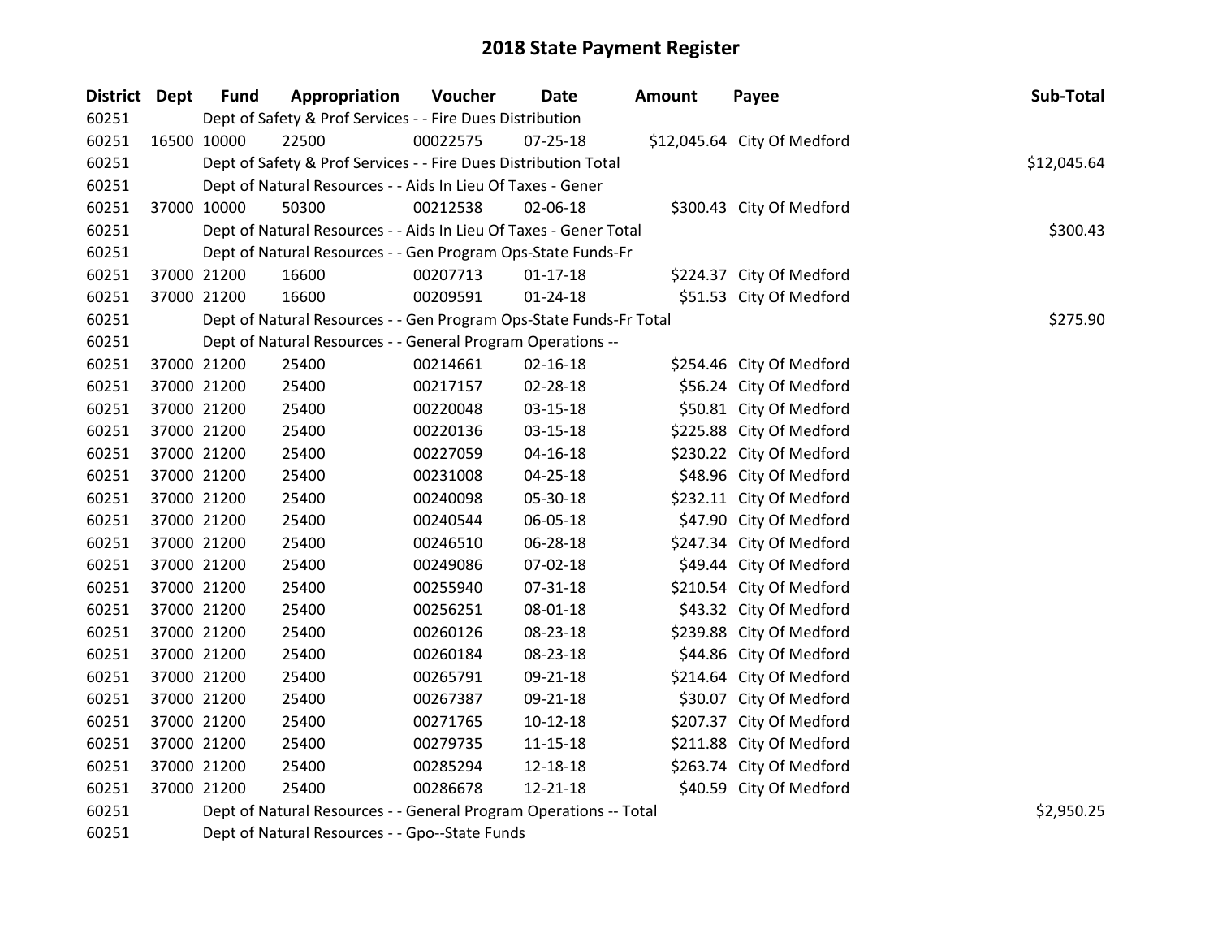# 2018 State Payment Register

| District | Dept | Fund | Appropriation | Voucher | Date | Amount | Payee | Sub-Total |
|---|---|---|---|---|---|---|---|---|
| 60251 | | Dept of Safety & Prof Services - - Fire Dues Distribution | | | | | | |
| 60251 | 16500 | 10000 | 22500 | 00022575 | 07-25-18 | $12,045.64 | City Of Medford | |
| 60251 | | Dept of Safety & Prof Services - - Fire Dues Distribution Total | | | | | | $12,045.64 |
| 60251 | | Dept of Natural Resources - - Aids In Lieu Of Taxes - Gener | | | | | | |
| 60251 | 37000 | 10000 | 50300 | 00212538 | 02-06-18 | $300.43 | City Of Medford | |
| 60251 | | Dept of Natural Resources - - Aids In Lieu Of Taxes - Gener Total | | | | | | $300.43 |
| 60251 | | Dept of Natural Resources - - Gen Program Ops-State Funds-Fr | | | | | | |
| 60251 | 37000 | 21200 | 16600 | 00207713 | 01-17-18 | $224.37 | City Of Medford | |
| 60251 | 37000 | 21200 | 16600 | 00209591 | 01-24-18 | $51.53 | City Of Medford | |
| 60251 | | Dept of Natural Resources - - Gen Program Ops-State Funds-Fr Total | | | | | | $275.90 |
| 60251 | | Dept of Natural Resources - - General Program Operations -- | | | | | | |
| 60251 | 37000 | 21200 | 25400 | 00214661 | 02-16-18 | $254.46 | City Of Medford | |
| 60251 | 37000 | 21200 | 25400 | 00217157 | 02-28-18 | $56.24 | City Of Medford | |
| 60251 | 37000 | 21200 | 25400 | 00220048 | 03-15-18 | $50.81 | City Of Medford | |
| 60251 | 37000 | 21200 | 25400 | 00220136 | 03-15-18 | $225.88 | City Of Medford | |
| 60251 | 37000 | 21200 | 25400 | 00227059 | 04-16-18 | $230.22 | City Of Medford | |
| 60251 | 37000 | 21200 | 25400 | 00231008 | 04-25-18 | $48.96 | City Of Medford | |
| 60251 | 37000 | 21200 | 25400 | 00240098 | 05-30-18 | $232.11 | City Of Medford | |
| 60251 | 37000 | 21200 | 25400 | 00240544 | 06-05-18 | $47.90 | City Of Medford | |
| 60251 | 37000 | 21200 | 25400 | 00246510 | 06-28-18 | $247.34 | City Of Medford | |
| 60251 | 37000 | 21200 | 25400 | 00249086 | 07-02-18 | $49.44 | City Of Medford | |
| 60251 | 37000 | 21200 | 25400 | 00255940 | 07-31-18 | $210.54 | City Of Medford | |
| 60251 | 37000 | 21200 | 25400 | 00256251 | 08-01-18 | $43.32 | City Of Medford | |
| 60251 | 37000 | 21200 | 25400 | 00260126 | 08-23-18 | $239.88 | City Of Medford | |
| 60251 | 37000 | 21200 | 25400 | 00260184 | 08-23-18 | $44.86 | City Of Medford | |
| 60251 | 37000 | 21200 | 25400 | 00265791 | 09-21-18 | $214.64 | City Of Medford | |
| 60251 | 37000 | 21200 | 25400 | 00267387 | 09-21-18 | $30.07 | City Of Medford | |
| 60251 | 37000 | 21200 | 25400 | 00271765 | 10-12-18 | $207.37 | City Of Medford | |
| 60251 | 37000 | 21200 | 25400 | 00279735 | 11-15-18 | $211.88 | City Of Medford | |
| 60251 | 37000 | 21200 | 25400 | 00285294 | 12-18-18 | $263.74 | City Of Medford | |
| 60251 | 37000 | 21200 | 25400 | 00286678 | 12-21-18 | $40.59 | City Of Medford | |
| 60251 | | Dept of Natural Resources - - General Program Operations -- Total | | | | | | $2,950.25 |
| 60251 | | Dept of Natural Resources - - Gpo--State Funds | | | | | | |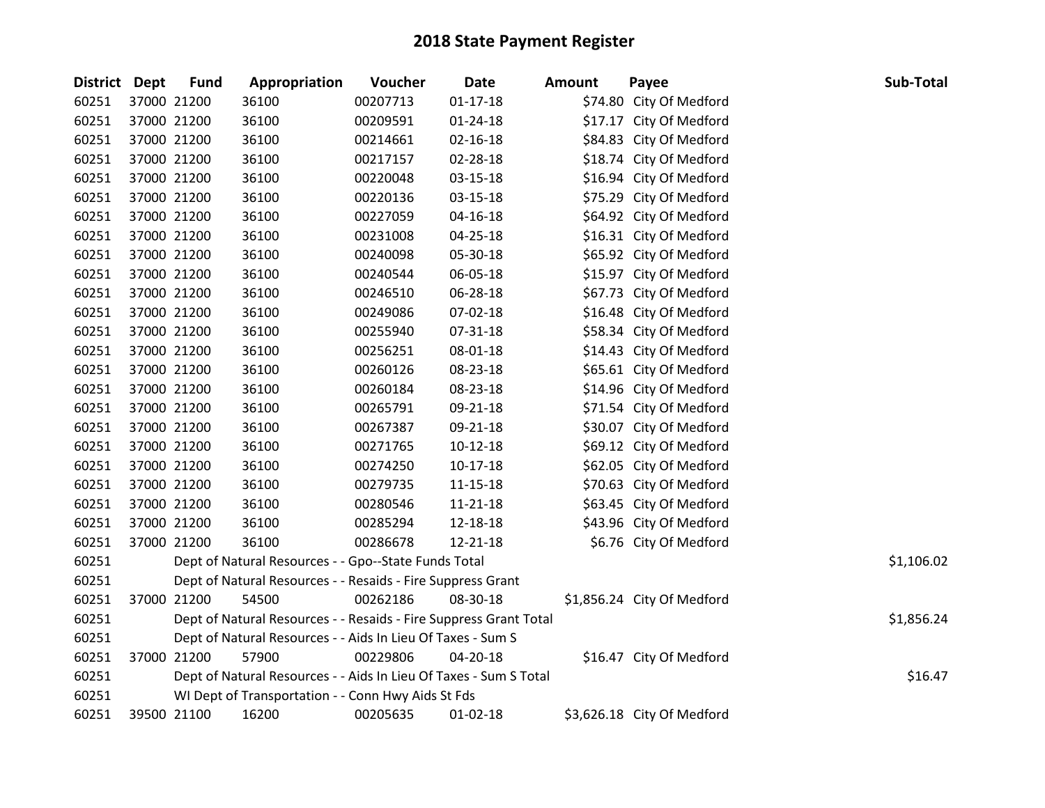# 2018 State Payment Register

| District | Dept | Fund | Appropriation | Voucher | Date | Amount | Payee | Sub-Total |
|---|---|---|---|---|---|---|---|---|
| 60251 | 37000 | 21200 | 36100 | 00207713 | 01-17-18 | $74.80 | City Of Medford | |
| 60251 | 37000 | 21200 | 36100 | 00209591 | 01-24-18 | $17.17 | City Of Medford | |
| 60251 | 37000 | 21200 | 36100 | 00214661 | 02-16-18 | $84.83 | City Of Medford | |
| 60251 | 37000 | 21200 | 36100 | 00217157 | 02-28-18 | $18.74 | City Of Medford | |
| 60251 | 37000 | 21200 | 36100 | 00220048 | 03-15-18 | $16.94 | City Of Medford | |
| 60251 | 37000 | 21200 | 36100 | 00220136 | 03-15-18 | $75.29 | City Of Medford | |
| 60251 | 37000 | 21200 | 36100 | 00227059 | 04-16-18 | $64.92 | City Of Medford | |
| 60251 | 37000 | 21200 | 36100 | 00231008 | 04-25-18 | $16.31 | City Of Medford | |
| 60251 | 37000 | 21200 | 36100 | 00240098 | 05-30-18 | $65.92 | City Of Medford | |
| 60251 | 37000 | 21200 | 36100 | 00240544 | 06-05-18 | $15.97 | City Of Medford | |
| 60251 | 37000 | 21200 | 36100 | 00246510 | 06-28-18 | $67.73 | City Of Medford | |
| 60251 | 37000 | 21200 | 36100 | 00249086 | 07-02-18 | $16.48 | City Of Medford | |
| 60251 | 37000 | 21200 | 36100 | 00255940 | 07-31-18 | $58.34 | City Of Medford | |
| 60251 | 37000 | 21200 | 36100 | 00256251 | 08-01-18 | $14.43 | City Of Medford | |
| 60251 | 37000 | 21200 | 36100 | 00260126 | 08-23-18 | $65.61 | City Of Medford | |
| 60251 | 37000 | 21200 | 36100 | 00260184 | 08-23-18 | $14.96 | City Of Medford | |
| 60251 | 37000 | 21200 | 36100 | 00265791 | 09-21-18 | $71.54 | City Of Medford | |
| 60251 | 37000 | 21200 | 36100 | 00267387 | 09-21-18 | $30.07 | City Of Medford | |
| 60251 | 37000 | 21200 | 36100 | 00271765 | 10-12-18 | $69.12 | City Of Medford | |
| 60251 | 37000 | 21200 | 36100 | 00274250 | 10-17-18 | $62.05 | City Of Medford | |
| 60251 | 37000 | 21200 | 36100 | 00279735 | 11-15-18 | $70.63 | City Of Medford | |
| 60251 | 37000 | 21200 | 36100 | 00280546 | 11-21-18 | $63.45 | City Of Medford | |
| 60251 | 37000 | 21200 | 36100 | 00285294 | 12-18-18 | $43.96 | City Of Medford | |
| 60251 | 37000 | 21200 | 36100 | 00286678 | 12-21-18 | $6.76 | City Of Medford | |
| 60251 | | Dept of Natural Resources - - Gpo--State Funds Total | | | | | | $1,106.02 |
| 60251 | | Dept of Natural Resources - - Resaids - Fire Suppress Grant | | | | | | |
| 60251 | 37000 | 21200 | 54500 | 00262186 | 08-30-18 | $1,856.24 | City Of Medford | |
| 60251 | | Dept of Natural Resources - - Resaids - Fire Suppress Grant Total | | | | | | $1,856.24 |
| 60251 | | Dept of Natural Resources - - Aids In Lieu Of Taxes - Sum S | | | | | | |
| 60251 | 37000 | 21200 | 57900 | 00229806 | 04-20-18 | $16.47 | City Of Medford | |
| 60251 | | Dept of Natural Resources - - Aids In Lieu Of Taxes - Sum S Total | | | | | | $16.47 |
| 60251 | | WI Dept of Transportation - - Conn Hwy Aids St Fds | | | | | | |
| 60251 | 39500 | 21100 | 16200 | 00205635 | 01-02-18 | $3,626.18 | City Of Medford | |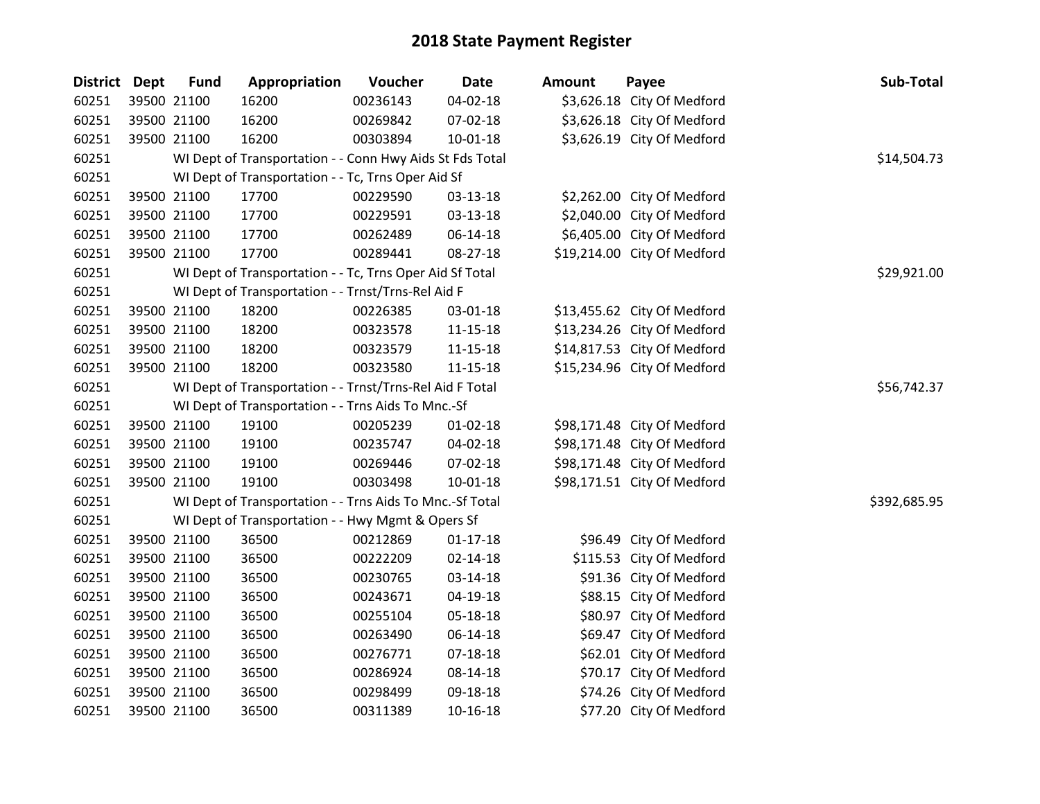# 2018 State Payment Register

| District | Dept | Fund | Appropriation | Voucher | Date | Amount | Payee | Sub-Total |
|---|---|---|---|---|---|---|---|---|
| 60251 | 39500 | 21100 | 16200 | 00236143 | 04-02-18 | $3,626.18 | City Of Medford | |
| 60251 | 39500 | 21100 | 16200 | 00269842 | 07-02-18 | $3,626.18 | City Of Medford | |
| 60251 | 39500 | 21100 | 16200 | 00303894 | 10-01-18 | $3,626.19 | City Of Medford | |
| 60251 | | WI Dept of Transportation - - Conn Hwy Aids St Fds Total | | | | | | $14,504.73 |
| 60251 | | WI Dept of Transportation - - Tc, Trns Oper Aid Sf | | | | | | |
| 60251 | 39500 | 21100 | 17700 | 00229590 | 03-13-18 | $2,262.00 | City Of Medford | |
| 60251 | 39500 | 21100 | 17700 | 00229591 | 03-13-18 | $2,040.00 | City Of Medford | |
| 60251 | 39500 | 21100 | 17700 | 00262489 | 06-14-18 | $6,405.00 | City Of Medford | |
| 60251 | 39500 | 21100 | 17700 | 00289441 | 08-27-18 | $19,214.00 | City Of Medford | |
| 60251 | | WI Dept of Transportation - - Tc, Trns Oper Aid Sf Total | | | | | | $29,921.00 |
| 60251 | | WI Dept of Transportation - - Trnst/Trns-Rel Aid F | | | | | | |
| 60251 | 39500 | 21100 | 18200 | 00226385 | 03-01-18 | $13,455.62 | City Of Medford | |
| 60251 | 39500 | 21100 | 18200 | 00323578 | 11-15-18 | $13,234.26 | City Of Medford | |
| 60251 | 39500 | 21100 | 18200 | 00323579 | 11-15-18 | $14,817.53 | City Of Medford | |
| 60251 | 39500 | 21100 | 18200 | 00323580 | 11-15-18 | $15,234.96 | City Of Medford | |
| 60251 | | WI Dept of Transportation - - Trnst/Trns-Rel Aid F Total | | | | | | $56,742.37 |
| 60251 | | WI Dept of Transportation - - Trns Aids To Mnc.-Sf | | | | | | |
| 60251 | 39500 | 21100 | 19100 | 00205239 | 01-02-18 | $98,171.48 | City Of Medford | |
| 60251 | 39500 | 21100 | 19100 | 00235747 | 04-02-18 | $98,171.48 | City Of Medford | |
| 60251 | 39500 | 21100 | 19100 | 00269446 | 07-02-18 | $98,171.48 | City Of Medford | |
| 60251 | 39500 | 21100 | 19100 | 00303498 | 10-01-18 | $98,171.51 | City Of Medford | |
| 60251 | | WI Dept of Transportation - - Trns Aids To Mnc.-Sf Total | | | | | | $392,685.95 |
| 60251 | | WI Dept of Transportation - - Hwy Mgmt & Opers Sf | | | | | | |
| 60251 | 39500 | 21100 | 36500 | 00212869 | 01-17-18 | $96.49 | City Of Medford | |
| 60251 | 39500 | 21100 | 36500 | 00222209 | 02-14-18 | $115.53 | City Of Medford | |
| 60251 | 39500 | 21100 | 36500 | 00230765 | 03-14-18 | $91.36 | City Of Medford | |
| 60251 | 39500 | 21100 | 36500 | 00243671 | 04-19-18 | $88.15 | City Of Medford | |
| 60251 | 39500 | 21100 | 36500 | 00255104 | 05-18-18 | $80.97 | City Of Medford | |
| 60251 | 39500 | 21100 | 36500 | 00263490 | 06-14-18 | $69.47 | City Of Medford | |
| 60251 | 39500 | 21100 | 36500 | 00276771 | 07-18-18 | $62.01 | City Of Medford | |
| 60251 | 39500 | 21100 | 36500 | 00286924 | 08-14-18 | $70.17 | City Of Medford | |
| 60251 | 39500 | 21100 | 36500 | 00298499 | 09-18-18 | $74.26 | City Of Medford | |
| 60251 | 39500 | 21100 | 36500 | 00311389 | 10-16-18 | $77.20 | City Of Medford | |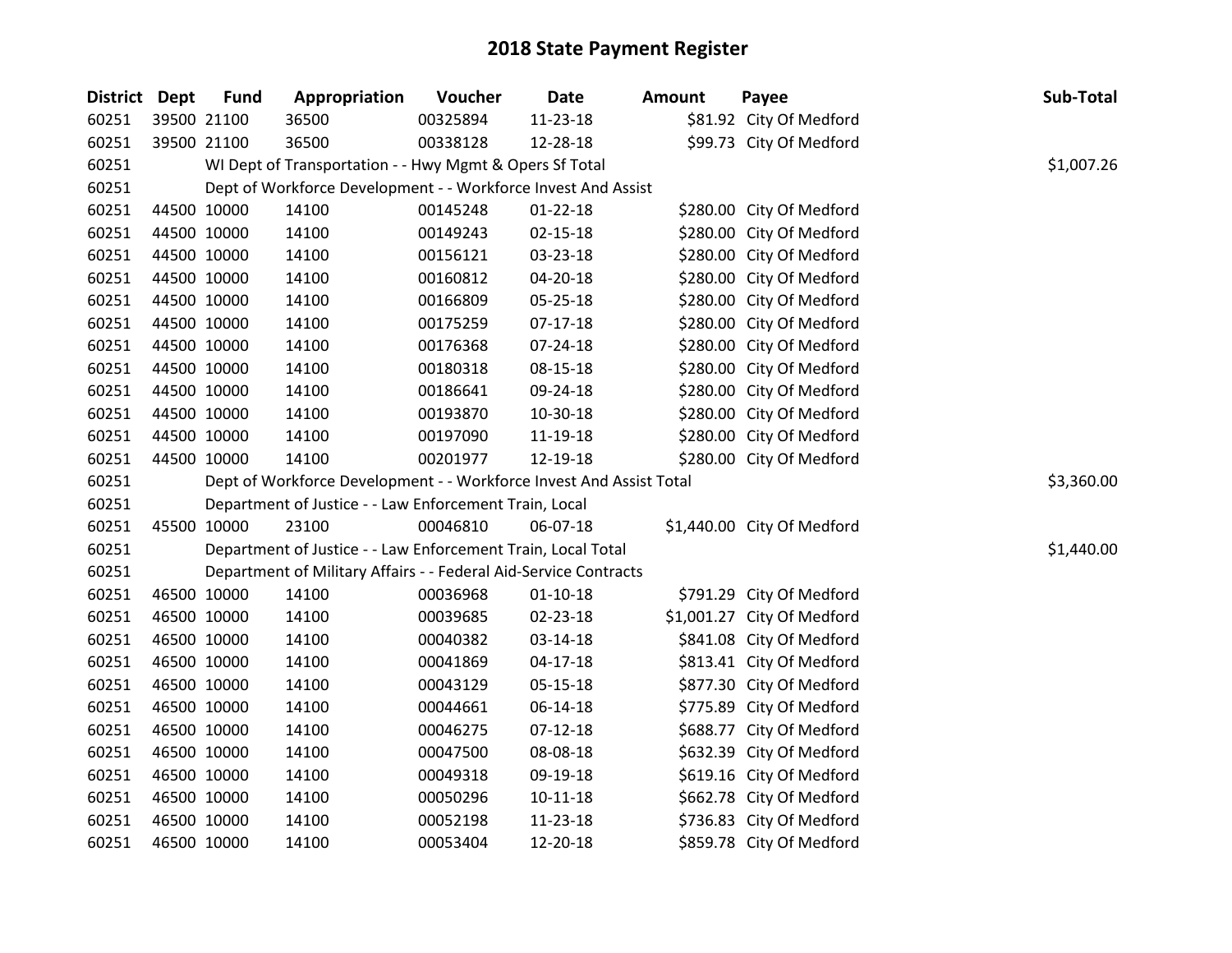# 2018 State Payment Register

| District | Dept | Fund | Appropriation | Voucher | Date | Amount | Payee | Sub-Total |
|---|---|---|---|---|---|---|---|---|
| 60251 | 39500 | 21100 | 36500 | 00325894 | 11-23-18 | $81.92 | City Of Medford | |
| 60251 | 39500 | 21100 | 36500 | 00338128 | 12-28-18 | $99.73 | City Of Medford | |
| 60251 | | WI Dept of Transportation - - Hwy Mgmt & Opers Sf Total | | | | | | $1,007.26 |
| 60251 | | Dept of Workforce Development - - Workforce Invest And Assist | | | | | | |
| 60251 | 44500 | 10000 | 14100 | 00145248 | 01-22-18 | $280.00 | City Of Medford | |
| 60251 | 44500 | 10000 | 14100 | 00149243 | 02-15-18 | $280.00 | City Of Medford | |
| 60251 | 44500 | 10000 | 14100 | 00156121 | 03-23-18 | $280.00 | City Of Medford | |
| 60251 | 44500 | 10000 | 14100 | 00160812 | 04-20-18 | $280.00 | City Of Medford | |
| 60251 | 44500 | 10000 | 14100 | 00166809 | 05-25-18 | $280.00 | City Of Medford | |
| 60251 | 44500 | 10000 | 14100 | 00175259 | 07-17-18 | $280.00 | City Of Medford | |
| 60251 | 44500 | 10000 | 14100 | 00176368 | 07-24-18 | $280.00 | City Of Medford | |
| 60251 | 44500 | 10000 | 14100 | 00180318 | 08-15-18 | $280.00 | City Of Medford | |
| 60251 | 44500 | 10000 | 14100 | 00186641 | 09-24-18 | $280.00 | City Of Medford | |
| 60251 | 44500 | 10000 | 14100 | 00193870 | 10-30-18 | $280.00 | City Of Medford | |
| 60251 | 44500 | 10000 | 14100 | 00197090 | 11-19-18 | $280.00 | City Of Medford | |
| 60251 | 44500 | 10000 | 14100 | 00201977 | 12-19-18 | $280.00 | City Of Medford | |
| 60251 | | Dept of Workforce Development - - Workforce Invest And Assist Total | | | | | | $3,360.00 |
| 60251 | | Department of Justice - - Law Enforcement Train, Local | | | | | | |
| 60251 | 45500 | 10000 | 23100 | 00046810 | 06-07-18 | $1,440.00 | City Of Medford | |
| 60251 | | Department of Justice - - Law Enforcement Train, Local Total | | | | | | $1,440.00 |
| 60251 | | Department of Military Affairs - - Federal Aid-Service Contracts | | | | | | |
| 60251 | 46500 | 10000 | 14100 | 00036968 | 01-10-18 | $791.29 | City Of Medford | |
| 60251 | 46500 | 10000 | 14100 | 00039685 | 02-23-18 | $1,001.27 | City Of Medford | |
| 60251 | 46500 | 10000 | 14100 | 00040382 | 03-14-18 | $841.08 | City Of Medford | |
| 60251 | 46500 | 10000 | 14100 | 00041869 | 04-17-18 | $813.41 | City Of Medford | |
| 60251 | 46500 | 10000 | 14100 | 00043129 | 05-15-18 | $877.30 | City Of Medford | |
| 60251 | 46500 | 10000 | 14100 | 00044661 | 06-14-18 | $775.89 | City Of Medford | |
| 60251 | 46500 | 10000 | 14100 | 00046275 | 07-12-18 | $688.77 | City Of Medford | |
| 60251 | 46500 | 10000 | 14100 | 00047500 | 08-08-18 | $632.39 | City Of Medford | |
| 60251 | 46500 | 10000 | 14100 | 00049318 | 09-19-18 | $619.16 | City Of Medford | |
| 60251 | 46500 | 10000 | 14100 | 00050296 | 10-11-18 | $662.78 | City Of Medford | |
| 60251 | 46500 | 10000 | 14100 | 00052198 | 11-23-18 | $736.83 | City Of Medford | |
| 60251 | 46500 | 10000 | 14100 | 00053404 | 12-20-18 | $859.78 | City Of Medford | |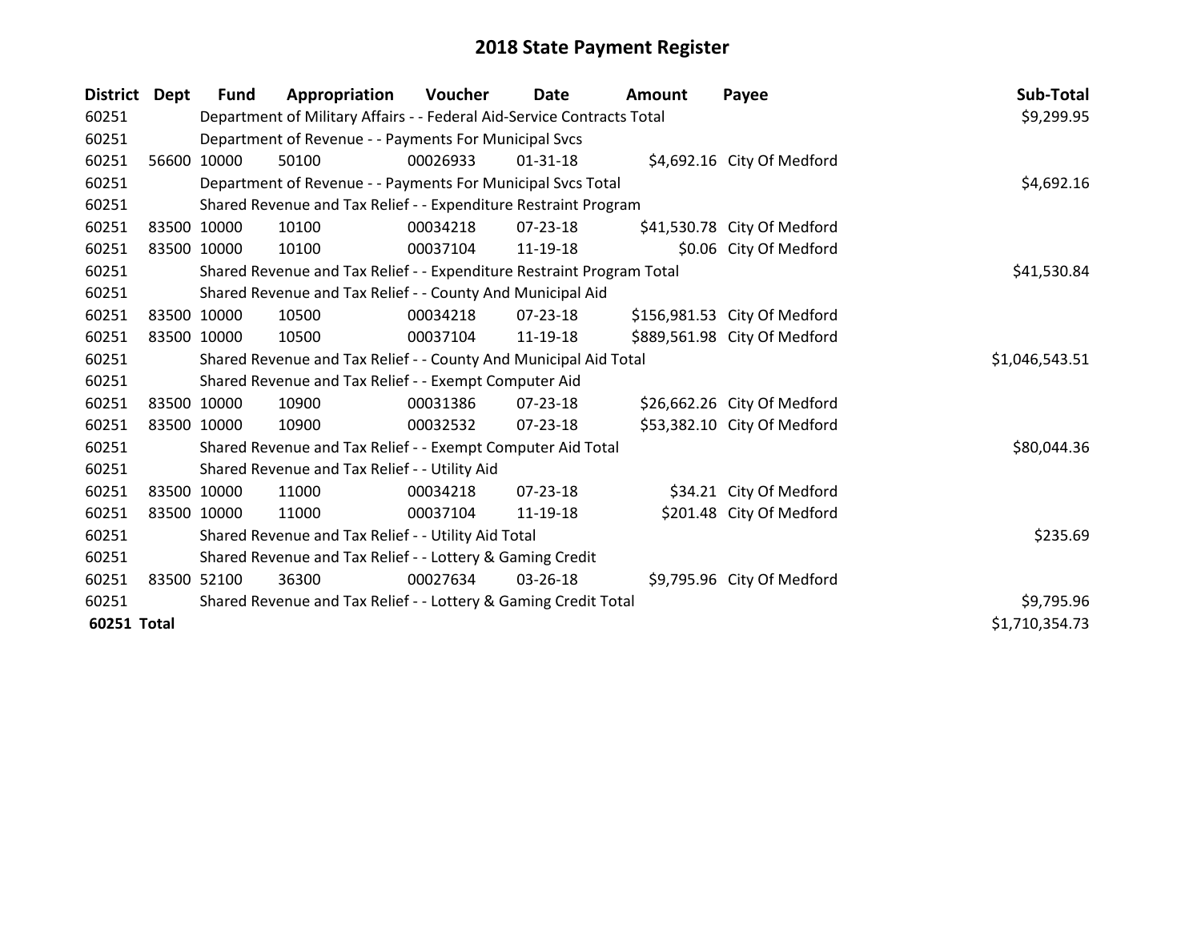# 2018 State Payment Register

| District | Dept | Fund | Appropriation | Voucher | Date | Amount | Payee | Sub-Total |
|---|---|---|---|---|---|---|---|---|
| 60251 | | Department of Military Affairs - - Federal Aid-Service Contracts Total | | | | | | $9,299.95 |
| 60251 | | Department of Revenue - - Payments For Municipal Svcs | | | | | | |
| 60251 | 56600 | 10000 | 50100 | 00026933 | 01-31-18 | $4,692.16 | City Of Medford | |
| 60251 | | Department of Revenue - - Payments For Municipal Svcs Total | | | | | | $4,692.16 |
| 60251 | | Shared Revenue and Tax Relief - - Expenditure Restraint Program | | | | | | |
| 60251 | 83500 | 10000 | 10100 | 00034218 | 07-23-18 | $41,530.78 | City Of Medford | |
| 60251 | 83500 | 10000 | 10100 | 00037104 | 11-19-18 | $0.06 | City Of Medford | |
| 60251 | | Shared Revenue and Tax Relief - - Expenditure Restraint Program Total | | | | | | $41,530.84 |
| 60251 | | Shared Revenue and Tax Relief - - County And Municipal Aid | | | | | | |
| 60251 | 83500 | 10000 | 10500 | 00034218 | 07-23-18 | $156,981.53 | City Of Medford | |
| 60251 | 83500 | 10000 | 10500 | 00037104 | 11-19-18 | $889,561.98 | City Of Medford | |
| 60251 | | Shared Revenue and Tax Relief - - County And Municipal Aid Total | | | | | | $1,046,543.51 |
| 60251 | | Shared Revenue and Tax Relief - - Exempt Computer Aid | | | | | | |
| 60251 | 83500 | 10000 | 10900 | 00031386 | 07-23-18 | $26,662.26 | City Of Medford | |
| 60251 | 83500 | 10000 | 10900 | 00032532 | 07-23-18 | $53,382.10 | City Of Medford | |
| 60251 | | Shared Revenue and Tax Relief - - Exempt Computer Aid Total | | | | | | $80,044.36 |
| 60251 | | Shared Revenue and Tax Relief - - Utility Aid | | | | | | |
| 60251 | 83500 | 10000 | 11000 | 00034218 | 07-23-18 | $34.21 | City Of Medford | |
| 60251 | 83500 | 10000 | 11000 | 00037104 | 11-19-18 | $201.48 | City Of Medford | |
| 60251 | | Shared Revenue and Tax Relief - - Utility Aid Total | | | | | | $235.69 |
| 60251 | | Shared Revenue and Tax Relief - - Lottery & Gaming Credit | | | | | | |
| 60251 | 83500 | 52100 | 36300 | 00027634 | 03-26-18 | $9,795.96 | City Of Medford | |
| 60251 | | Shared Revenue and Tax Relief - - Lottery & Gaming Credit Total | | | | | | $9,795.96 |
| **60251 Total** | | | | | | | | $1,710,354.73 |